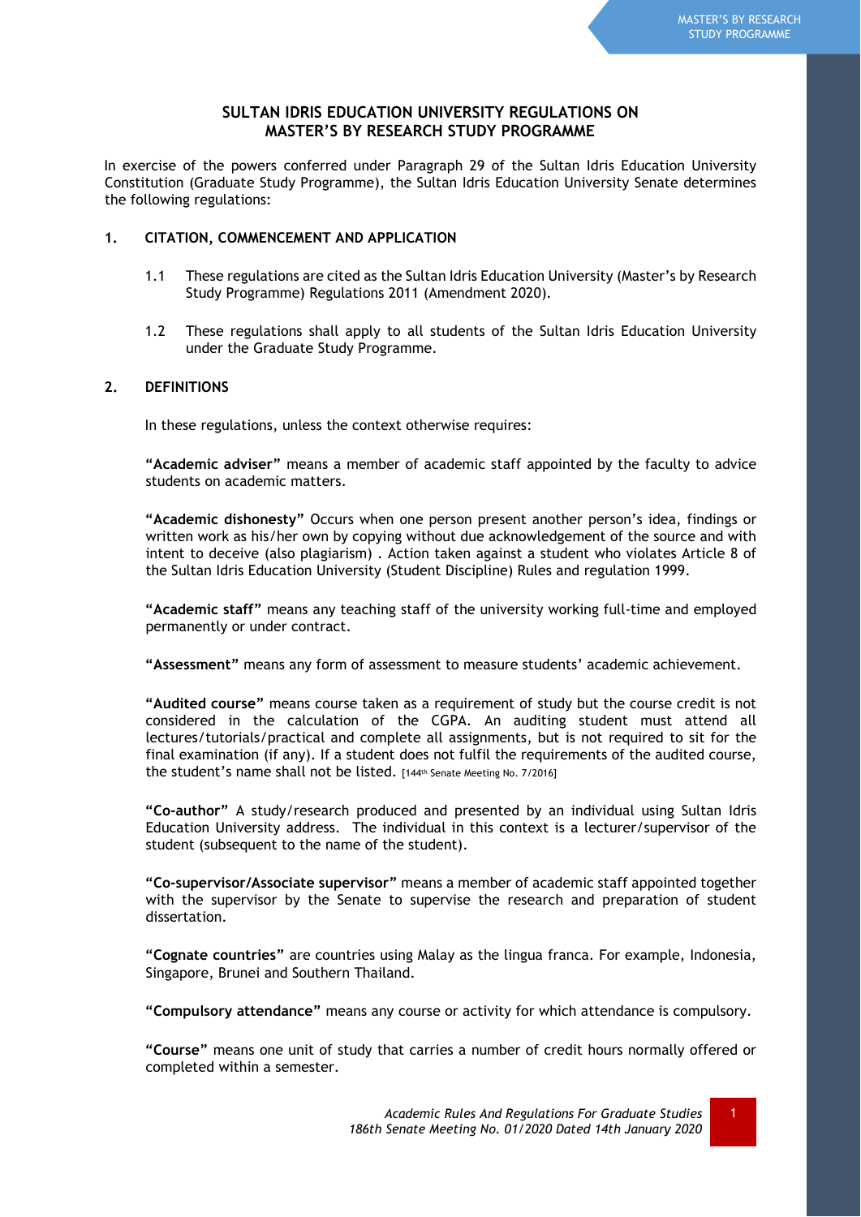# SULTAN IDRIS EDUCATION UNIVERSITY REGULATIONS ON MASTER'S BY RESEARCH STUDY PROGRAMME

In exercise of the powers conferred under Paragraph 29 of the Sultan Idris Education University Constitution (Graduate Study Programme), the Sultan Idris Education University Senate determines the following regulations:

## 1. CITATION, COMMENCEMENT AND APPLICATION

1.1 These regulations are cited as the Sultan Idris Education University (Master's by Research Study Programme) Regulations 2011 (Amendment 2020).

1.2 These regulations shall apply to all students of the Sultan Idris Education University under the Graduate Study Programme.

## 2. DEFINITIONS

In these regulations, unless the context otherwise requires:

**"Academic adviser"** means a member of academic staff appointed by the faculty to advice students on academic matters.

**"Academic dishonesty"** Occurs when one person present another person's idea, findings or written work as his/her own by copying without due acknowledgement of the source and with intent to deceive (also plagiarism) . Action taken against a student who violates Article 8 of the Sultan Idris Education University (Student Discipline) Rules and regulation 1999.

**"Academic staff"** means any teaching staff of the university working full-time and employed permanently or under contract.

**"Assessment"** means any form of assessment to measure students' academic achievement.

**"Audited course"** means course taken as a requirement of study but the course credit is not considered in the calculation of the CGPA. An auditing student must attend all lectures/tutorials/practical and complete all assignments, but is not required to sit for the final examination (if any). If a student does not fulfil the requirements of the audited course, the student's name shall not be listed. [144th Senate Meeting No. 7/2016]

**"Co-author"** A study/research produced and presented by an individual using Sultan Idris Education University address. The individual in this context is a lecturer/supervisor of the student (subsequent to the name of the student).

**"Co-supervisor/Associate supervisor"** means a member of academic staff appointed together with the supervisor by the Senate to supervise the research and preparation of student dissertation.

**"Cognate countries"** are countries using Malay as the lingua franca. For example, Indonesia, Singapore, Brunei and Southern Thailand.

**"Compulsory attendance"** means any course or activity for which attendance is compulsory.

**"Course"** means one unit of study that carries a number of credit hours normally offered or completed within a semester.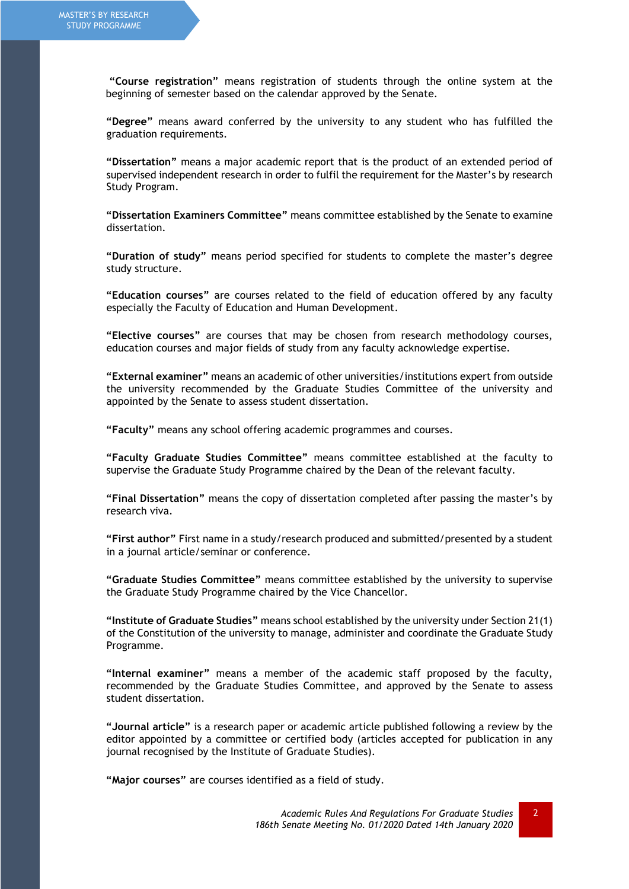**"Course registration"** means registration of students through the online system at the beginning of semester based on the calendar approved by the Senate.

**"Degree"** means award conferred by the university to any student who has fulfilled the graduation requirements.

**"Dissertation"** means a major academic report that is the product of an extended period of supervised independent research in order to fulfil the requirement for the Master's by research Study Program.

**"Dissertation Examiners Committee"** means committee established by the Senate to examine dissertation.

**"Duration of study"** means period specified for students to complete the master's degree study structure.

**"Education courses"** are courses related to the field of education offered by any faculty especially the Faculty of Education and Human Development.

**"Elective courses"** are courses that may be chosen from research methodology courses, education courses and major fields of study from any faculty acknowledge expertise.

**"External examiner"** means an academic of other universities/institutions expert from outside the university recommended by the Graduate Studies Committee of the university and appointed by the Senate to assess student dissertation.

**"Faculty"** means any school offering academic programmes and courses.

**"Faculty Graduate Studies Committee"** means committee established at the faculty to supervise the Graduate Study Programme chaired by the Dean of the relevant faculty.

**"Final Dissertation"** means the copy of dissertation completed after passing the master's by research viva.

**"First author"** First name in a study/research produced and submitted/presented by a student in a journal article/seminar or conference.

**"Graduate Studies Committee"** means committee established by the university to supervise the Graduate Study Programme chaired by the Vice Chancellor.

**"Institute of Graduate Studies"** means school established by the university under Section 21(1) of the Constitution of the university to manage, administer and coordinate the Graduate Study Programme.

**"Internal examiner"** means a member of the academic staff proposed by the faculty, recommended by the Graduate Studies Committee, and approved by the Senate to assess student dissertation.

**"Journal article"** is a research paper or academic article published following a review by the editor appointed by a committee or certified body (articles accepted for publication in any journal recognised by the Institute of Graduate Studies).

**"Major courses"** are courses identified as a field of study.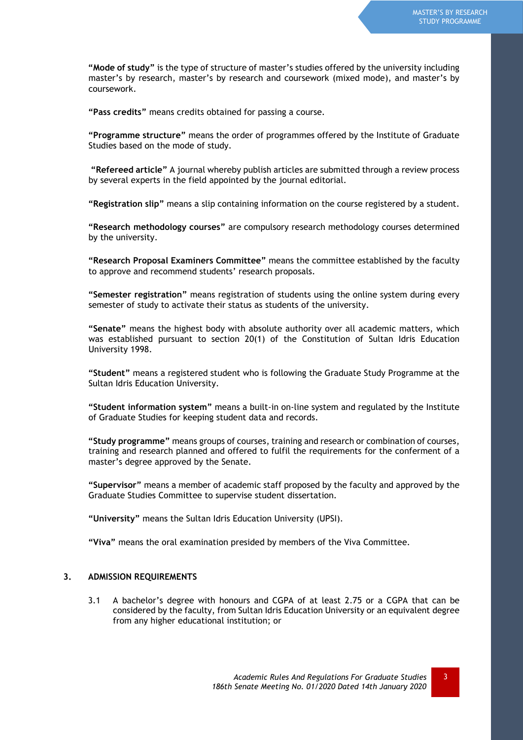**"Mode of study"** is the type of structure of master's studies offered by the university including master's by research, master's by research and coursework (mixed mode), and master's by coursework.

**"Pass credits"** means credits obtained for passing a course.

**"Programme structure"** means the order of programmes offered by the Institute of Graduate Studies based on the mode of study.

**"Refereed article"** A journal whereby publish articles are submitted through a review process by several experts in the field appointed by the journal editorial.

**"Registration slip"** means a slip containing information on the course registered by a student.

**"Research methodology courses"** are compulsory research methodology courses determined by the university.

**"Research Proposal Examiners Committee"** means the committee established by the faculty to approve and recommend students' research proposals.

**"Semester registration"** means registration of students using the online system during every semester of study to activate their status as students of the university.

**"Senate"** means the highest body with absolute authority over all academic matters, which was established pursuant to section 20(1) of the Constitution of Sultan Idris Education University 1998.

**"Student"** means a registered student who is following the Graduate Study Programme at the Sultan Idris Education University.

**"Student information system"** means a built-in on-line system and regulated by the Institute of Graduate Studies for keeping student data and records.

**"Study programme"** means groups of courses, training and research or combination of courses, training and research planned and offered to fulfil the requirements for the conferment of a master's degree approved by the Senate.

**"Supervisor"** means a member of academic staff proposed by the faculty and approved by the Graduate Studies Committee to supervise student dissertation.

**"University"** means the Sultan Idris Education University (UPSI).

**"Viva"** means the oral examination presided by members of the Viva Committee.

## 3. ADMISSION REQUIREMENTS

3.1 A bachelor's degree with honours and CGPA of at least 2.75 or a CGPA that can be considered by the faculty, from Sultan Idris Education University or an equivalent degree from any higher educational institution; or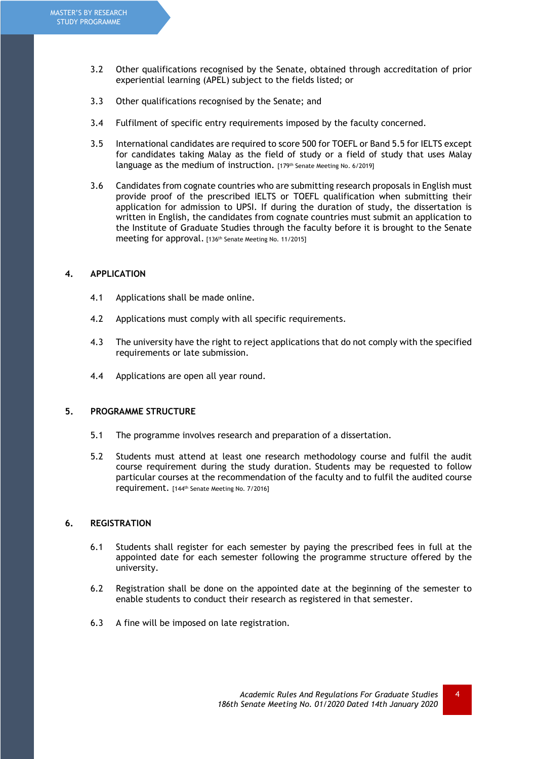3.2 Other qualifications recognised by the Senate, obtained through accreditation of prior experiential learning (APEL) subject to the fields listed; or

3.3 Other qualifications recognised by the Senate; and

3.4 Fulfilment of specific entry requirements imposed by the faculty concerned.

3.5 International candidates are required to score 500 for TOEFL or Band 5.5 for IELTS except for candidates taking Malay as the field of study or a field of study that uses Malay language as the medium of instruction. [179th Senate Meeting No. 6/2019]

3.6 Candidates from cognate countries who are submitting research proposals in English must provide proof of the prescribed IELTS or TOEFL qualification when submitting their application for admission to UPSI. If during the duration of study, the dissertation is written in English, the candidates from cognate countries must submit an application to the Institute of Graduate Studies through the faculty before it is brought to the Senate meeting for approval. [136th Senate Meeting No. 11/2015]

## 4. APPLICATION

4.1 Applications shall be made online.

4.2 Applications must comply with all specific requirements.

4.3 The university have the right to reject applications that do not comply with the specified requirements or late submission.

4.4 Applications are open all year round.

## 5. PROGRAMME STRUCTURE

5.1 The programme involves research and preparation of a dissertation.

5.2 Students must attend at least one research methodology course and fulfil the audit course requirement during the study duration. Students may be requested to follow particular courses at the recommendation of the faculty and to fulfil the audited course requirement. [144th Senate Meeting No. 7/2016]

## 6. REGISTRATION

6.1 Students shall register for each semester by paying the prescribed fees in full at the appointed date for each semester following the programme structure offered by the university.

6.2 Registration shall be done on the appointed date at the beginning of the semester to enable students to conduct their research as registered in that semester.

6.3 A fine will be imposed on late registration.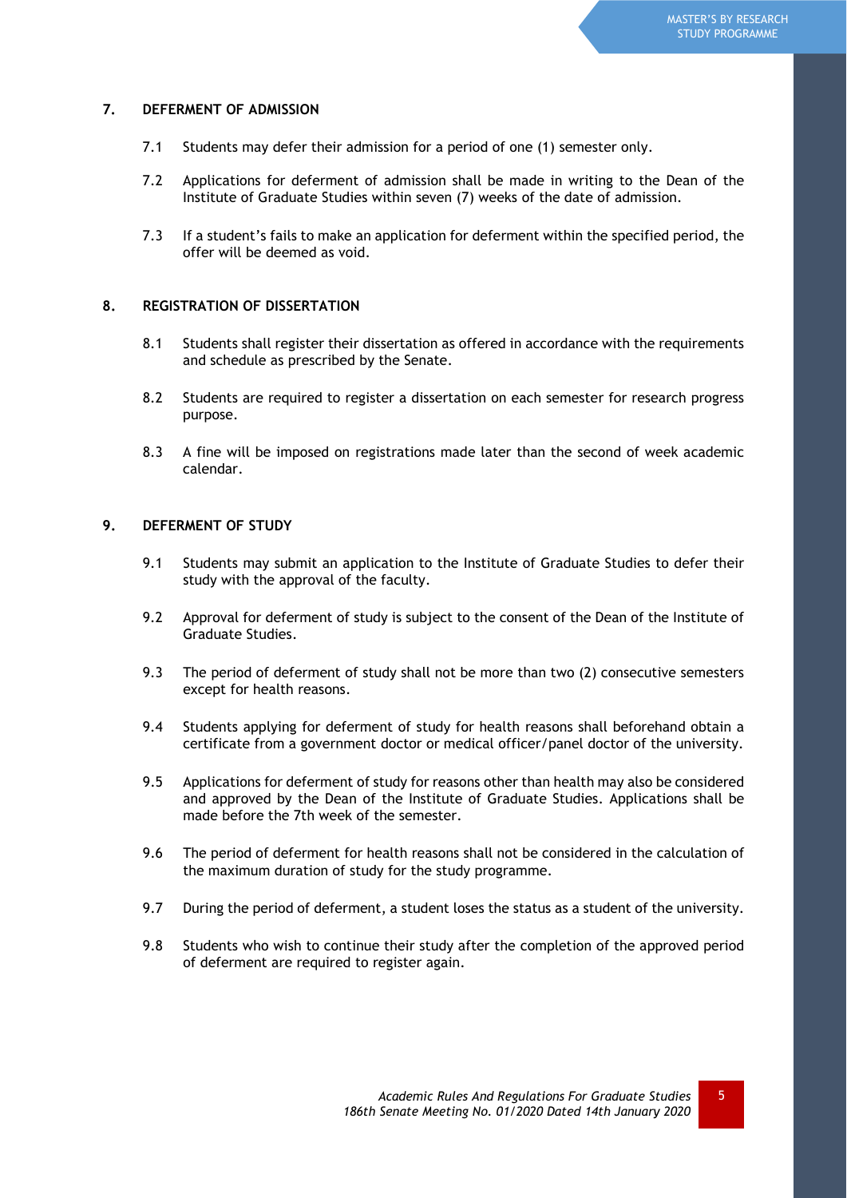## 7. DEFERMENT OF ADMISSION

7.1 Students may defer their admission for a period of one (1) semester only.

7.2 Applications for deferment of admission shall be made in writing to the Dean of the Institute of Graduate Studies within seven (7) weeks of the date of admission.

7.3 If a student's fails to make an application for deferment within the specified period, the offer will be deemed as void.

## 8. REGISTRATION OF DISSERTATION

8.1 Students shall register their dissertation as offered in accordance with the requirements and schedule as prescribed by the Senate.

8.2 Students are required to register a dissertation on each semester for research progress purpose.

8.3 A fine will be imposed on registrations made later than the second of week academic calendar.

## 9. DEFERMENT OF STUDY

9.1 Students may submit an application to the Institute of Graduate Studies to defer their study with the approval of the faculty.

9.2 Approval for deferment of study is subject to the consent of the Dean of the Institute of Graduate Studies.

9.3 The period of deferment of study shall not be more than two (2) consecutive semesters except for health reasons.

9.4 Students applying for deferment of study for health reasons shall beforehand obtain a certificate from a government doctor or medical officer/panel doctor of the university.

9.5 Applications for deferment of study for reasons other than health may also be considered and approved by the Dean of the Institute of Graduate Studies. Applications shall be made before the 7th week of the semester.

9.6 The period of deferment for health reasons shall not be considered in the calculation of the maximum duration of study for the study programme.

9.7 During the period of deferment, a student loses the status as a student of the university.

9.8 Students who wish to continue their study after the completion of the approved period of deferment are required to register again.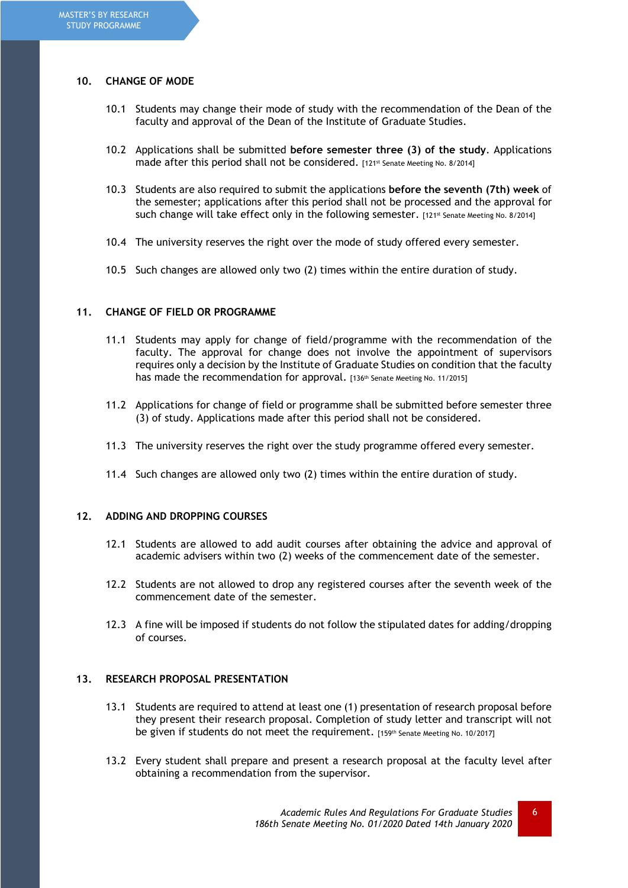## 10. CHANGE OF MODE

10.1 Students may change their mode of study with the recommendation of the Dean of the faculty and approval of the Dean of the Institute of Graduate Studies.

10.2 Applications shall be submitted **before semester three (3) of the study**. Applications made after this period shall not be considered. [121st Senate Meeting No. 8/2014]

10.3 Students are also required to submit the applications **before the seventh (7th) week** of the semester; applications after this period shall not be processed and the approval for such change will take effect only in the following semester. [121st Senate Meeting No. 8/2014]

10.4 The university reserves the right over the mode of study offered every semester.

10.5 Such changes are allowed only two (2) times within the entire duration of study.

## 11. CHANGE OF FIELD OR PROGRAMME

11.1 Students may apply for change of field/programme with the recommendation of the faculty. The approval for change does not involve the appointment of supervisors requires only a decision by the Institute of Graduate Studies on condition that the faculty has made the recommendation for approval. [136th Senate Meeting No. 11/2015]

11.2 Applications for change of field or programme shall be submitted before semester three (3) of study. Applications made after this period shall not be considered.

11.3 The university reserves the right over the study programme offered every semester.

11.4 Such changes are allowed only two (2) times within the entire duration of study.

## 12. ADDING AND DROPPING COURSES

12.1 Students are allowed to add audit courses after obtaining the advice and approval of academic advisers within two (2) weeks of the commencement date of the semester.

12.2 Students are not allowed to drop any registered courses after the seventh week of the commencement date of the semester.

12.3 A fine will be imposed if students do not follow the stipulated dates for adding/dropping of courses.

## 13. RESEARCH PROPOSAL PRESENTATION

13.1 Students are required to attend at least one (1) presentation of research proposal before they present their research proposal. Completion of study letter and transcript will not be given if students do not meet the requirement. [159th Senate Meeting No. 10/2017]

13.2 Every student shall prepare and present a research proposal at the faculty level after obtaining a recommendation from the supervisor.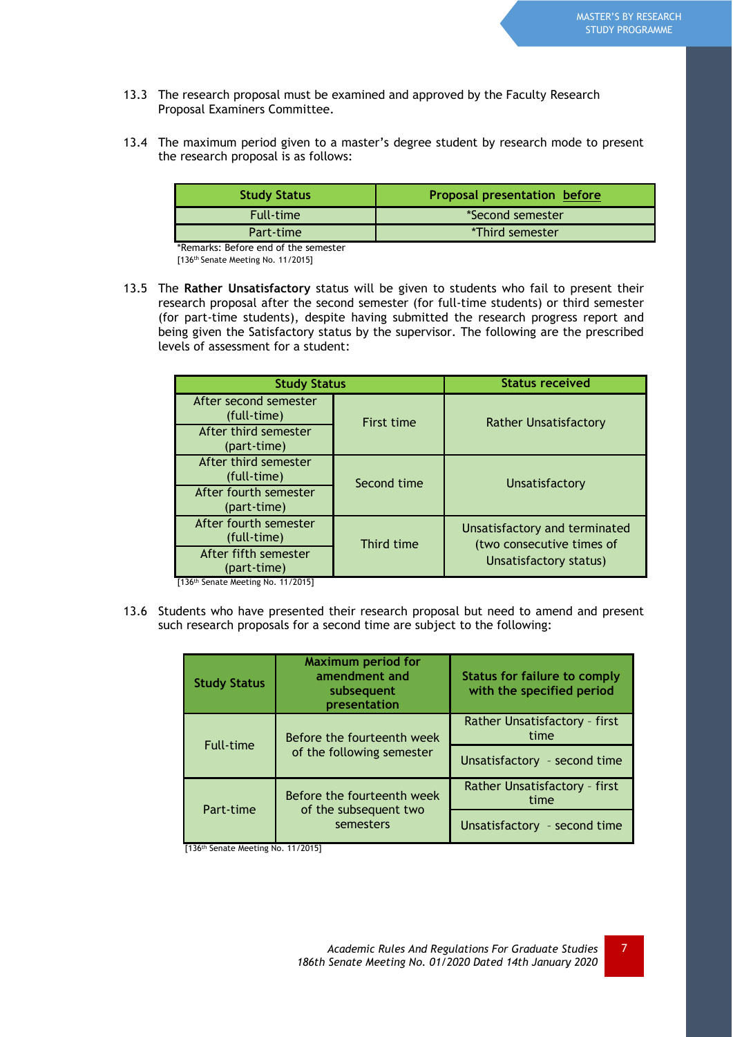13.3 The research proposal must be examined and approved by the Faculty Research Proposal Examiners Committee.

13.4 The maximum period given to a master's degree student by research mode to present the research proposal is as follows:

| Study Status | Proposal presentation before |
|---|---|
| Full-time | *Second semester |
| Part-time | *Third semester |

*Remarks: Before end of the semester
[136th Senate Meeting No. 11/2015]

13.5 The **Rather Unsatisfactory** status will be given to students who fail to present their research proposal after the second semester (for full-time students) or third semester (for part-time students), despite having submitted the research progress report and being given the Satisfactory status by the supervisor. The following are the prescribed levels of assessment for a student:

| Study Status | | Status received |
|---|---|---|
| After second semester (full-time) | First time | Rather Unsatisfactory |
| After third semester (part-time) | | |
| After third semester (full-time) | Second time | Unsatisfactory |
| After fourth semester (part-time) | | |
| After fourth semester (full-time) | Third time | Unsatisfactory and terminated (two consecutive times of Unsatisfactory status) |
| After fifth semester (part-time) | | |

[136th Senate Meeting No. 11/2015]

13.6 Students who have presented their research proposal but need to amend and present such research proposals for a second time are subject to the following:

| Study Status | Maximum period for amendment and subsequent presentation | Status for failure to comply with the specified period |
|---|---|---|
| Full-time | Before the fourteenth week of the following semester | Rather Unsatisfactory - first time |
| | | Unsatisfactory - second time |
| Part-time | Before the fourteenth week of the subsequent two semesters | Rather Unsatisfactory - first time |
| | | Unsatisfactory - second time |

[136th Senate Meeting No. 11/2015]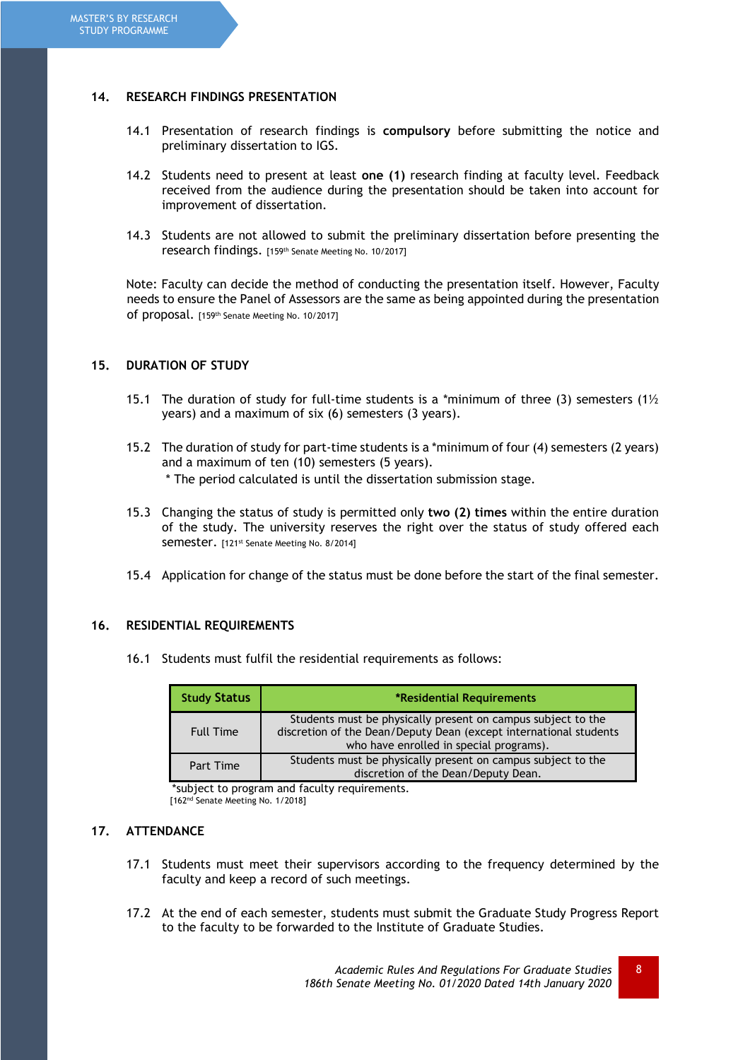## 14. RESEARCH FINDINGS PRESENTATION

14.1 Presentation of research findings is **compulsory** before submitting the notice and preliminary dissertation to IGS.

14.2 Students need to present at least **one (1)** research finding at faculty level. Feedback received from the audience during the presentation should be taken into account for improvement of dissertation.

14.3 Students are not allowed to submit the preliminary dissertation before presenting the research findings. [159th Senate Meeting No. 10/2017]

Note: Faculty can decide the method of conducting the presentation itself. However, Faculty needs to ensure the Panel of Assessors are the same as being appointed during the presentation of proposal. [159th Senate Meeting No. 10/2017]

## 15. DURATION OF STUDY

15.1 The duration of study for full-time students is a *minimum of three (3) semesters (1½ years) and a maximum of six (6) semesters (3 years).

15.2 The duration of study for part-time students is a *minimum of four (4) semesters (2 years) and a maximum of ten (10) semesters (5 years).
\* The period calculated is until the dissertation submission stage.

15.3 Changing the status of study is permitted only **two (2) times** within the entire duration of the study. The university reserves the right over the status of study offered each semester. [121st Senate Meeting No. 8/2014]

15.4 Application for change of the status must be done before the start of the final semester.

## 16. RESIDENTIAL REQUIREMENTS

16.1 Students must fulfil the residential requirements as follows:

| Study Status | *Residential Requirements |
|---|---|
| Full Time | Students must be physically present on campus subject to the discretion of the Dean/Deputy Dean (except international students who have enrolled in special programs). |
| Part Time | Students must be physically present on campus subject to the discretion of the Dean/Deputy Dean. |

*subject to program and faculty requirements.
[162nd Senate Meeting No. 1/2018]

## 17. ATTENDANCE

17.1 Students must meet their supervisors according to the frequency determined by the faculty and keep a record of such meetings.

17.2 At the end of each semester, students must submit the Graduate Study Progress Report to the faculty to be forwarded to the Institute of Graduate Studies.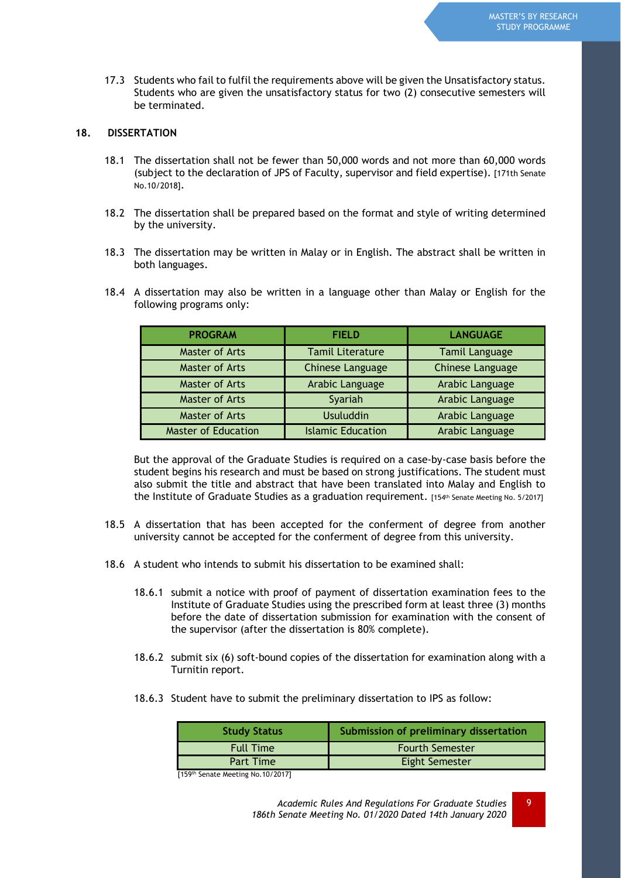17.3 Students who fail to fulfil the requirements above will be given the Unsatisfactory status. Students who are given the unsatisfactory status for two (2) consecutive semesters will be terminated.

## 18. DISSERTATION

18.1 The dissertation shall not be fewer than 50,000 words and not more than 60,000 words (subject to the declaration of JPS of Faculty, supervisor and field expertise). [171th Senate No.10/2018].

18.2 The dissertation shall be prepared based on the format and style of writing determined by the university.

18.3 The dissertation may be written in Malay or in English. The abstract shall be written in both languages.

18.4 A dissertation may also be written in a language other than Malay or English for the following programs only:

| PROGRAM | FIELD | LANGUAGE |
|---|---|---|
| Master of Arts | Tamil Literature | Tamil Language |
| Master of Arts | Chinese Language | Chinese Language |
| Master of Arts | Arabic Language | Arabic Language |
| Master of Arts | Syariah | Arabic Language |
| Master of Arts | Usuluddin | Arabic Language |
| Master of Education | Islamic Education | Arabic Language |

But the approval of the Graduate Studies is required on a case-by-case basis before the student begins his research and must be based on strong justifications. The student must also submit the title and abstract that have been translated into Malay and English to the Institute of Graduate Studies as a graduation requirement. [154th Senate Meeting No. 5/2017]

18.5 A dissertation that has been accepted for the conferment of degree from another university cannot be accepted for the conferment of degree from this university.

18.6 A student who intends to submit his dissertation to be examined shall:

18.6.1 submit a notice with proof of payment of dissertation examination fees to the Institute of Graduate Studies using the prescribed form at least three (3) months before the date of dissertation submission for examination with the consent of the supervisor (after the dissertation is 80% complete).

18.6.2 submit six (6) soft-bound copies of the dissertation for examination along with a Turnitin report.

18.6.3 Student have to submit the preliminary dissertation to IPS as follow:

| Study Status | Submission of preliminary dissertation |
|---|---|
| Full Time | Fourth Semester |
| Part Time | Eight Semester |

[159th Senate Meeting No.10/2017]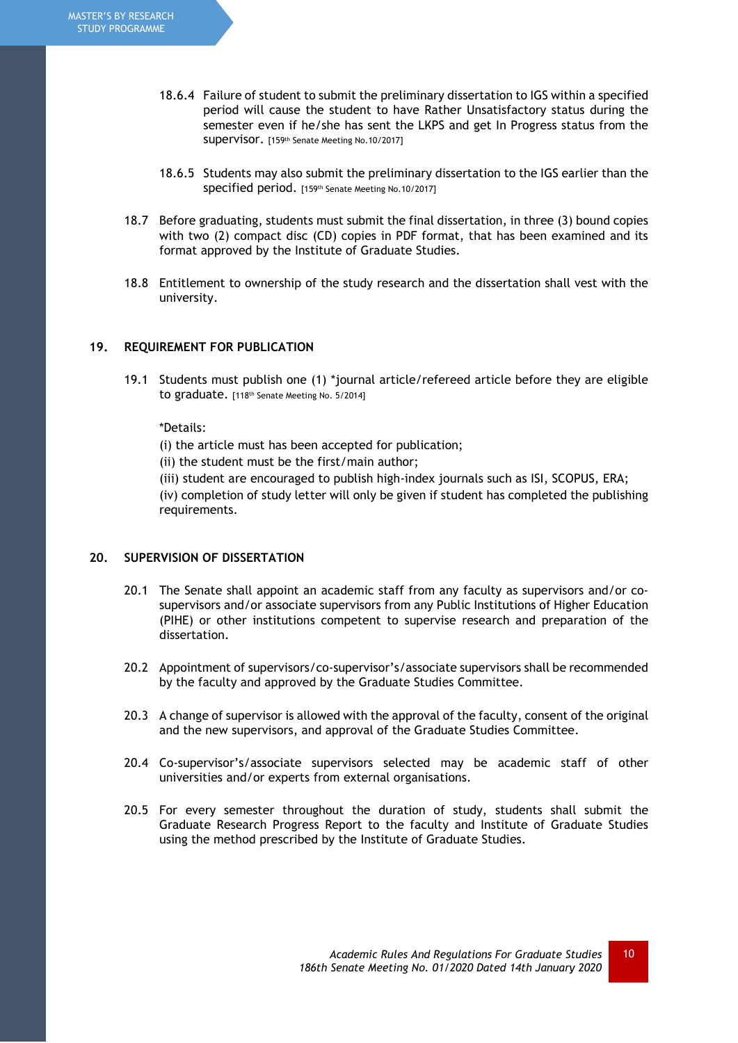18.6.4 Failure of student to submit the preliminary dissertation to IGS within a specified period will cause the student to have Rather Unsatisfactory status during the semester even if he/she has sent the LKPS and get In Progress status from the supervisor. [159th Senate Meeting No.10/2017]

18.6.5 Students may also submit the preliminary dissertation to the IGS earlier than the specified period. [159th Senate Meeting No.10/2017]

18.7 Before graduating, students must submit the final dissertation, in three (3) bound copies with two (2) compact disc (CD) copies in PDF format, that has been examined and its format approved by the Institute of Graduate Studies.

18.8 Entitlement to ownership of the study research and the dissertation shall vest with the university.

## 19. REQUIREMENT FOR PUBLICATION

19.1 Students must publish one (1) *journal article/refereed article before they are eligible to graduate. [118th Senate Meeting No. 5/2014]

*Details:
(i) the article must has been accepted for publication;
(ii) the student must be the first/main author;
(iii) student are encouraged to publish high-index journals such as ISI, SCOPUS, ERA;
(iv) completion of study letter will only be given if student has completed the publishing requirements.

## 20. SUPERVISION OF DISSERTATION

20.1 The Senate shall appoint an academic staff from any faculty as supervisors and/or co-supervisors and/or associate supervisors from any Public Institutions of Higher Education (PIHE) or other institutions competent to supervise research and preparation of the dissertation.

20.2 Appointment of supervisors/co-supervisor's/associate supervisors shall be recommended by the faculty and approved by the Graduate Studies Committee.

20.3 A change of supervisor is allowed with the approval of the faculty, consent of the original and the new supervisors, and approval of the Graduate Studies Committee.

20.4 Co-supervisor's/associate supervisors selected may be academic staff of other universities and/or experts from external organisations.

20.5 For every semester throughout the duration of study, students shall submit the Graduate Research Progress Report to the faculty and Institute of Graduate Studies using the method prescribed by the Institute of Graduate Studies.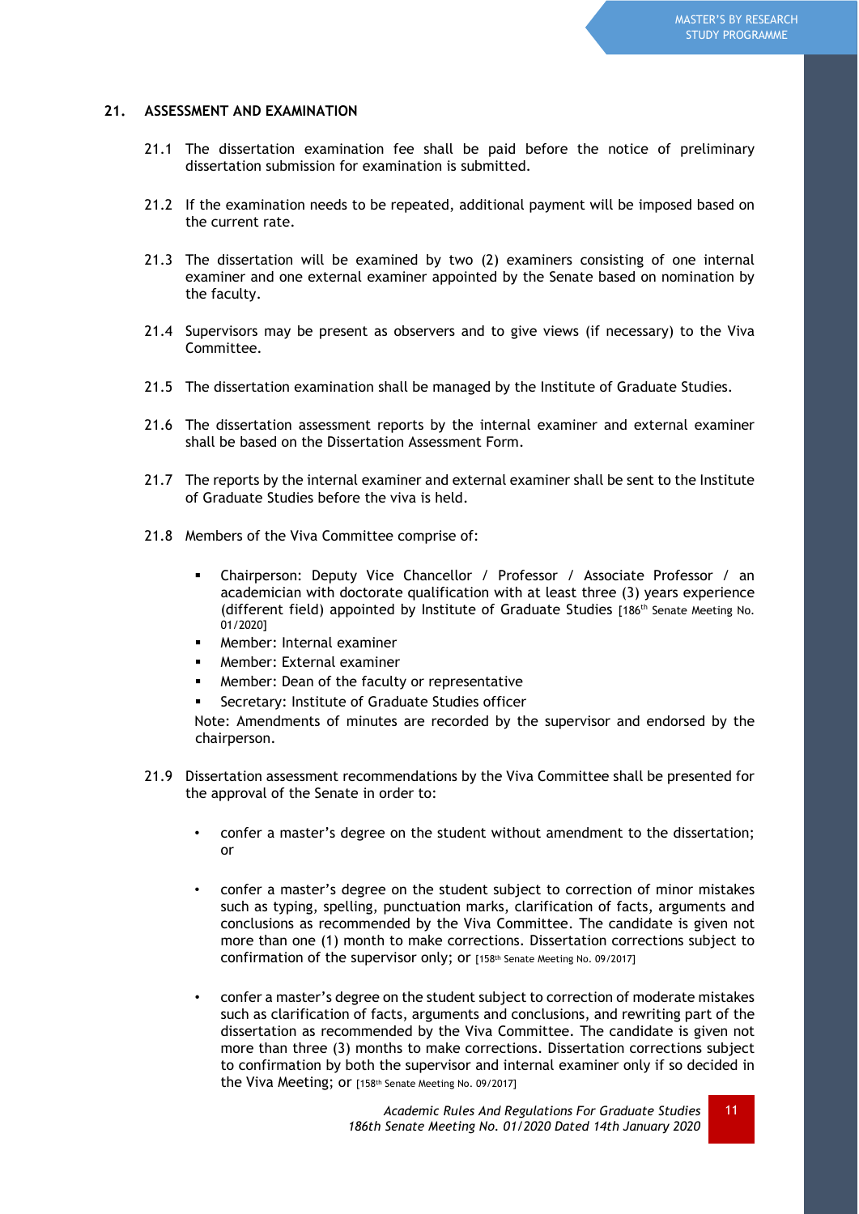## 21. ASSESSMENT AND EXAMINATION

21.1 The dissertation examination fee shall be paid before the notice of preliminary dissertation submission for examination is submitted.

21.2 If the examination needs to be repeated, additional payment will be imposed based on the current rate.

21.3 The dissertation will be examined by two (2) examiners consisting of one internal examiner and one external examiner appointed by the Senate based on nomination by the faculty.

21.4 Supervisors may be present as observers and to give views (if necessary) to the Viva Committee.

21.5 The dissertation examination shall be managed by the Institute of Graduate Studies.

21.6 The dissertation assessment reports by the internal examiner and external examiner shall be based on the Dissertation Assessment Form.

21.7 The reports by the internal examiner and external examiner shall be sent to the Institute of Graduate Studies before the viva is held.

21.8 Members of the Viva Committee comprise of:

- Chairperson: Deputy Vice Chancellor / Professor / Associate Professor / an academician with doctorate qualification with at least three (3) years experience (different field) appointed by Institute of Graduate Studies [186th Senate Meeting No. 01/2020]
- Member: Internal examiner
- Member: External examiner
- Member: Dean of the faculty or representative
- Secretary: Institute of Graduate Studies officer

Note: Amendments of minutes are recorded by the supervisor and endorsed by the chairperson.

21.9 Dissertation assessment recommendations by the Viva Committee shall be presented for the approval of the Senate in order to:

- confer a master's degree on the student without amendment to the dissertation; or
- confer a master's degree on the student subject to correction of minor mistakes such as typing, spelling, punctuation marks, clarification of facts, arguments and conclusions as recommended by the Viva Committee. The candidate is given not more than one (1) month to make corrections. Dissertation corrections subject to confirmation of the supervisor only; or [158th Senate Meeting No. 09/2017]
- confer a master's degree on the student subject to correction of moderate mistakes such as clarification of facts, arguments and conclusions, and rewriting part of the dissertation as recommended by the Viva Committee. The candidate is given not more than three (3) months to make corrections. Dissertation corrections subject to confirmation by both the supervisor and internal examiner only if so decided in the Viva Meeting; or [158th Senate Meeting No. 09/2017]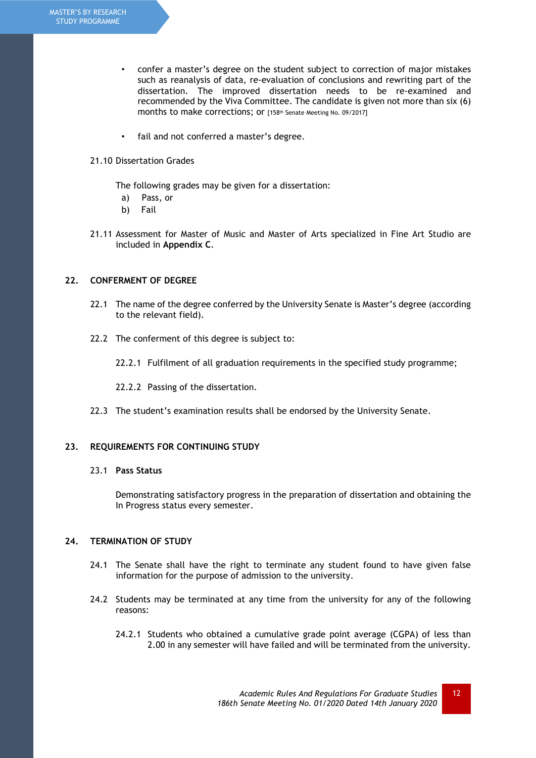- confer a master's degree on the student subject to correction of major mistakes such as reanalysis of data, re-evaluation of conclusions and rewriting part of the dissertation. The improved dissertation needs to be re-examined and recommended by the Viva Committee. The candidate is given not more than six (6) months to make corrections; or [158th Senate Meeting No. 09/2017]

- fail and not conferred a master's degree.

21.10 Dissertation Grades

The following grades may be given for a dissertation:

a) Pass, or
b) Fail

21.11 Assessment for Master of Music and Master of Arts specialized in Fine Art Studio are included in **Appendix C**.

## 22. CONFERMENT OF DEGREE

22.1 The name of the degree conferred by the University Senate is Master's degree (according to the relevant field).

22.2 The conferment of this degree is subject to:

22.2.1 Fulfilment of all graduation requirements in the specified study programme;

22.2.2 Passing of the dissertation.

22.3 The student's examination results shall be endorsed by the University Senate.

## 23. REQUIREMENTS FOR CONTINUING STUDY

23.1 **Pass Status**

Demonstrating satisfactory progress in the preparation of dissertation and obtaining the In Progress status every semester.

## 24. TERMINATION OF STUDY

24.1 The Senate shall have the right to terminate any student found to have given false information for the purpose of admission to the university.

24.2 Students may be terminated at any time from the university for any of the following reasons:

24.2.1 Students who obtained a cumulative grade point average (CGPA) of less than 2.00 in any semester will have failed and will be terminated from the university.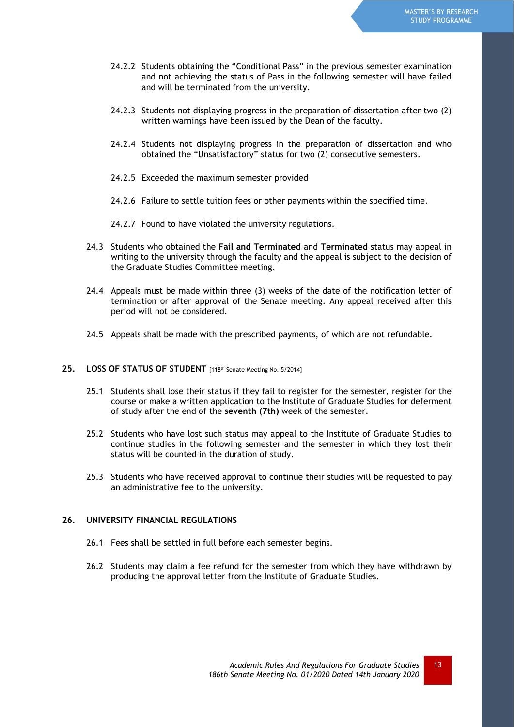24.2.2 Students obtaining the “Conditional Pass” in the previous semester examination and not achieving the status of Pass in the following semester will have failed and will be terminated from the university.

24.2.3 Students not displaying progress in the preparation of dissertation after two (2) written warnings have been issued by the Dean of the faculty.

24.2.4 Students not displaying progress in the preparation of dissertation and who obtained the “Unsatisfactory” status for two (2) consecutive semesters.

24.2.5 Exceeded the maximum semester provided

24.2.6 Failure to settle tuition fees or other payments within the specified time.

24.2.7 Found to have violated the university regulations.

24.3 Students who obtained the **Fail and Terminated** and **Terminated** status may appeal in writing to the university through the faculty and the appeal is subject to the decision of the Graduate Studies Committee meeting.

24.4 Appeals must be made within three (3) weeks of the date of the notification letter of termination or after approval of the Senate meeting. Any appeal received after this period will not be considered.

24.5 Appeals shall be made with the prescribed payments, of which are not refundable.

## 25. LOSS OF STATUS OF STUDENT [118th Senate Meeting No. 5/2014]

25.1 Students shall lose their status if they fail to register for the semester, register for the course or make a written application to the Institute of Graduate Studies for deferment of study after the end of the **seventh (7th)** week of the semester.

25.2 Students who have lost such status may appeal to the Institute of Graduate Studies to continue studies in the following semester and the semester in which they lost their status will be counted in the duration of study.

25.3 Students who have received approval to continue their studies will be requested to pay an administrative fee to the university.

## 26. UNIVERSITY FINANCIAL REGULATIONS

26.1 Fees shall be settled in full before each semester begins.

26.2 Students may claim a fee refund for the semester from which they have withdrawn by producing the approval letter from the Institute of Graduate Studies.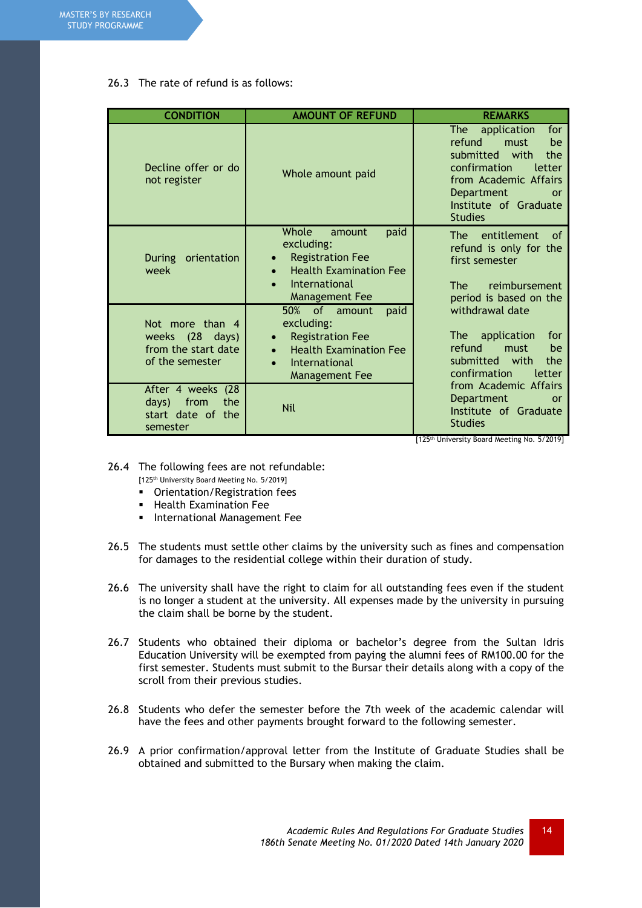26.3 The rate of refund is as follows:

| CONDITION | AMOUNT OF REFUND | REMARKS |
|---|---|---|
| Decline offer or do not register | Whole amount paid | The application for refund must be submitted with the confirmation letter from Academic Affairs Department or Institute of Graduate Studies |
| During orientation week | Whole amount paid excluding:<br>• Registration Fee<br>• Health Examination Fee<br>• International Management Fee | The entitlement of refund is only for the first semester<br><br>The reimbursement period is based on the withdrawal date<br><br>The application for refund must be submitted with the confirmation letter from Academic Affairs Department or Institute of Graduate Studies |
| Not more than 4 weeks (28 days) from the start date of the semester | 50% of amount paid excluding:<br>• Registration Fee<br>• Health Examination Fee<br>• International Management Fee | |
| After 4 weeks (28 days) from the start date of the semester | Nil | |

[125th University Board Meeting No. 5/2019]

26.4 The following fees are not refundable:
[125th University Board Meeting No. 5/2019]

- Orientation/Registration fees
- Health Examination Fee
- International Management Fee

26.5 The students must settle other claims by the university such as fines and compensation for damages to the residential college within their duration of study.

26.6 The university shall have the right to claim for all outstanding fees even if the student is no longer a student at the university. All expenses made by the university in pursuing the claim shall be borne by the student.

26.7 Students who obtained their diploma or bachelor's degree from the Sultan Idris Education University will be exempted from paying the alumni fees of RM100.00 for the first semester. Students must submit to the Bursar their details along with a copy of the scroll from their previous studies.

26.8 Students who defer the semester before the 7th week of the academic calendar will have the fees and other payments brought forward to the following semester.

26.9 A prior confirmation/approval letter from the Institute of Graduate Studies shall be obtained and submitted to the Bursary when making the claim.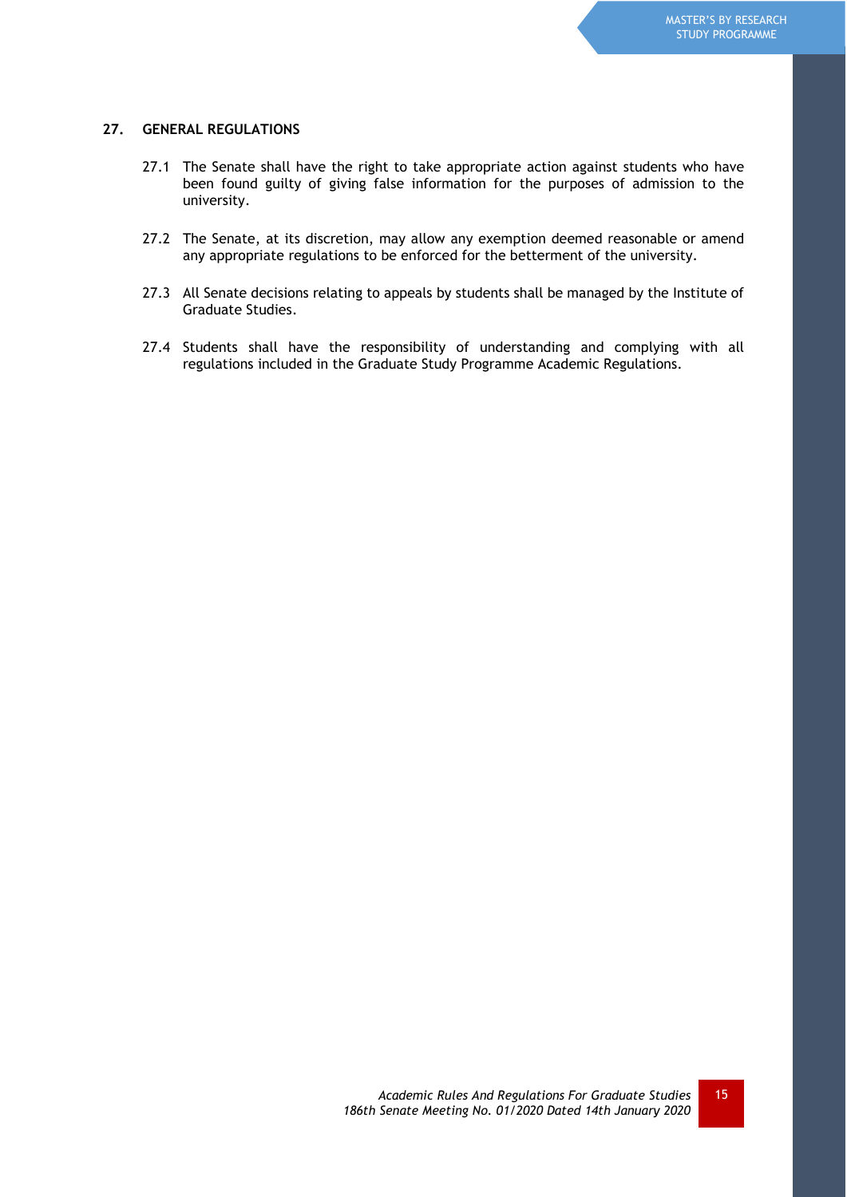## 27. GENERAL REGULATIONS

27.1 The Senate shall have the right to take appropriate action against students who have been found guilty of giving false information for the purposes of admission to the university.

27.2 The Senate, at its discretion, may allow any exemption deemed reasonable or amend any appropriate regulations to be enforced for the betterment of the university.

27.3 All Senate decisions relating to appeals by students shall be managed by the Institute of Graduate Studies.

27.4 Students shall have the responsibility of understanding and complying with all regulations included in the Graduate Study Programme Academic Regulations.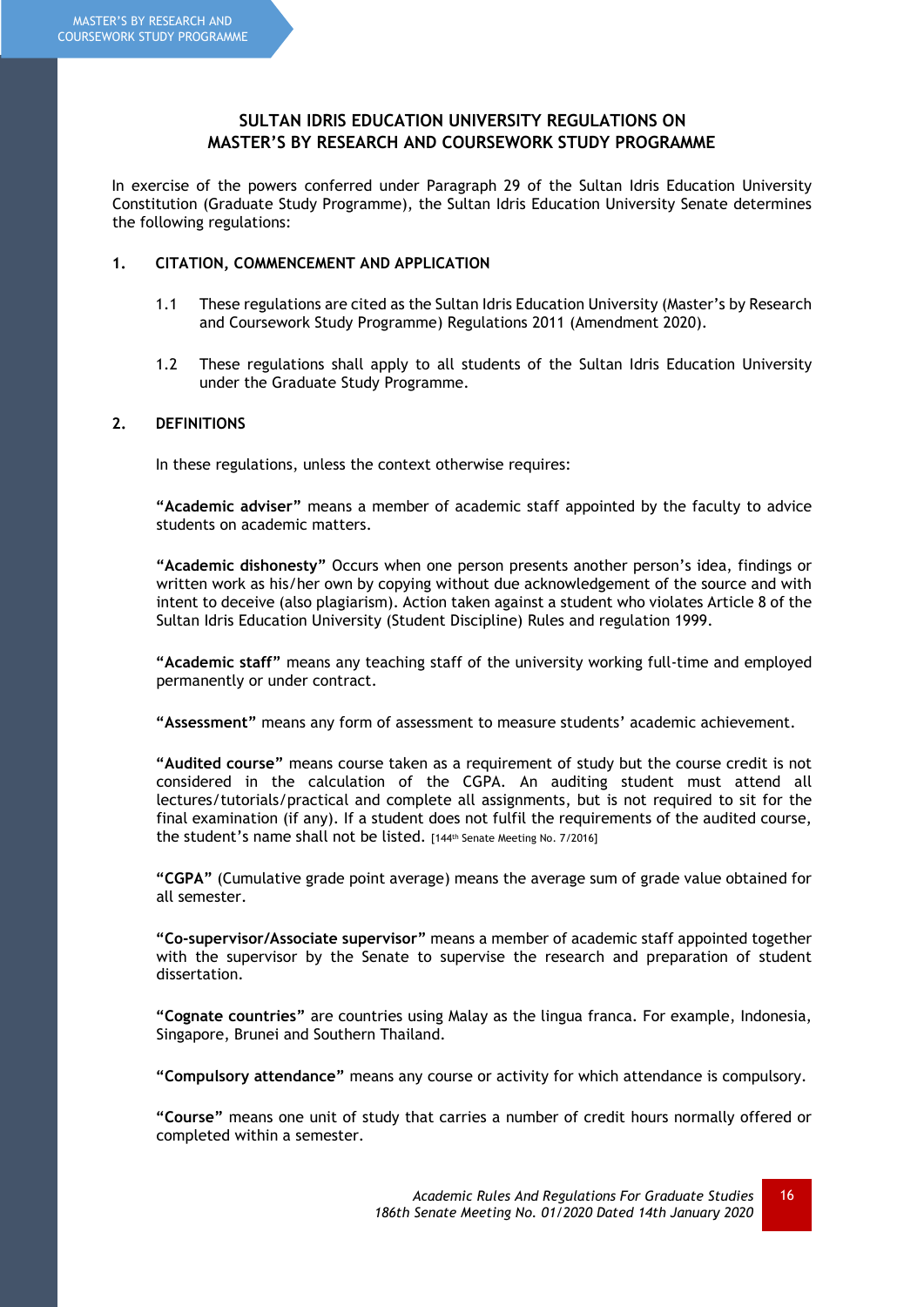# SULTAN IDRIS EDUCATION UNIVERSITY REGULATIONS ON MASTER'S BY RESEARCH AND COURSEWORK STUDY PROGRAMME

In exercise of the powers conferred under Paragraph 29 of the Sultan Idris Education University Constitution (Graduate Study Programme), the Sultan Idris Education University Senate determines the following regulations:

## 1. CITATION, COMMENCEMENT AND APPLICATION

1.1 These regulations are cited as the Sultan Idris Education University (Master's by Research and Coursework Study Programme) Regulations 2011 (Amendment 2020).

1.2 These regulations shall apply to all students of the Sultan Idris Education University under the Graduate Study Programme.

## 2. DEFINITIONS

In these regulations, unless the context otherwise requires:

**"Academic adviser"** means a member of academic staff appointed by the faculty to advice students on academic matters.

**"Academic dishonesty"** Occurs when one person presents another person's idea, findings or written work as his/her own by copying without due acknowledgement of the source and with intent to deceive (also plagiarism). Action taken against a student who violates Article 8 of the Sultan Idris Education University (Student Discipline) Rules and regulation 1999.

**"Academic staff"** means any teaching staff of the university working full-time and employed permanently or under contract.

**"Assessment"** means any form of assessment to measure students' academic achievement.

**"Audited course"** means course taken as a requirement of study but the course credit is not considered in the calculation of the CGPA. An auditing student must attend all lectures/tutorials/practical and complete all assignments, but is not required to sit for the final examination (if any). If a student does not fulfil the requirements of the audited course, the student's name shall not be listed. [144th Senate Meeting No. 7/2016]

**"CGPA"** (Cumulative grade point average) means the average sum of grade value obtained for all semester.

**"Co-supervisor/Associate supervisor"** means a member of academic staff appointed together with the supervisor by the Senate to supervise the research and preparation of student dissertation.

**"Cognate countries"** are countries using Malay as the lingua franca. For example, Indonesia, Singapore, Brunei and Southern Thailand.

**"Compulsory attendance"** means any course or activity for which attendance is compulsory.

**"Course"** means one unit of study that carries a number of credit hours normally offered or completed within a semester.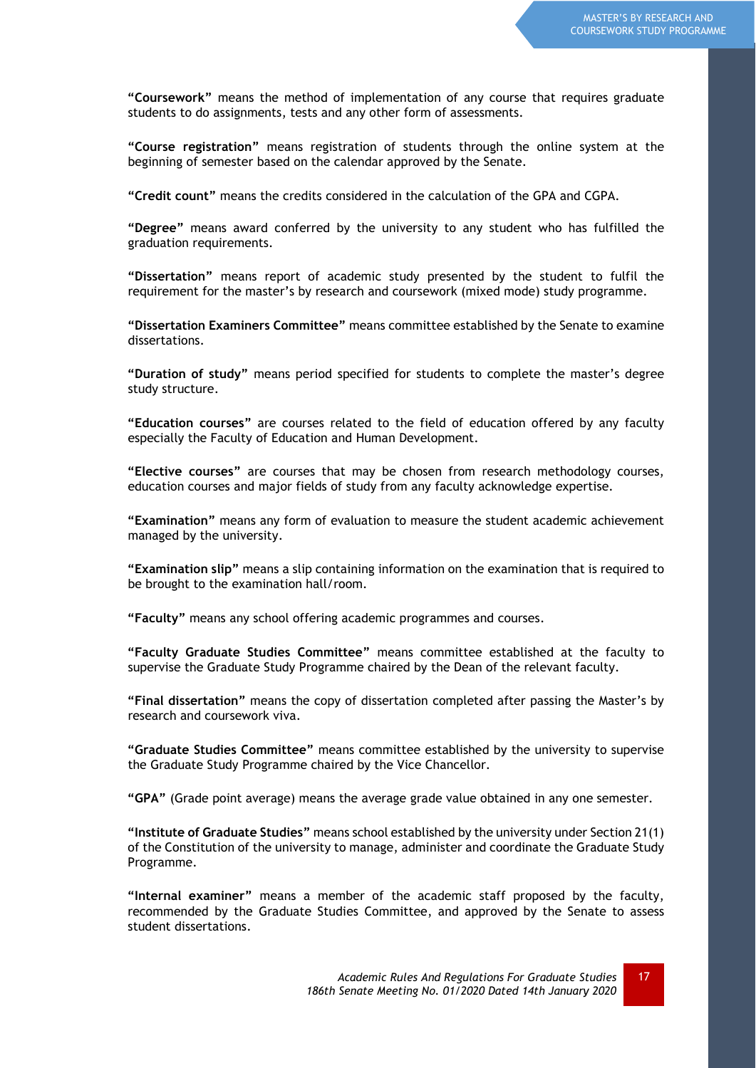**"Coursework"** means the method of implementation of any course that requires graduate students to do assignments, tests and any other form of assessments.

**"Course registration"** means registration of students through the online system at the beginning of semester based on the calendar approved by the Senate.

**"Credit count"** means the credits considered in the calculation of the GPA and CGPA.

**"Degree"** means award conferred by the university to any student who has fulfilled the graduation requirements.

**"Dissertation"** means report of academic study presented by the student to fulfil the requirement for the master's by research and coursework (mixed mode) study programme.

**"Dissertation Examiners Committee"** means committee established by the Senate to examine dissertations.

**"Duration of study"** means period specified for students to complete the master's degree study structure.

**"Education courses"** are courses related to the field of education offered by any faculty especially the Faculty of Education and Human Development.

**"Elective courses"** are courses that may be chosen from research methodology courses, education courses and major fields of study from any faculty acknowledge expertise.

**"Examination"** means any form of evaluation to measure the student academic achievement managed by the university.

**"Examination slip"** means a slip containing information on the examination that is required to be brought to the examination hall/room.

**"Faculty"** means any school offering academic programmes and courses.

**"Faculty Graduate Studies Committee"** means committee established at the faculty to supervise the Graduate Study Programme chaired by the Dean of the relevant faculty.

**"Final dissertation"** means the copy of dissertation completed after passing the Master's by research and coursework viva.

**"Graduate Studies Committee"** means committee established by the university to supervise the Graduate Study Programme chaired by the Vice Chancellor.

**"GPA"** (Grade point average) means the average grade value obtained in any one semester.

**"Institute of Graduate Studies"** means school established by the university under Section 21(1) of the Constitution of the university to manage, administer and coordinate the Graduate Study Programme.

**"Internal examiner"** means a member of the academic staff proposed by the faculty, recommended by the Graduate Studies Committee, and approved by the Senate to assess student dissertations.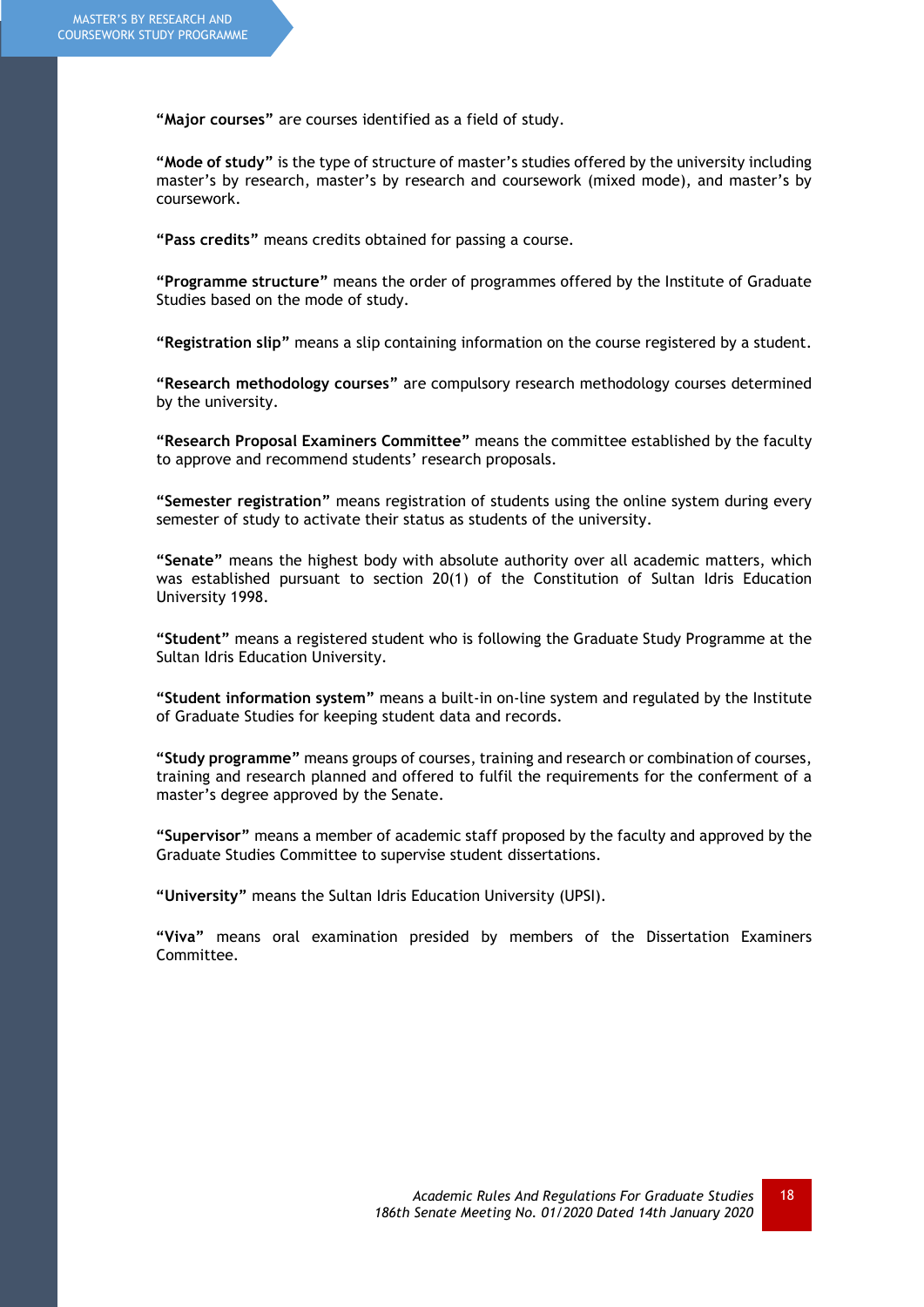**"Major courses"** are courses identified as a field of study.

**"Mode of study"** is the type of structure of master's studies offered by the university including master's by research, master's by research and coursework (mixed mode), and master's by coursework.

**"Pass credits"** means credits obtained for passing a course.

**"Programme structure"** means the order of programmes offered by the Institute of Graduate Studies based on the mode of study.

**"Registration slip"** means a slip containing information on the course registered by a student.

**"Research methodology courses"** are compulsory research methodology courses determined by the university.

**"Research Proposal Examiners Committee"** means the committee established by the faculty to approve and recommend students' research proposals.

**"Semester registration"** means registration of students using the online system during every semester of study to activate their status as students of the university.

**"Senate"** means the highest body with absolute authority over all academic matters, which was established pursuant to section 20(1) of the Constitution of Sultan Idris Education University 1998.

**"Student"** means a registered student who is following the Graduate Study Programme at the Sultan Idris Education University.

**"Student information system"** means a built-in on-line system and regulated by the Institute of Graduate Studies for keeping student data and records.

**"Study programme"** means groups of courses, training and research or combination of courses, training and research planned and offered to fulfil the requirements for the conferment of a master's degree approved by the Senate.

**"Supervisor"** means a member of academic staff proposed by the faculty and approved by the Graduate Studies Committee to supervise student dissertations.

**"University"** means the Sultan Idris Education University (UPSI).

**"Viva"** means oral examination presided by members of the Dissertation Examiners Committee.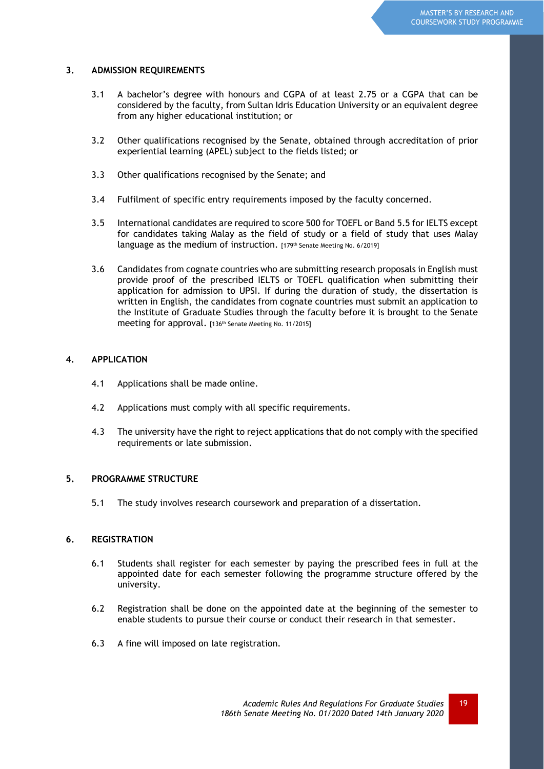## 3. ADMISSION REQUIREMENTS

3.1 A bachelor's degree with honours and CGPA of at least 2.75 or a CGPA that can be considered by the faculty, from Sultan Idris Education University or an equivalent degree from any higher educational institution; or

3.2 Other qualifications recognised by the Senate, obtained through accreditation of prior experiential learning (APEL) subject to the fields listed; or

3.3 Other qualifications recognised by the Senate; and

3.4 Fulfilment of specific entry requirements imposed by the faculty concerned.

3.5 International candidates are required to score 500 for TOEFL or Band 5.5 for IELTS except for candidates taking Malay as the field of study or a field of study that uses Malay language as the medium of instruction. [179th Senate Meeting No. 6/2019]

3.6 Candidates from cognate countries who are submitting research proposals in English must provide proof of the prescribed IELTS or TOEFL qualification when submitting their application for admission to UPSI. If during the duration of study, the dissertation is written in English, the candidates from cognate countries must submit an application to the Institute of Graduate Studies through the faculty before it is brought to the Senate meeting for approval. [136th Senate Meeting No. 11/2015]

## 4. APPLICATION

4.1 Applications shall be made online.

4.2 Applications must comply with all specific requirements.

4.3 The university have the right to reject applications that do not comply with the specified requirements or late submission.

## 5. PROGRAMME STRUCTURE

5.1 The study involves research coursework and preparation of a dissertation.

## 6. REGISTRATION

6.1 Students shall register for each semester by paying the prescribed fees in full at the appointed date for each semester following the programme structure offered by the university.

6.2 Registration shall be done on the appointed date at the beginning of the semester to enable students to pursue their course or conduct their research in that semester.

6.3 A fine will imposed on late registration.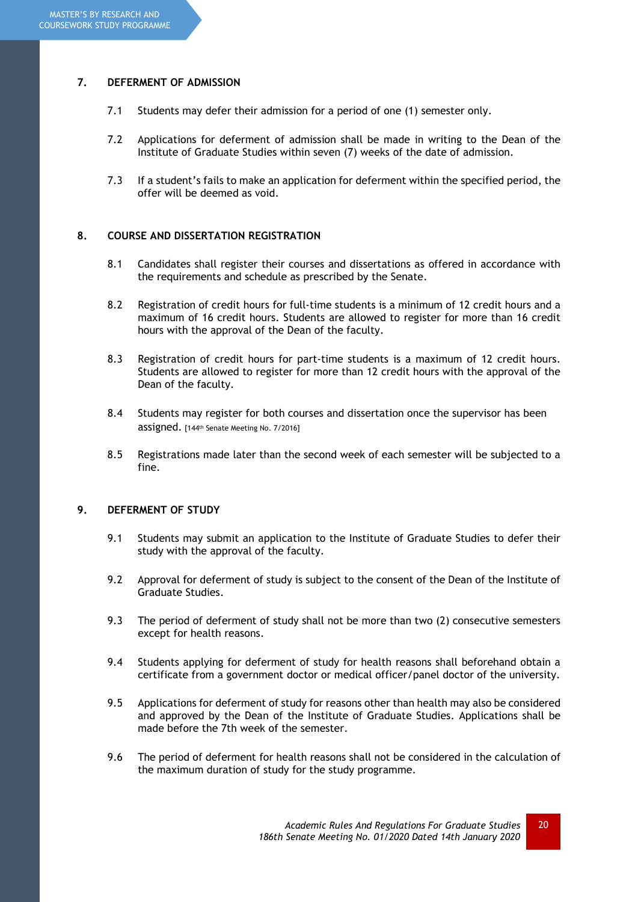## 7. DEFERMENT OF ADMISSION

7.1 Students may defer their admission for a period of one (1) semester only.

7.2 Applications for deferment of admission shall be made in writing to the Dean of the Institute of Graduate Studies within seven (7) weeks of the date of admission.

7.3 If a student's fails to make an application for deferment within the specified period, the offer will be deemed as void.

## 8. COURSE AND DISSERTATION REGISTRATION

8.1 Candidates shall register their courses and dissertations as offered in accordance with the requirements and schedule as prescribed by the Senate.

8.2 Registration of credit hours for full-time students is a minimum of 12 credit hours and a maximum of 16 credit hours. Students are allowed to register for more than 16 credit hours with the approval of the Dean of the faculty.

8.3 Registration of credit hours for part-time students is a maximum of 12 credit hours. Students are allowed to register for more than 12 credit hours with the approval of the Dean of the faculty.

8.4 Students may register for both courses and dissertation once the supervisor has been assigned. [144th Senate Meeting No. 7/2016]

8.5 Registrations made later than the second week of each semester will be subjected to a fine.

## 9. DEFERMENT OF STUDY

9.1 Students may submit an application to the Institute of Graduate Studies to defer their study with the approval of the faculty.

9.2 Approval for deferment of study is subject to the consent of the Dean of the Institute of Graduate Studies.

9.3 The period of deferment of study shall not be more than two (2) consecutive semesters except for health reasons.

9.4 Students applying for deferment of study for health reasons shall beforehand obtain a certificate from a government doctor or medical officer/panel doctor of the university.

9.5 Applications for deferment of study for reasons other than health may also be considered and approved by the Dean of the Institute of Graduate Studies. Applications shall be made before the 7th week of the semester.

9.6 The period of deferment for health reasons shall not be considered in the calculation of the maximum duration of study for the study programme.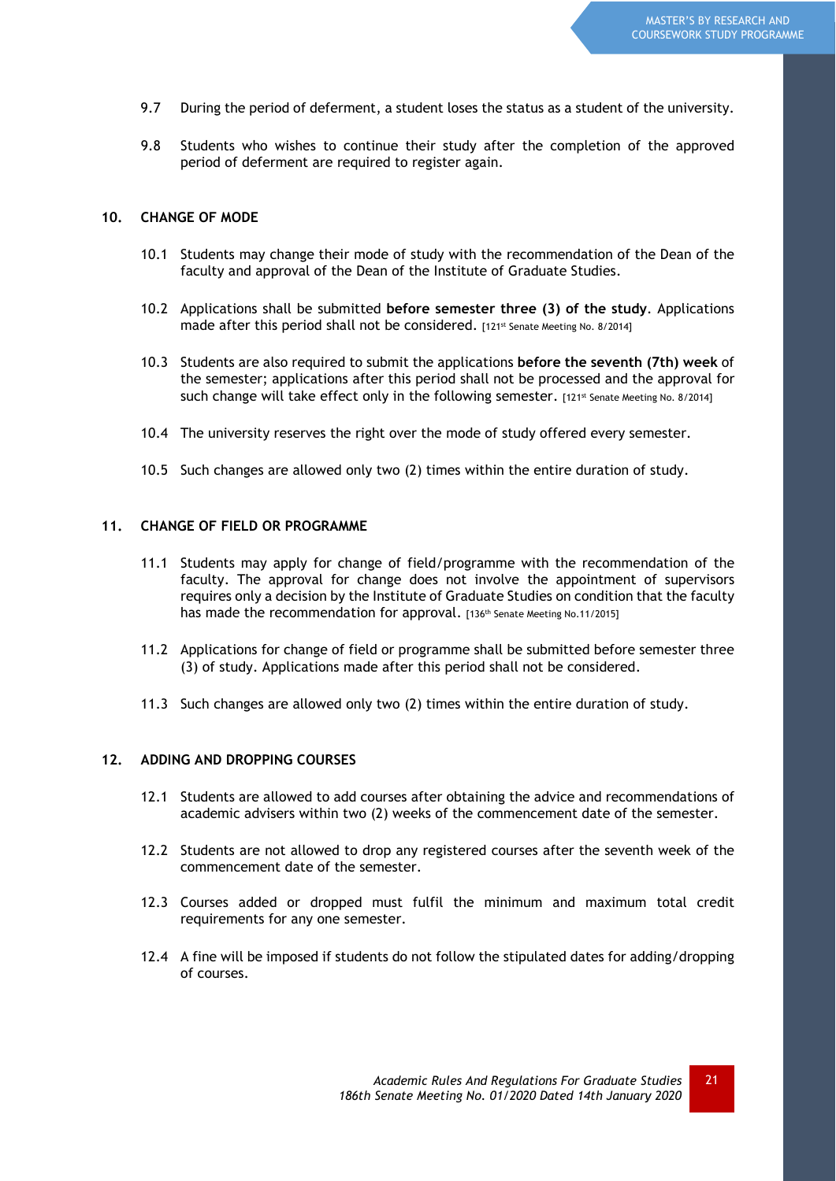9.7 During the period of deferment, a student loses the status as a student of the university.

9.8 Students who wishes to continue their study after the completion of the approved period of deferment are required to register again.

## 10. CHANGE OF MODE

10.1 Students may change their mode of study with the recommendation of the Dean of the faculty and approval of the Dean of the Institute of Graduate Studies.

10.2 Applications shall be submitted **before semester three (3) of the study**. Applications made after this period shall not be considered. [121st Senate Meeting No. 8/2014]

10.3 Students are also required to submit the applications **before the seventh (7th) week** of the semester; applications after this period shall not be processed and the approval for such change will take effect only in the following semester. [121st Senate Meeting No. 8/2014]

10.4 The university reserves the right over the mode of study offered every semester.

10.5 Such changes are allowed only two (2) times within the entire duration of study.

## 11. CHANGE OF FIELD OR PROGRAMME

11.1 Students may apply for change of field/programme with the recommendation of the faculty. The approval for change does not involve the appointment of supervisors requires only a decision by the Institute of Graduate Studies on condition that the faculty has made the recommendation for approval. [136th Senate Meeting No.11/2015]

11.2 Applications for change of field or programme shall be submitted before semester three (3) of study. Applications made after this period shall not be considered.

11.3 Such changes are allowed only two (2) times within the entire duration of study.

## 12. ADDING AND DROPPING COURSES

12.1 Students are allowed to add courses after obtaining the advice and recommendations of academic advisers within two (2) weeks of the commencement date of the semester.

12.2 Students are not allowed to drop any registered courses after the seventh week of the commencement date of the semester.

12.3 Courses added or dropped must fulfil the minimum and maximum total credit requirements for any one semester.

12.4 A fine will be imposed if students do not follow the stipulated dates for adding/dropping of courses.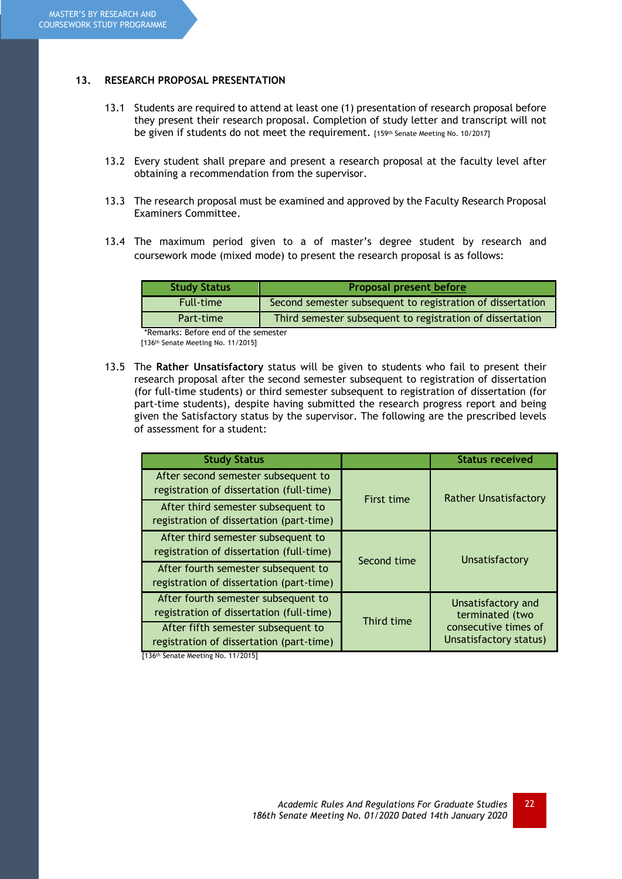## 13. RESEARCH PROPOSAL PRESENTATION

13.1 Students are required to attend at least one (1) presentation of research proposal before they present their research proposal. Completion of study letter and transcript will not be given if students do not meet the requirement. [159th Senate Meeting No. 10/2017]

13.2 Every student shall prepare and present a research proposal at the faculty level after obtaining a recommendation from the supervisor.

13.3 The research proposal must be examined and approved by the Faculty Research Proposal Examiners Committee.

13.4 The maximum period given to a of master's degree student by research and coursework mode (mixed mode) to present the research proposal is as follows:

| Study Status | Proposal present before |
|---|---|
| Full-time | Second semester subsequent to registration of dissertation |
| Part-time | Third semester subsequent to registration of dissertation |

*Remarks: Before end of the semester
[136th Senate Meeting No. 11/2015]

13.5 The **Rather Unsatisfactory** status will be given to students who fail to present their research proposal after the second semester subsequent to registration of dissertation (for full-time students) or third semester subsequent to registration of dissertation (for part-time students), despite having submitted the research progress report and being given the Satisfactory status by the supervisor. The following are the prescribed levels of assessment for a student:

| Study Status | | Status received |
|---|---|---|
| After second semester subsequent to registration of dissertation (full-time) | First time | Rather Unsatisfactory |
| After third semester subsequent to registration of dissertation (part-time) | | |
| After third semester subsequent to registration of dissertation (full-time) | Second time | Unsatisfactory |
| After fourth semester subsequent to registration of dissertation (part-time) | | |
| After fourth semester subsequent to registration of dissertation (full-time) | Third time | Unsatisfactory and terminated (two consecutive times of Unsatisfactory status) |
| After fifth semester subsequent to registration of dissertation (part-time) | | |

[136th Senate Meeting No. 11/2015]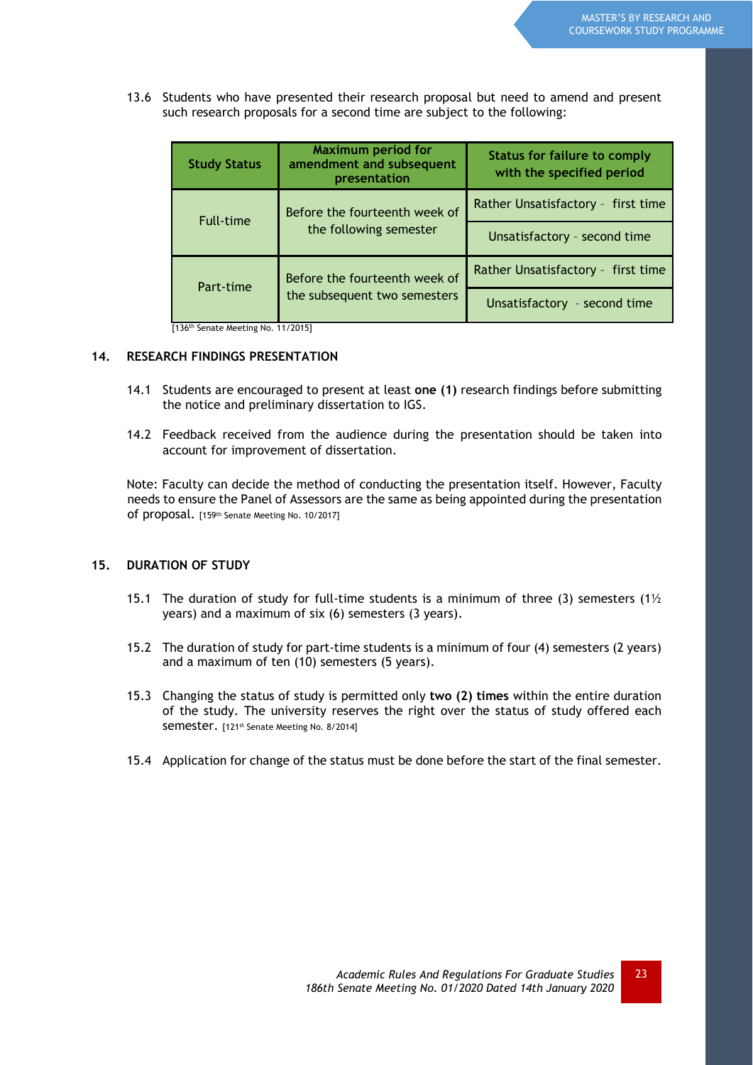13.6 Students who have presented their research proposal but need to amend and present such research proposals for a second time are subject to the following:

| Study Status | Maximum period for amendment and subsequent presentation | Status for failure to comply with the specified period |
|---|---|---|
| Full-time | Before the fourteenth week of the following semester | Rather Unsatisfactory - first time |
| | | Unsatisfactory - second time |
| Part-time | Before the fourteenth week of the subsequent two semesters | Rather Unsatisfactory - first time |
| | | Unsatisfactory - second time |

[136th Senate Meeting No. 11/2015]

## 14. RESEARCH FINDINGS PRESENTATION

14.1 Students are encouraged to present at least **one (1)** research findings before submitting the notice and preliminary dissertation to IGS.

14.2 Feedback received from the audience during the presentation should be taken into account for improvement of dissertation.

Note: Faculty can decide the method of conducting the presentation itself. However, Faculty needs to ensure the Panel of Assessors are the same as being appointed during the presentation of proposal. [159th Senate Meeting No. 10/2017]

## 15. DURATION OF STUDY

15.1 The duration of study for full-time students is a minimum of three (3) semesters (1½ years) and a maximum of six (6) semesters (3 years).

15.2 The duration of study for part-time students is a minimum of four (4) semesters (2 years) and a maximum of ten (10) semesters (5 years).

15.3 Changing the status of study is permitted only **two (2) times** within the entire duration of the study. The university reserves the right over the status of study offered each semester. [121st Senate Meeting No. 8/2014]

15.4 Application for change of the status must be done before the start of the final semester.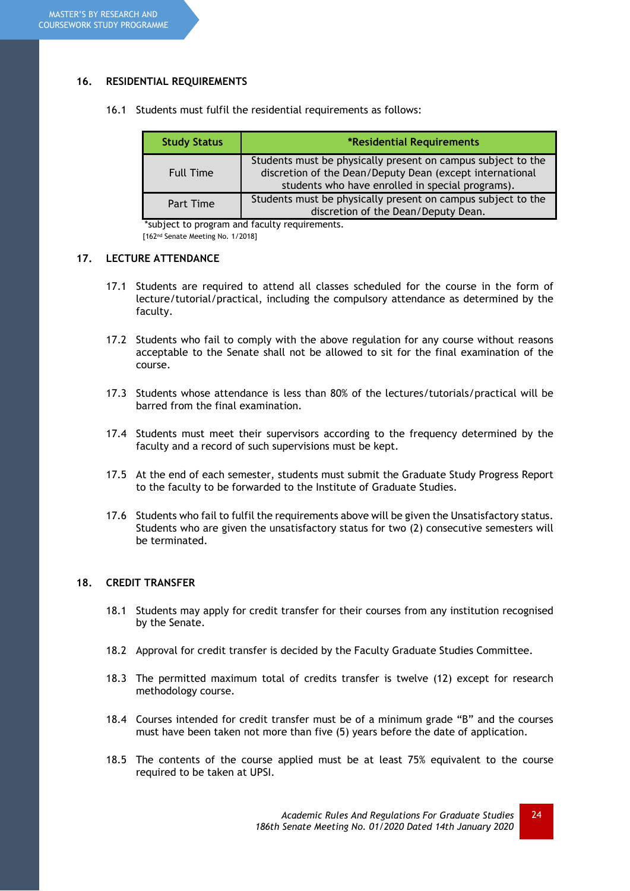## 16. RESIDENTIAL REQUIREMENTS

16.1 Students must fulfil the residential requirements as follows:

| Study Status | *Residential Requirements |
|---|---|
| Full Time | Students must be physically present on campus subject to the discretion of the Dean/Deputy Dean (except international students who have enrolled in special programs). |
| Part Time | Students must be physically present on campus subject to the discretion of the Dean/Deputy Dean. |

*subject to program and faculty requirements.

[162nd Senate Meeting No. 1/2018]

## 17. LECTURE ATTENDANCE

17.1 Students are required to attend all classes scheduled for the course in the form of lecture/tutorial/practical, including the compulsory attendance as determined by the faculty.

17.2 Students who fail to comply with the above regulation for any course without reasons acceptable to the Senate shall not be allowed to sit for the final examination of the course.

17.3 Students whose attendance is less than 80% of the lectures/tutorials/practical will be barred from the final examination.

17.4 Students must meet their supervisors according to the frequency determined by the faculty and a record of such supervisions must be kept.

17.5 At the end of each semester, students must submit the Graduate Study Progress Report to the faculty to be forwarded to the Institute of Graduate Studies.

17.6 Students who fail to fulfil the requirements above will be given the Unsatisfactory status. Students who are given the unsatisfactory status for two (2) consecutive semesters will be terminated.

## 18. CREDIT TRANSFER

18.1 Students may apply for credit transfer for their courses from any institution recognised by the Senate.

18.2 Approval for credit transfer is decided by the Faculty Graduate Studies Committee.

18.3 The permitted maximum total of credits transfer is twelve (12) except for research methodology course.

18.4 Courses intended for credit transfer must be of a minimum grade "B" and the courses must have been taken not more than five (5) years before the date of application.

18.5 The contents of the course applied must be at least 75% equivalent to the course required to be taken at UPSI.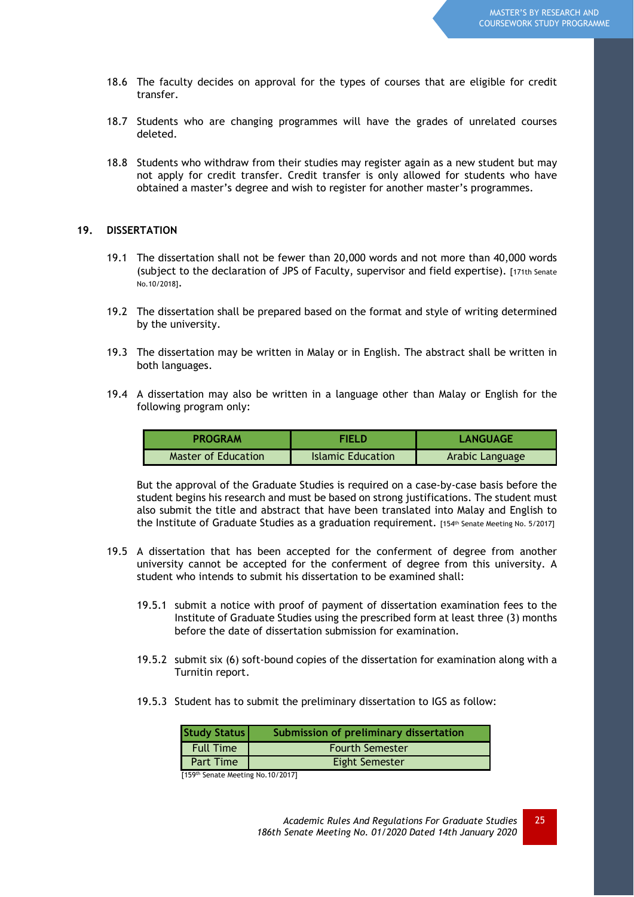18.6 The faculty decides on approval for the types of courses that are eligible for credit transfer.

18.7 Students who are changing programmes will have the grades of unrelated courses deleted.

18.8 Students who withdraw from their studies may register again as a new student but may not apply for credit transfer. Credit transfer is only allowed for students who have obtained a master's degree and wish to register for another master's programmes.

## 19. DISSERTATION

19.1 The dissertation shall not be fewer than 20,000 words and not more than 40,000 words (subject to the declaration of JPS of Faculty, supervisor and field expertise). [171th Senate No.10/2018].

19.2 The dissertation shall be prepared based on the format and style of writing determined by the university.

19.3 The dissertation may be written in Malay or in English. The abstract shall be written in both languages.

19.4 A dissertation may also be written in a language other than Malay or English for the following program only:

| PROGRAM | FIELD | LANGUAGE |
|---|---|---|
| Master of Education | Islamic Education | Arabic Language |

But the approval of the Graduate Studies is required on a case-by-case basis before the student begins his research and must be based on strong justifications. The student must also submit the title and abstract that have been translated into Malay and English to the Institute of Graduate Studies as a graduation requirement. [154th Senate Meeting No. 5/2017]

19.5 A dissertation that has been accepted for the conferment of degree from another university cannot be accepted for the conferment of degree from this university. A student who intends to submit his dissertation to be examined shall:

19.5.1 submit a notice with proof of payment of dissertation examination fees to the Institute of Graduate Studies using the prescribed form at least three (3) months before the date of dissertation submission for examination.

19.5.2 submit six (6) soft-bound copies of the dissertation for examination along with a Turnitin report.

19.5.3 Student has to submit the preliminary dissertation to IGS as follow:

| Study Status | Submission of preliminary dissertation |
|---|---|
| Full Time | Fourth Semester |
| Part Time | Eight Semester |

[159th Senate Meeting No.10/2017]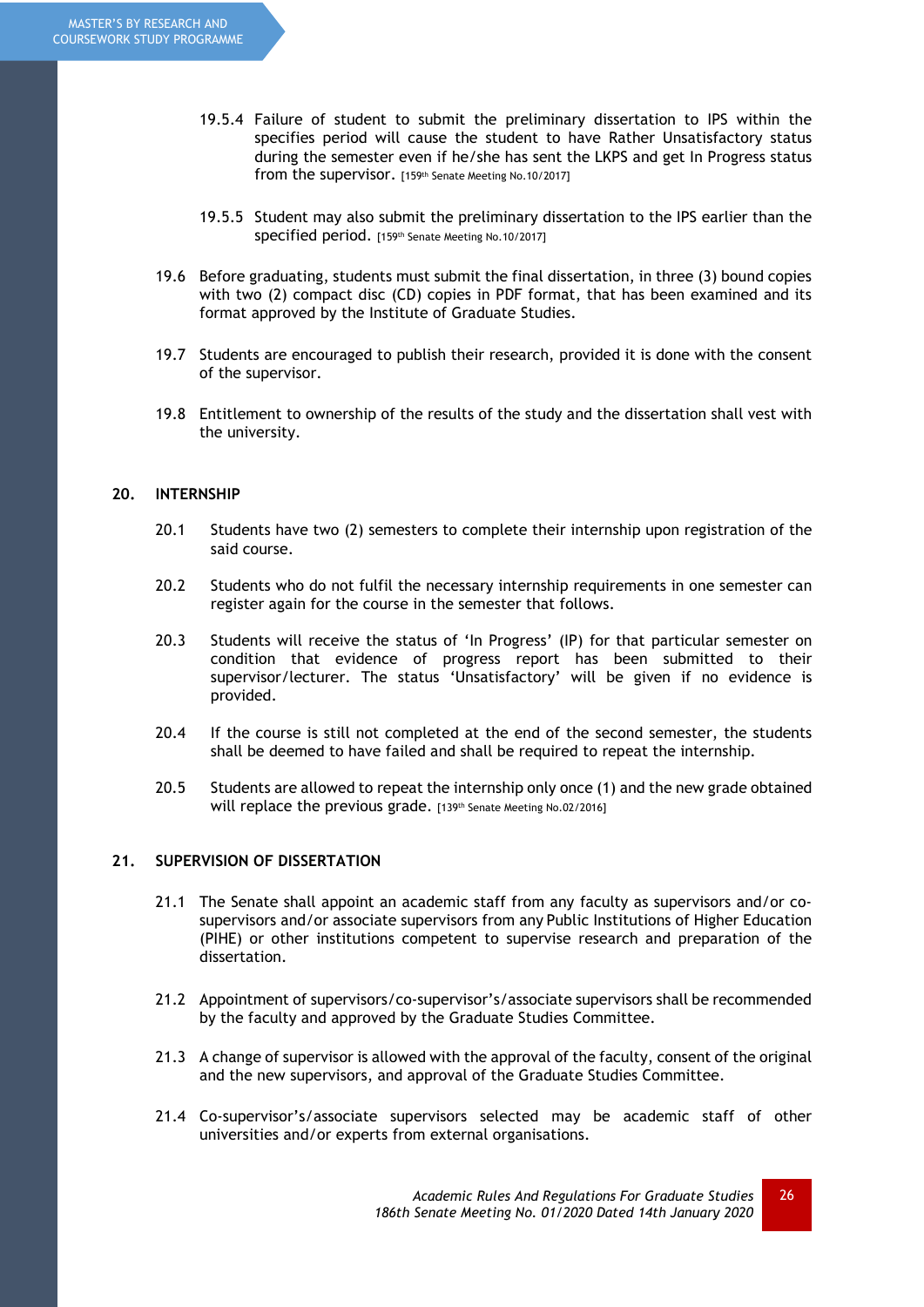19.5.4 Failure of student to submit the preliminary dissertation to IPS within the specifies period will cause the student to have Rather Unsatisfactory status during the semester even if he/she has sent the LKPS and get In Progress status from the supervisor. [159th Senate Meeting No.10/2017]

19.5.5 Student may also submit the preliminary dissertation to the IPS earlier than the specified period. [159th Senate Meeting No.10/2017]

19.6 Before graduating, students must submit the final dissertation, in three (3) bound copies with two (2) compact disc (CD) copies in PDF format, that has been examined and its format approved by the Institute of Graduate Studies.

19.7 Students are encouraged to publish their research, provided it is done with the consent of the supervisor.

19.8 Entitlement to ownership of the results of the study and the dissertation shall vest with the university.

## 20. INTERNSHIP

20.1 Students have two (2) semesters to complete their internship upon registration of the said course.

20.2 Students who do not fulfil the necessary internship requirements in one semester can register again for the course in the semester that follows.

20.3 Students will receive the status of 'In Progress' (IP) for that particular semester on condition that evidence of progress report has been submitted to their supervisor/lecturer. The status 'Unsatisfactory' will be given if no evidence is provided.

20.4 If the course is still not completed at the end of the second semester, the students shall be deemed to have failed and shall be required to repeat the internship.

20.5 Students are allowed to repeat the internship only once (1) and the new grade obtained will replace the previous grade. [139th Senate Meeting No.02/2016]

## 21. SUPERVISION OF DISSERTATION

21.1 The Senate shall appoint an academic staff from any faculty as supervisors and/or co-supervisors and/or associate supervisors from any Public Institutions of Higher Education (PIHE) or other institutions competent to supervise research and preparation of the dissertation.

21.2 Appointment of supervisors/co-supervisor's/associate supervisors shall be recommended by the faculty and approved by the Graduate Studies Committee.

21.3 A change of supervisor is allowed with the approval of the faculty, consent of the original and the new supervisors, and approval of the Graduate Studies Committee.

21.4 Co-supervisor's/associate supervisors selected may be academic staff of other universities and/or experts from external organisations.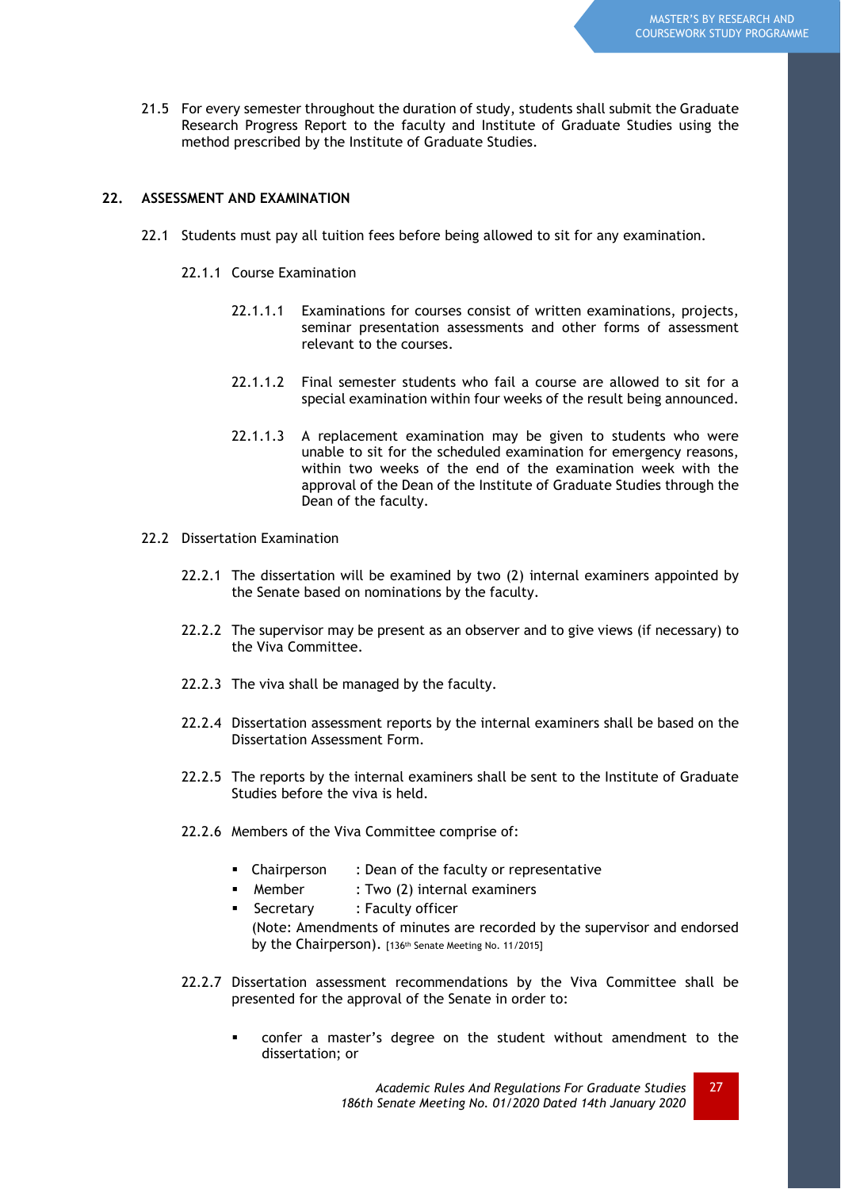21.5 For every semester throughout the duration of study, students shall submit the Graduate Research Progress Report to the faculty and Institute of Graduate Studies using the method prescribed by the Institute of Graduate Studies.

## 22. ASSESSMENT AND EXAMINATION

22.1 Students must pay all tuition fees before being allowed to sit for any examination.

22.1.1 Course Examination

22.1.1.1 Examinations for courses consist of written examinations, projects, seminar presentation assessments and other forms of assessment relevant to the courses.

22.1.1.2 Final semester students who fail a course are allowed to sit for a special examination within four weeks of the result being announced.

22.1.1.3 A replacement examination may be given to students who were unable to sit for the scheduled examination for emergency reasons, within two weeks of the end of the examination week with the approval of the Dean of the Institute of Graduate Studies through the Dean of the faculty.

22.2 Dissertation Examination

22.2.1 The dissertation will be examined by two (2) internal examiners appointed by the Senate based on nominations by the faculty.

22.2.2 The supervisor may be present as an observer and to give views (if necessary) to the Viva Committee.

22.2.3 The viva shall be managed by the faculty.

22.2.4 Dissertation assessment reports by the internal examiners shall be based on the Dissertation Assessment Form.

22.2.5 The reports by the internal examiners shall be sent to the Institute of Graduate Studies before the viva is held.

22.2.6 Members of the Viva Committee comprise of:

- Chairperson : Dean of the faculty or representative
- Member : Two (2) internal examiners
- Secretary : Faculty officer

(Note: Amendments of minutes are recorded by the supervisor and endorsed by the Chairperson). [136th Senate Meeting No. 11/2015]

22.2.7 Dissertation assessment recommendations by the Viva Committee shall be presented for the approval of the Senate in order to:

- confer a master's degree on the student without amendment to the dissertation; or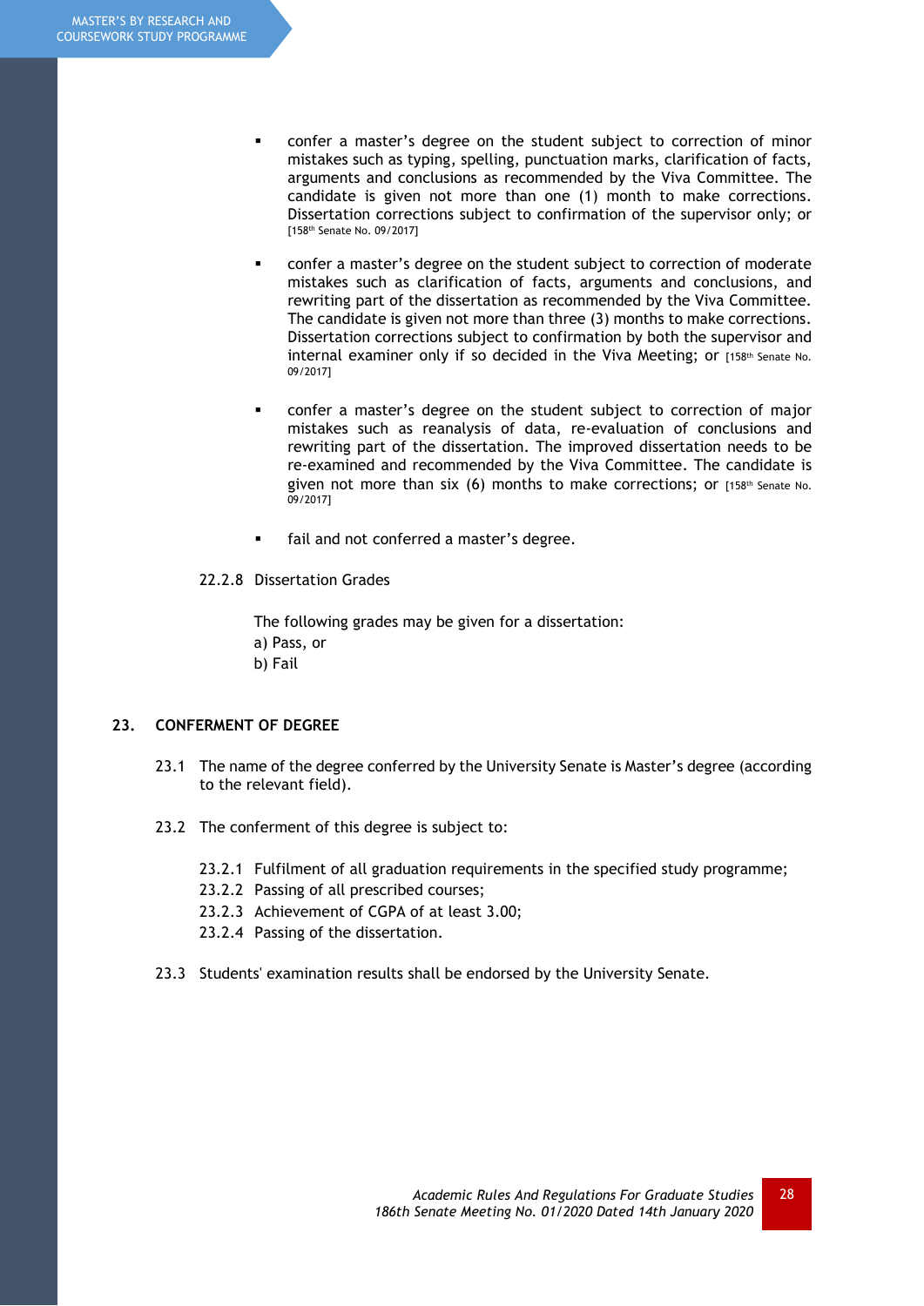- confer a master's degree on the student subject to correction of minor mistakes such as typing, spelling, punctuation marks, clarification of facts, arguments and conclusions as recommended by the Viva Committee. The candidate is given not more than one (1) month to make corrections. Dissertation corrections subject to confirmation of the supervisor only; or [158th Senate No. 09/2017]

- confer a master's degree on the student subject to correction of moderate mistakes such as clarification of facts, arguments and conclusions, and rewriting part of the dissertation as recommended by the Viva Committee. The candidate is given not more than three (3) months to make corrections. Dissertation corrections subject to confirmation by both the supervisor and internal examiner only if so decided in the Viva Meeting; or [158th Senate No. 09/2017]

- confer a master's degree on the student subject to correction of major mistakes such as reanalysis of data, re-evaluation of conclusions and rewriting part of the dissertation. The improved dissertation needs to be re-examined and recommended by the Viva Committee. The candidate is given not more than six (6) months to make corrections; or [158th Senate No. 09/2017]

- fail and not conferred a master's degree.

22.2.8 Dissertation Grades

The following grades may be given for a dissertation:
a) Pass, or
b) Fail

## 23. CONFERMENT OF DEGREE

23.1 The name of the degree conferred by the University Senate is Master's degree (according to the relevant field).

23.2 The conferment of this degree is subject to:

23.2.1 Fulfilment of all graduation requirements in the specified study programme;
23.2.2 Passing of all prescribed courses;
23.2.3 Achievement of CGPA of at least 3.00;
23.2.4 Passing of the dissertation.

23.3 Students' examination results shall be endorsed by the University Senate.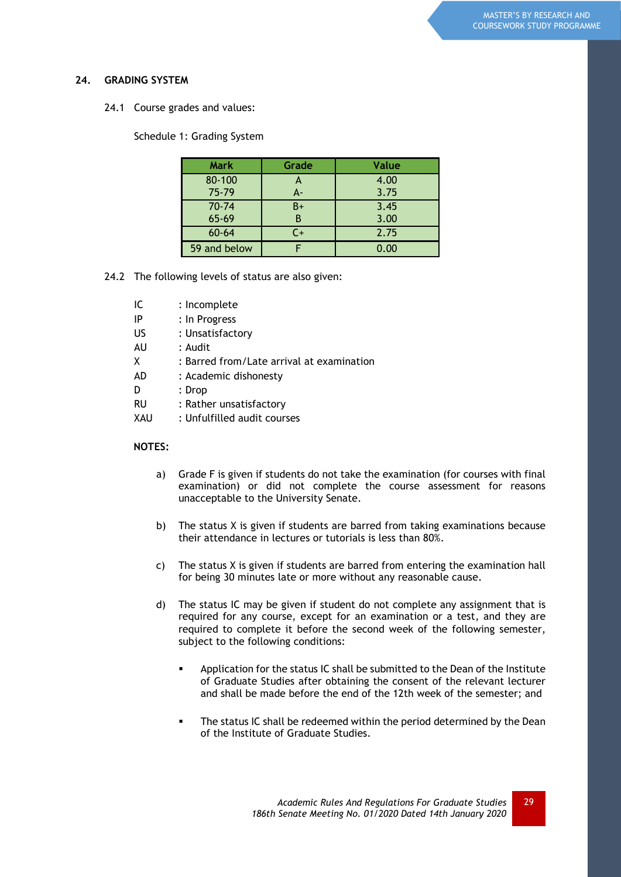## 24. GRADING SYSTEM

24.1 Course grades and values:

Schedule 1: Grading System

| Mark | Grade | Value |
|---|---|---|
| 80-100 | A | 4.00 |
| 75-79 | A- | 3.75 |
| 70-74 | B+ | 3.45 |
| 65-69 | B | 3.00 |
| 60-64 | C+ | 2.75 |
| 59 and below | F | 0.00 |

24.2 The following levels of status are also given:

IC : Incomplete
IP : In Progress
US : Unsatisfactory
AU : Audit
X : Barred from/Late arrival at examination
AD : Academic dishonesty
D : Drop
RU : Rather unsatisfactory
XAU : Unfulfilled audit courses

**NOTES:**

a) Grade F is given if students do not take the examination (for courses with final examination) or did not complete the course assessment for reasons unacceptable to the University Senate.

b) The status X is given if students are barred from taking examinations because their attendance in lectures or tutorials is less than 80%.

c) The status X is given if students are barred from entering the examination hall for being 30 minutes late or more without any reasonable cause.

d) The status IC may be given if student do not complete any assignment that is required for any course, except for an examination or a test, and they are required to complete it before the second week of the following semester, subject to the following conditions:

- Application for the status IC shall be submitted to the Dean of the Institute of Graduate Studies after obtaining the consent of the relevant lecturer and shall be made before the end of the 12th week of the semester; and

- The status IC shall be redeemed within the period determined by the Dean of the Institute of Graduate Studies.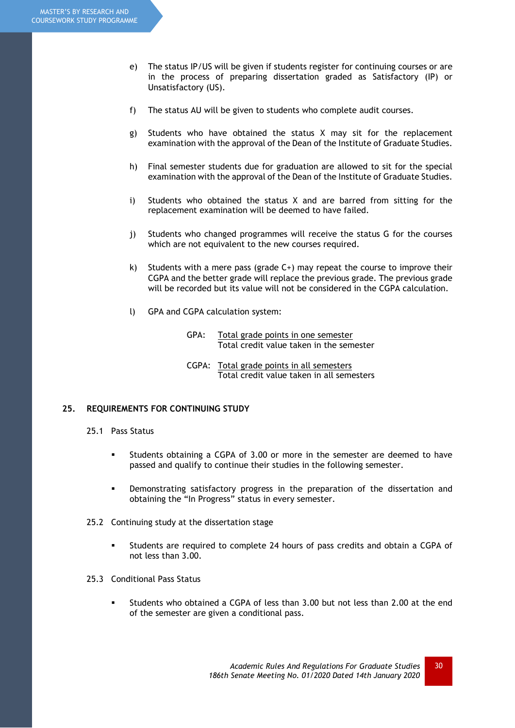e) The status IP/US will be given if students register for continuing courses or are in the process of preparing dissertation graded as Satisfactory (IP) or Unsatisfactory (US).

f) The status AU will be given to students who complete audit courses.

g) Students who have obtained the status X may sit for the replacement examination with the approval of the Dean of the Institute of Graduate Studies.

h) Final semester students due for graduation are allowed to sit for the special examination with the approval of the Dean of the Institute of Graduate Studies.

i) Students who obtained the status X and are barred from sitting for the replacement examination will be deemed to have failed.

j) Students who changed programmes will receive the status G for the courses which are not equivalent to the new courses required.

k) Students with a mere pass (grade C+) may repeat the course to improve their CGPA and the better grade will replace the previous grade. The previous grade will be recorded but its value will not be considered in the CGPA calculation.

l) GPA and CGPA calculation system:

$$\text{GPA: } \frac{\text{Total grade points in one semester}}{\text{Total credit value taken in the semester}}$$

$$\text{CGPA: } \frac{\text{Total grade points in all semesters}}{\text{Total credit value taken in all semesters}}$$

## 25. REQUIREMENTS FOR CONTINUING STUDY

### 25.1 Pass Status

- Students obtaining a CGPA of 3.00 or more in the semester are deemed to have passed and qualify to continue their studies in the following semester.

- Demonstrating satisfactory progress in the preparation of the dissertation and obtaining the "In Progress" status in every semester.

### 25.2 Continuing study at the dissertation stage

- Students are required to complete 24 hours of pass credits and obtain a CGPA of not less than 3.00.

### 25.3 Conditional Pass Status

- Students who obtained a CGPA of less than 3.00 but not less than 2.00 at the end of the semester are given a conditional pass.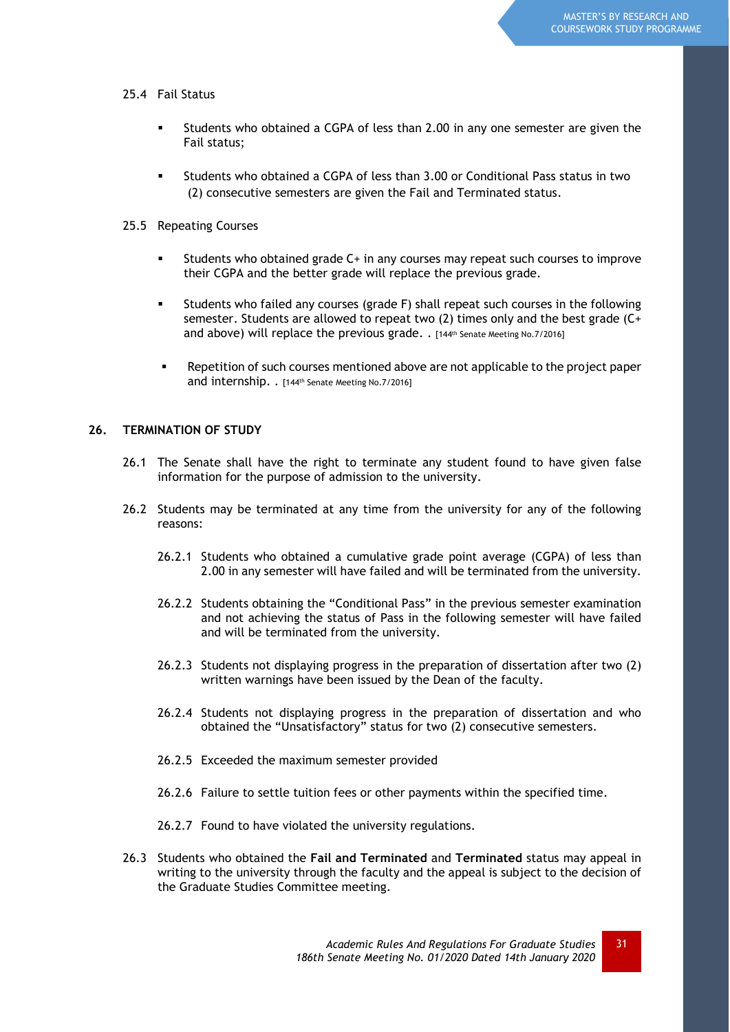25.4 Fail Status

- Students who obtained a CGPA of less than 2.00 in any one semester are given the Fail status;
- Students who obtained a CGPA of less than 3.00 or Conditional Pass status in two (2) consecutive semesters are given the Fail and Terminated status.

25.5 Repeating Courses

- Students who obtained grade C+ in any courses may repeat such courses to improve their CGPA and the better grade will replace the previous grade.
- Students who failed any courses (grade F) shall repeat such courses in the following semester. Students are allowed to repeat two (2) times only and the best grade (C+ and above) will replace the previous grade. . [144th Senate Meeting No.7/2016]
- Repetition of such courses mentioned above are not applicable to the project paper and internship. . [144th Senate Meeting No.7/2016]

## 26. TERMINATION OF STUDY

26.1 The Senate shall have the right to terminate any student found to have given false information for the purpose of admission to the university.

26.2 Students may be terminated at any time from the university for any of the following reasons:

26.2.1 Students who obtained a cumulative grade point average (CGPA) of less than 2.00 in any semester will have failed and will be terminated from the university.

26.2.2 Students obtaining the "Conditional Pass" in the previous semester examination and not achieving the status of Pass in the following semester will have failed and will be terminated from the university.

26.2.3 Students not displaying progress in the preparation of dissertation after two (2) written warnings have been issued by the Dean of the faculty.

26.2.4 Students not displaying progress in the preparation of dissertation and who obtained the "Unsatisfactory" status for two (2) consecutive semesters.

26.2.5 Exceeded the maximum semester provided

26.2.6 Failure to settle tuition fees or other payments within the specified time.

26.2.7 Found to have violated the university regulations.

26.3 Students who obtained the **Fail and Terminated** and **Terminated** status may appeal in writing to the university through the faculty and the appeal is subject to the decision of the Graduate Studies Committee meeting.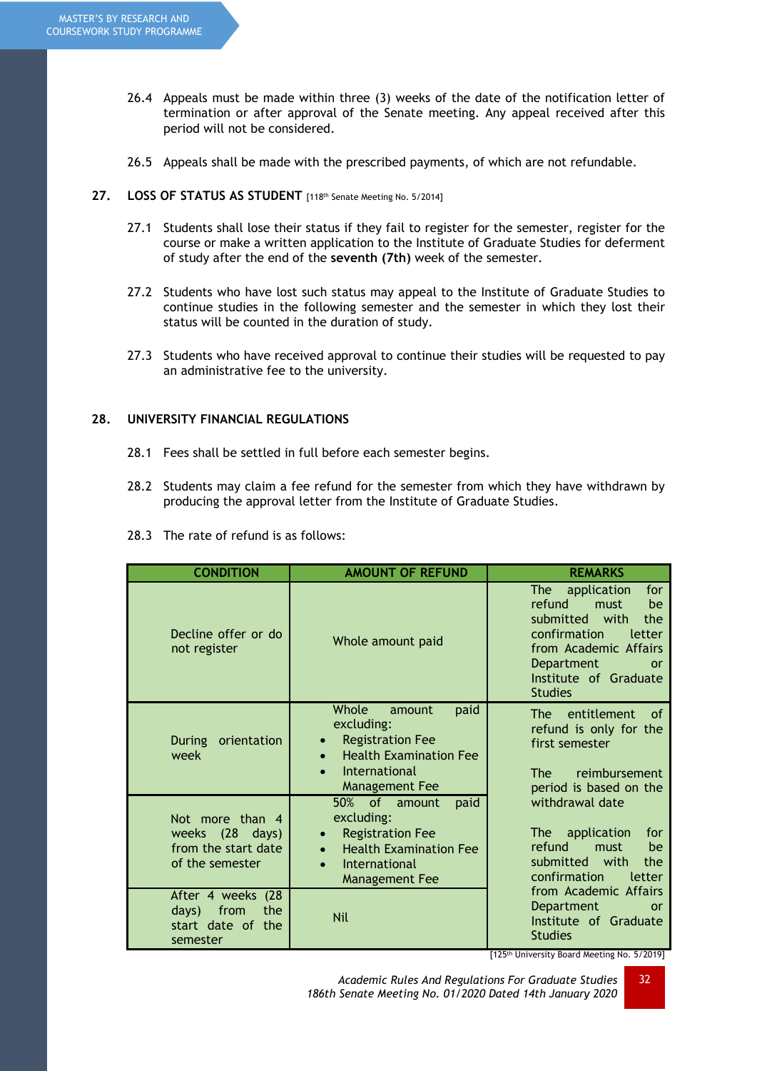26.4 Appeals must be made within three (3) weeks of the date of the notification letter of termination or after approval of the Senate meeting. Any appeal received after this period will not be considered.

26.5 Appeals shall be made with the prescribed payments, of which are not refundable.

## 27. LOSS OF STATUS AS STUDENT [118th Senate Meeting No. 5/2014]

27.1 Students shall lose their status if they fail to register for the semester, register for the course or make a written application to the Institute of Graduate Studies for deferment of study after the end of the **seventh (7th)** week of the semester.

27.2 Students who have lost such status may appeal to the Institute of Graduate Studies to continue studies in the following semester and the semester in which they lost their status will be counted in the duration of study.

27.3 Students who have received approval to continue their studies will be requested to pay an administrative fee to the university.

## 28. UNIVERSITY FINANCIAL REGULATIONS

28.1 Fees shall be settled in full before each semester begins.

28.2 Students may claim a fee refund for the semester from which they have withdrawn by producing the approval letter from the Institute of Graduate Studies.

28.3 The rate of refund is as follows:

| CONDITION | AMOUNT OF REFUND | REMARKS |
|---|---|---|
| Decline offer or do not register | Whole amount paid | The application for refund must be submitted with the confirmation letter from Academic Affairs Department or Institute of Graduate Studies |
| During orientation week | Whole amount paid excluding: <br>• Registration Fee <br>• Health Examination Fee <br>• International Management Fee | The entitlement of refund is only for the first semester <br><br> The reimbursement period is based on the withdrawal date <br><br> The application for refund must be submitted with the confirmation letter from Academic Affairs Department or Institute of Graduate Studies |
| Not more than 4 weeks (28 days) from the start date of the semester | 50% of amount paid excluding: <br>• Registration Fee <br>• Health Examination Fee <br>• International Management Fee | |
| After 4 weeks (28 days) from the start date of the semester | Nil | |

[125th University Board Meeting No. 5/2019]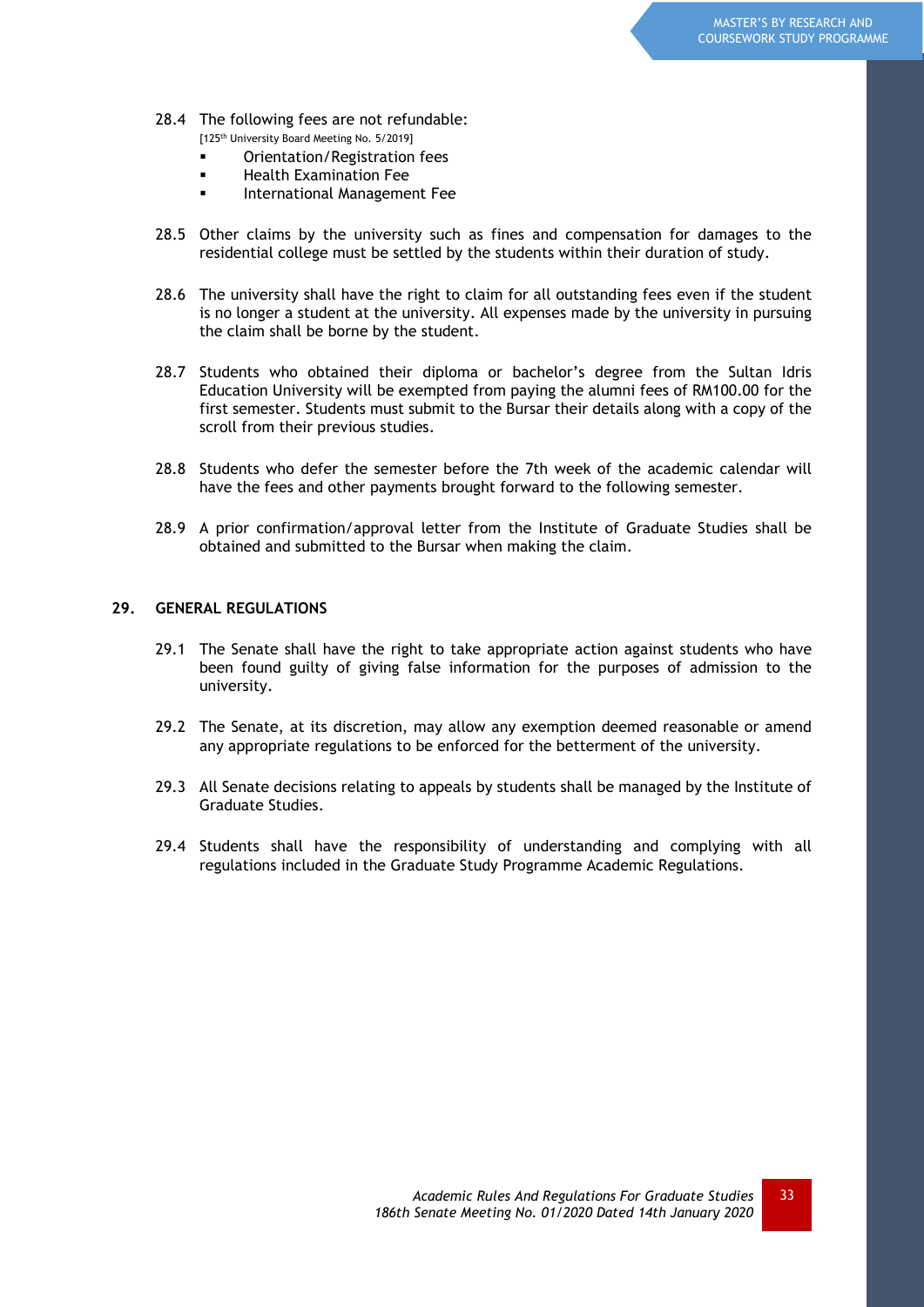28.4 The following fees are not refundable:
[125th University Board Meeting No. 5/2019]
- Orientation/Registration fees
- Health Examination Fee
- International Management Fee

28.5 Other claims by the university such as fines and compensation for damages to the residential college must be settled by the students within their duration of study.

28.6 The university shall have the right to claim for all outstanding fees even if the student is no longer a student at the university. All expenses made by the university in pursuing the claim shall be borne by the student.

28.7 Students who obtained their diploma or bachelor's degree from the Sultan Idris Education University will be exempted from paying the alumni fees of RM100.00 for the first semester. Students must submit to the Bursar their details along with a copy of the scroll from their previous studies.

28.8 Students who defer the semester before the 7th week of the academic calendar will have the fees and other payments brought forward to the following semester.

28.9 A prior confirmation/approval letter from the Institute of Graduate Studies shall be obtained and submitted to the Bursar when making the claim.

## 29. GENERAL REGULATIONS

29.1 The Senate shall have the right to take appropriate action against students who have been found guilty of giving false information for the purposes of admission to the university.

29.2 The Senate, at its discretion, may allow any exemption deemed reasonable or amend any appropriate regulations to be enforced for the betterment of the university.

29.3 All Senate decisions relating to appeals by students shall be managed by the Institute of Graduate Studies.

29.4 Students shall have the responsibility of understanding and complying with all regulations included in the Graduate Study Programme Academic Regulations.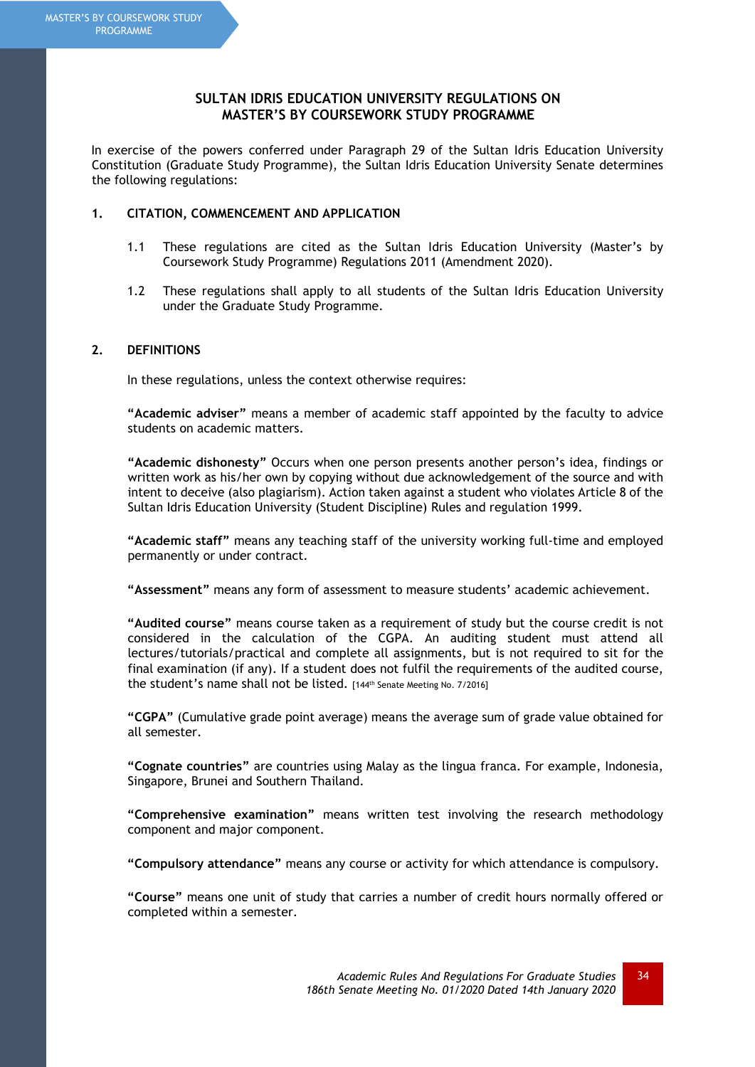# SULTAN IDRIS EDUCATION UNIVERSITY REGULATIONS ON MASTER'S BY COURSEWORK STUDY PROGRAMME

In exercise of the powers conferred under Paragraph 29 of the Sultan Idris Education University Constitution (Graduate Study Programme), the Sultan Idris Education University Senate determines the following regulations:

## 1. CITATION, COMMENCEMENT AND APPLICATION

1.1 These regulations are cited as the Sultan Idris Education University (Master's by Coursework Study Programme) Regulations 2011 (Amendment 2020).

1.2 These regulations shall apply to all students of the Sultan Idris Education University under the Graduate Study Programme.

## 2. DEFINITIONS

In these regulations, unless the context otherwise requires:

**"Academic adviser"** means a member of academic staff appointed by the faculty to advice students on academic matters.

**"Academic dishonesty"** Occurs when one person presents another person's idea, findings or written work as his/her own by copying without due acknowledgement of the source and with intent to deceive (also plagiarism). Action taken against a student who violates Article 8 of the Sultan Idris Education University (Student Discipline) Rules and regulation 1999.

**"Academic staff"** means any teaching staff of the university working full-time and employed permanently or under contract.

**"Assessment"** means any form of assessment to measure students' academic achievement.

**"Audited course"** means course taken as a requirement of study but the course credit is not considered in the calculation of the CGPA. An auditing student must attend all lectures/tutorials/practical and complete all assignments, but is not required to sit for the final examination (if any). If a student does not fulfil the requirements of the audited course, the student's name shall not be listed. [144th Senate Meeting No. 7/2016]

**"CGPA"** (Cumulative grade point average) means the average sum of grade value obtained for all semester.

**"Cognate countries"** are countries using Malay as the lingua franca. For example, Indonesia, Singapore, Brunei and Southern Thailand.

**"Comprehensive examination"** means written test involving the research methodology component and major component.

**"Compulsory attendance"** means any course or activity for which attendance is compulsory.

**"Course"** means one unit of study that carries a number of credit hours normally offered or completed within a semester.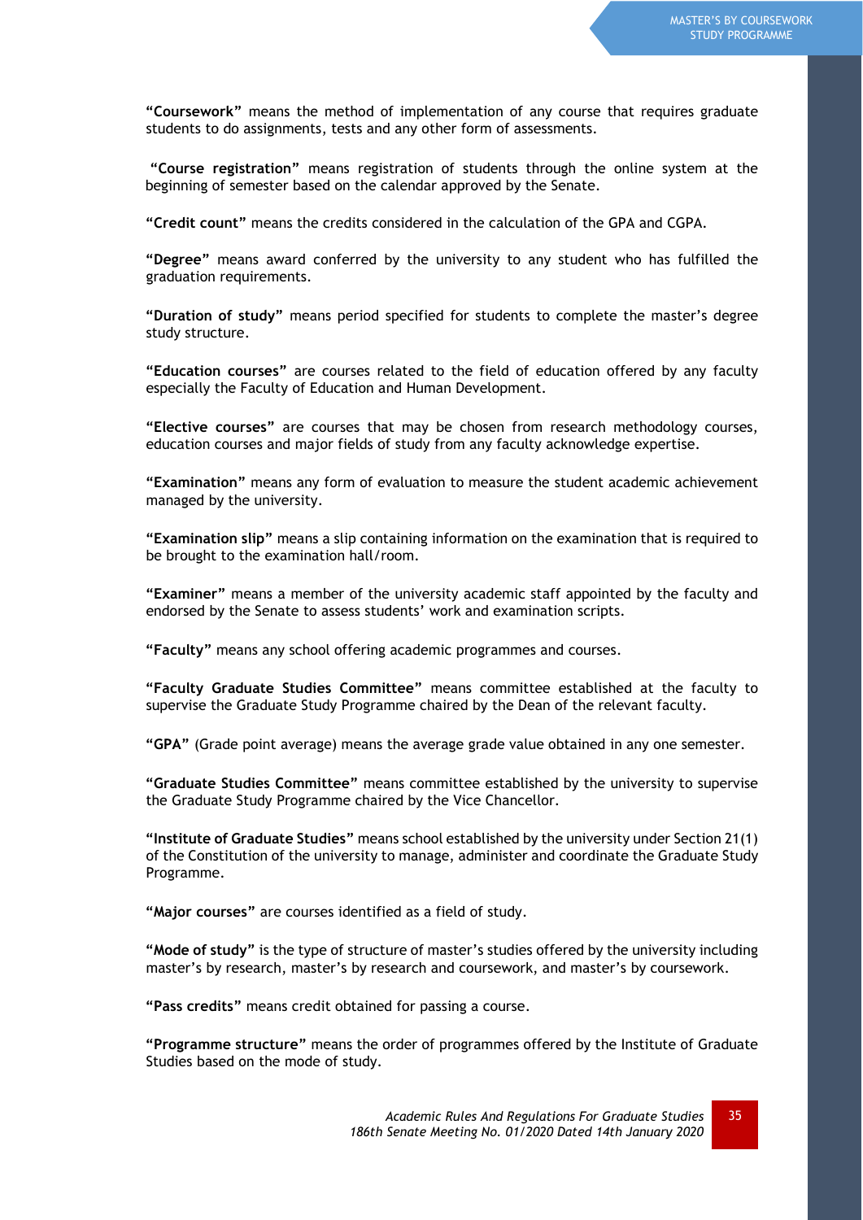**"Coursework"** means the method of implementation of any course that requires graduate students to do assignments, tests and any other form of assessments.

**"Course registration"** means registration of students through the online system at the beginning of semester based on the calendar approved by the Senate.

**"Credit count"** means the credits considered in the calculation of the GPA and CGPA.

**"Degree"** means award conferred by the university to any student who has fulfilled the graduation requirements.

**"Duration of study"** means period specified for students to complete the master's degree study structure.

**"Education courses"** are courses related to the field of education offered by any faculty especially the Faculty of Education and Human Development.

**"Elective courses"** are courses that may be chosen from research methodology courses, education courses and major fields of study from any faculty acknowledge expertise.

**"Examination"** means any form of evaluation to measure the student academic achievement managed by the university.

**"Examination slip"** means a slip containing information on the examination that is required to be brought to the examination hall/room.

**"Examiner"** means a member of the university academic staff appointed by the faculty and endorsed by the Senate to assess students' work and examination scripts.

**"Faculty"** means any school offering academic programmes and courses.

**"Faculty Graduate Studies Committee"** means committee established at the faculty to supervise the Graduate Study Programme chaired by the Dean of the relevant faculty.

**"GPA"** (Grade point average) means the average grade value obtained in any one semester.

**"Graduate Studies Committee"** means committee established by the university to supervise the Graduate Study Programme chaired by the Vice Chancellor.

**"Institute of Graduate Studies"** means school established by the university under Section 21(1) of the Constitution of the university to manage, administer and coordinate the Graduate Study Programme.

**"Major courses"** are courses identified as a field of study.

**"Mode of study"** is the type of structure of master's studies offered by the university including master's by research, master's by research and coursework, and master's by coursework.

**"Pass credits"** means credit obtained for passing a course.

**"Programme structure"** means the order of programmes offered by the Institute of Graduate Studies based on the mode of study.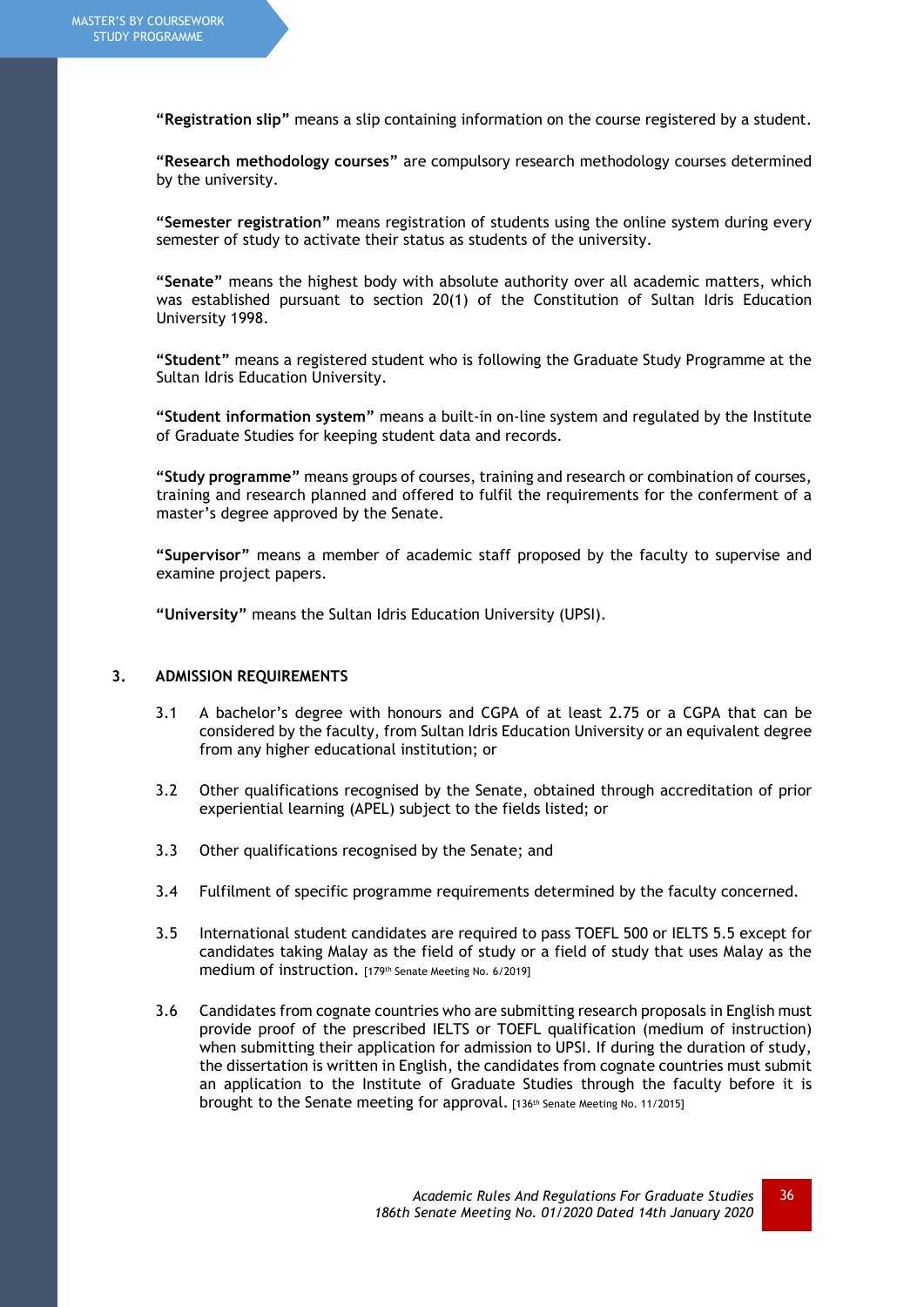**"Registration slip"** means a slip containing information on the course registered by a student.

**"Research methodology courses"** are compulsory research methodology courses determined by the university.

**"Semester registration"** means registration of students using the online system during every semester of study to activate their status as students of the university.

**"Senate"** means the highest body with absolute authority over all academic matters, which was established pursuant to section 20(1) of the Constitution of Sultan Idris Education University 1998.

**"Student"** means a registered student who is following the Graduate Study Programme at the Sultan Idris Education University.

**"Student information system"** means a built-in on-line system and regulated by the Institute of Graduate Studies for keeping student data and records.

**"Study programme"** means groups of courses, training and research or combination of courses, training and research planned and offered to fulfil the requirements for the conferment of a master's degree approved by the Senate.

**"Supervisor"** means a member of academic staff proposed by the faculty to supervise and examine project papers.

**"University"** means the Sultan Idris Education University (UPSI).

## 3. ADMISSION REQUIREMENTS

3.1 A bachelor's degree with honours and CGPA of at least 2.75 or a CGPA that can be considered by the faculty, from Sultan Idris Education University or an equivalent degree from any higher educational institution; or

3.2 Other qualifications recognised by the Senate, obtained through accreditation of prior experiential learning (APEL) subject to the fields listed; or

3.3 Other qualifications recognised by the Senate; and

3.4 Fulfilment of specific programme requirements determined by the faculty concerned.

3.5 International student candidates are required to pass TOEFL 500 or IELTS 5.5 except for candidates taking Malay as the field of study or a field of study that uses Malay as the medium of instruction. [179th Senate Meeting No. 6/2019]

3.6 Candidates from cognate countries who are submitting research proposals in English must provide proof of the prescribed IELTS or TOEFL qualification (medium of instruction) when submitting their application for admission to UPSI. If during the duration of study, the dissertation is written in English, the candidates from cognate countries must submit an application to the Institute of Graduate Studies through the faculty before it is brought to the Senate meeting for approval. [136th Senate Meeting No. 11/2015]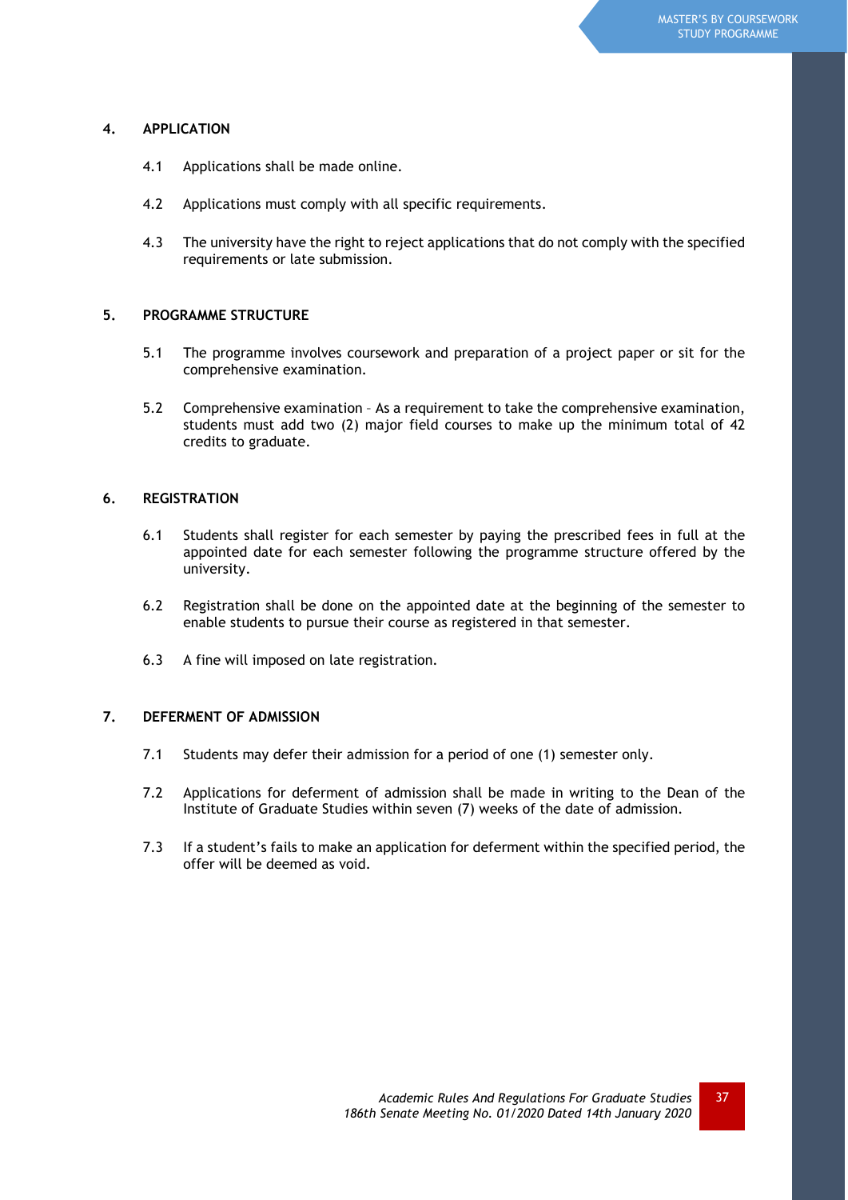## 4. APPLICATION

4.1 Applications shall be made online.

4.2 Applications must comply with all specific requirements.

4.3 The university have the right to reject applications that do not comply with the specified requirements or late submission.

## 5. PROGRAMME STRUCTURE

5.1 The programme involves coursework and preparation of a project paper or sit for the comprehensive examination.

5.2 Comprehensive examination – As a requirement to take the comprehensive examination, students must add two (2) major field courses to make up the minimum total of 42 credits to graduate.

## 6. REGISTRATION

6.1 Students shall register for each semester by paying the prescribed fees in full at the appointed date for each semester following the programme structure offered by the university.

6.2 Registration shall be done on the appointed date at the beginning of the semester to enable students to pursue their course as registered in that semester.

6.3 A fine will imposed on late registration.

## 7. DEFERMENT OF ADMISSION

7.1 Students may defer their admission for a period of one (1) semester only.

7.2 Applications for deferment of admission shall be made in writing to the Dean of the Institute of Graduate Studies within seven (7) weeks of the date of admission.

7.3 If a student's fails to make an application for deferment within the specified period, the offer will be deemed as void.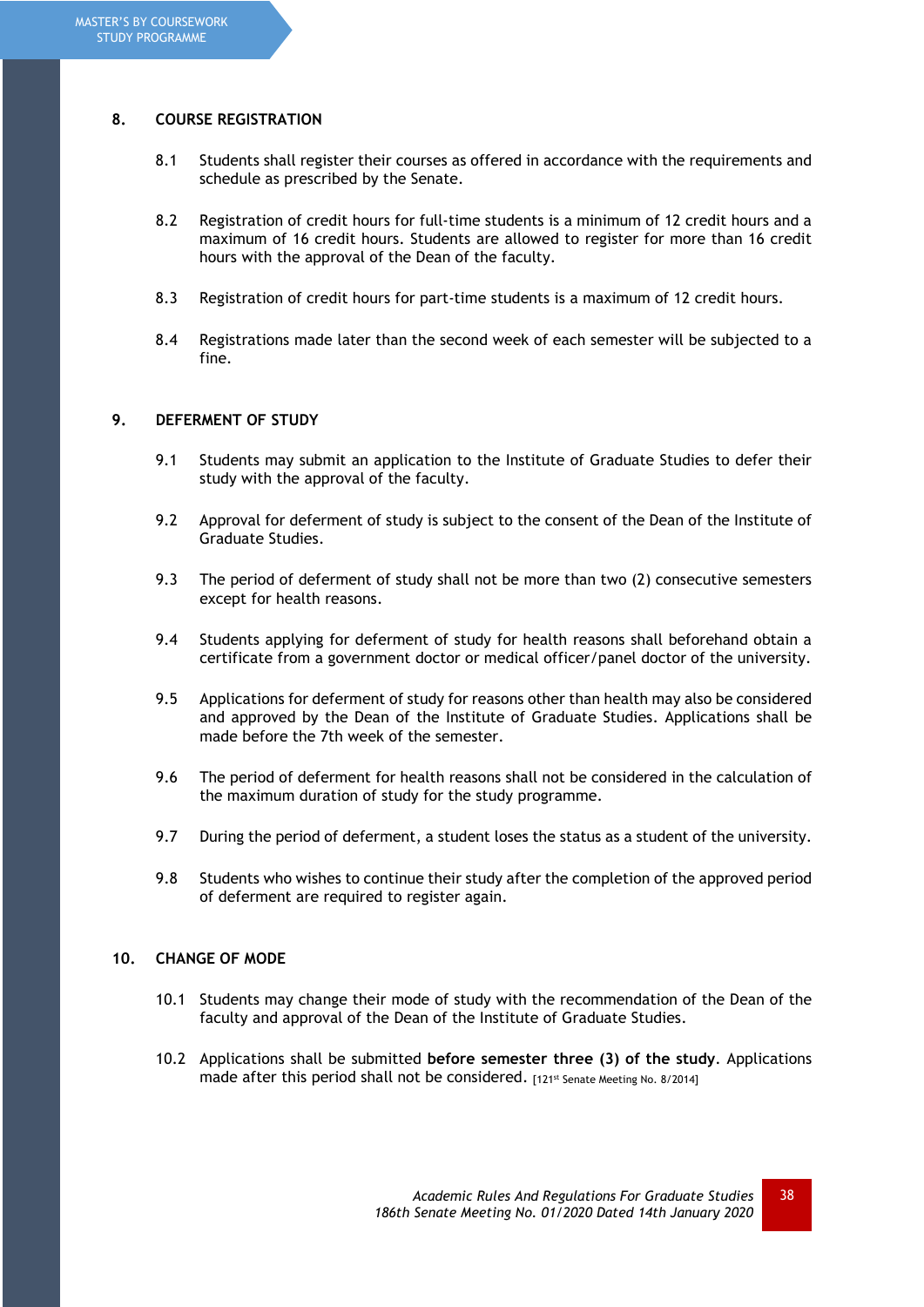## 8. COURSE REGISTRATION

8.1 Students shall register their courses as offered in accordance with the requirements and schedule as prescribed by the Senate.

8.2 Registration of credit hours for full-time students is a minimum of 12 credit hours and a maximum of 16 credit hours. Students are allowed to register for more than 16 credit hours with the approval of the Dean of the faculty.

8.3 Registration of credit hours for part-time students is a maximum of 12 credit hours.

8.4 Registrations made later than the second week of each semester will be subjected to a fine.

## 9. DEFERMENT OF STUDY

9.1 Students may submit an application to the Institute of Graduate Studies to defer their study with the approval of the faculty.

9.2 Approval for deferment of study is subject to the consent of the Dean of the Institute of Graduate Studies.

9.3 The period of deferment of study shall not be more than two (2) consecutive semesters except for health reasons.

9.4 Students applying for deferment of study for health reasons shall beforehand obtain a certificate from a government doctor or medical officer/panel doctor of the university.

9.5 Applications for deferment of study for reasons other than health may also be considered and approved by the Dean of the Institute of Graduate Studies. Applications shall be made before the 7th week of the semester.

9.6 The period of deferment for health reasons shall not be considered in the calculation of the maximum duration of study for the study programme.

9.7 During the period of deferment, a student loses the status as a student of the university.

9.8 Students who wishes to continue their study after the completion of the approved period of deferment are required to register again.

## 10. CHANGE OF MODE

10.1 Students may change their mode of study with the recommendation of the Dean of the faculty and approval of the Dean of the Institute of Graduate Studies.

10.2 Applications shall be submitted **before semester three (3) of the study**. Applications made after this period shall not be considered. [121st Senate Meeting No. 8/2014]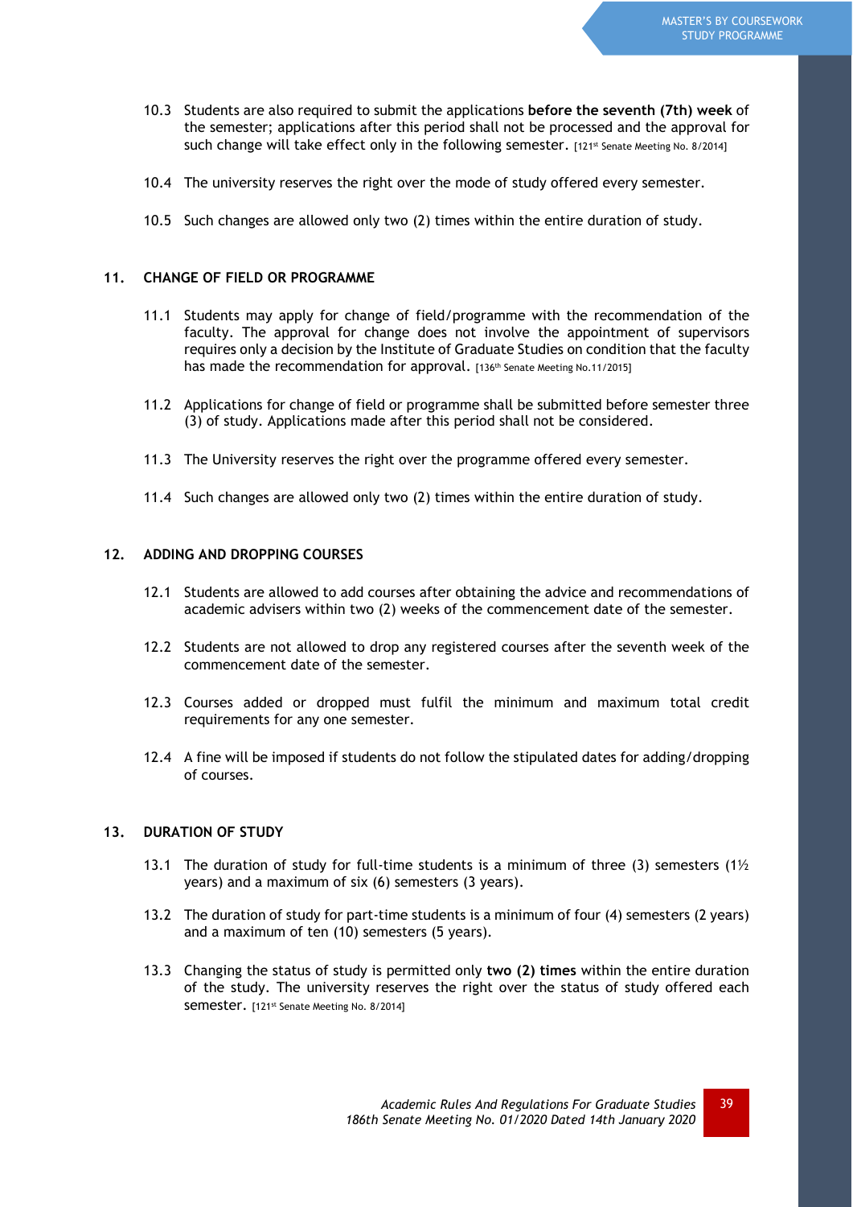10.3 Students are also required to submit the applications **before the seventh (7th) week** of the semester; applications after this period shall not be processed and the approval for such change will take effect only in the following semester. [121st Senate Meeting No. 8/2014]

10.4 The university reserves the right over the mode of study offered every semester.

10.5 Such changes are allowed only two (2) times within the entire duration of study.

## 11. CHANGE OF FIELD OR PROGRAMME

11.1 Students may apply for change of field/programme with the recommendation of the faculty. The approval for change does not involve the appointment of supervisors requires only a decision by the Institute of Graduate Studies on condition that the faculty has made the recommendation for approval. [136th Senate Meeting No.11/2015]

11.2 Applications for change of field or programme shall be submitted before semester three (3) of study. Applications made after this period shall not be considered.

11.3 The University reserves the right over the programme offered every semester.

11.4 Such changes are allowed only two (2) times within the entire duration of study.

## 12. ADDING AND DROPPING COURSES

12.1 Students are allowed to add courses after obtaining the advice and recommendations of academic advisers within two (2) weeks of the commencement date of the semester.

12.2 Students are not allowed to drop any registered courses after the seventh week of the commencement date of the semester.

12.3 Courses added or dropped must fulfil the minimum and maximum total credit requirements for any one semester.

12.4 A fine will be imposed if students do not follow the stipulated dates for adding/dropping of courses.

## 13. DURATION OF STUDY

13.1 The duration of study for full-time students is a minimum of three (3) semesters (1½ years) and a maximum of six (6) semesters (3 years).

13.2 The duration of study for part-time students is a minimum of four (4) semesters (2 years) and a maximum of ten (10) semesters (5 years).

13.3 Changing the status of study is permitted only **two (2) times** within the entire duration of the study. The university reserves the right over the status of study offered each semester. [121st Senate Meeting No. 8/2014]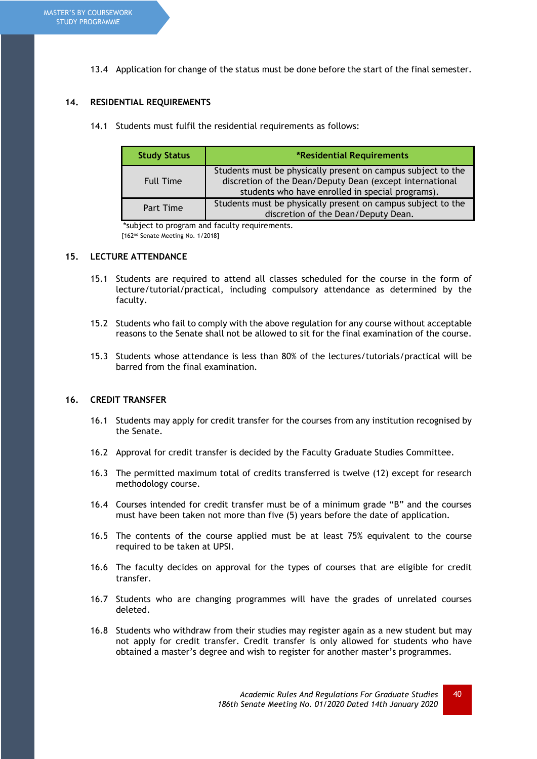13.4 Application for change of the status must be done before the start of the final semester.

## 14. RESIDENTIAL REQUIREMENTS

14.1 Students must fulfil the residential requirements as follows:

| Study Status | *Residential Requirements |
|---|---|
| Full Time | Students must be physically present on campus subject to the discretion of the Dean/Deputy Dean (except international students who have enrolled in special programs). |
| Part Time | Students must be physically present on campus subject to the discretion of the Dean/Deputy Dean. |

*subject to program and faculty requirements.
[162nd Senate Meeting No. 1/2018]

## 15. LECTURE ATTENDANCE

15.1 Students are required to attend all classes scheduled for the course in the form of lecture/tutorial/practical, including compulsory attendance as determined by the faculty.

15.2 Students who fail to comply with the above regulation for any course without acceptable reasons to the Senate shall not be allowed to sit for the final examination of the course.

15.3 Students whose attendance is less than 80% of the lectures/tutorials/practical will be barred from the final examination.

## 16. CREDIT TRANSFER

16.1 Students may apply for credit transfer for the courses from any institution recognised by the Senate.

16.2 Approval for credit transfer is decided by the Faculty Graduate Studies Committee.

16.3 The permitted maximum total of credits transferred is twelve (12) except for research methodology course.

16.4 Courses intended for credit transfer must be of a minimum grade "B" and the courses must have been taken not more than five (5) years before the date of application.

16.5 The contents of the course applied must be at least 75% equivalent to the course required to be taken at UPSI.

16.6 The faculty decides on approval for the types of courses that are eligible for credit transfer.

16.7 Students who are changing programmes will have the grades of unrelated courses deleted.

16.8 Students who withdraw from their studies may register again as a new student but may not apply for credit transfer. Credit transfer is only allowed for students who have obtained a master's degree and wish to register for another master's programmes.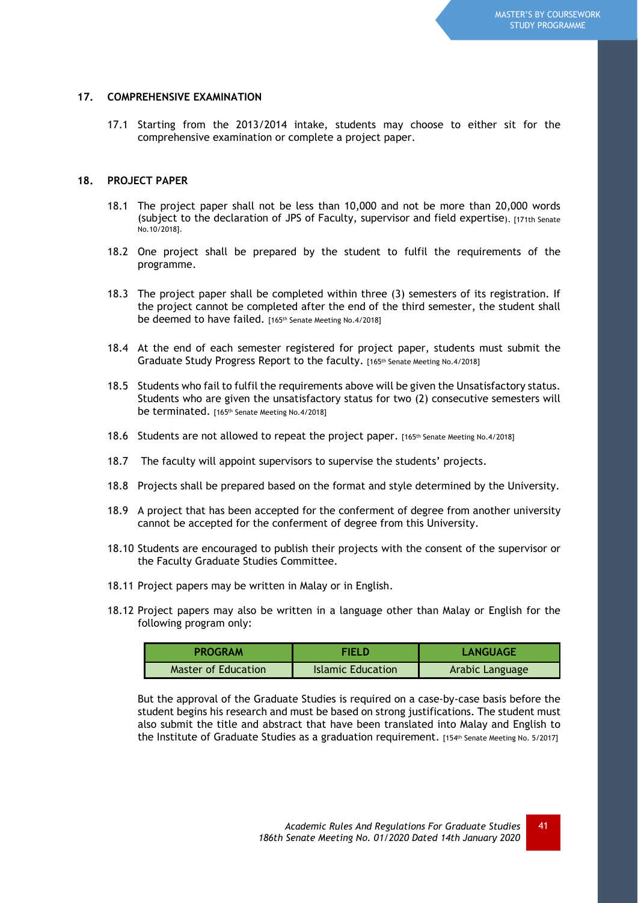## 17. COMPREHENSIVE EXAMINATION

17.1 Starting from the 2013/2014 intake, students may choose to either sit for the comprehensive examination or complete a project paper.

## 18. PROJECT PAPER

18.1 The project paper shall not be less than 10,000 and not be more than 20,000 words (subject to the declaration of JPS of Faculty, supervisor and field expertise). [171th Senate No.10/2018].

18.2 One project shall be prepared by the student to fulfil the requirements of the programme.

18.3 The project paper shall be completed within three (3) semesters of its registration. If the project cannot be completed after the end of the third semester, the student shall be deemed to have failed. [165th Senate Meeting No.4/2018]

18.4 At the end of each semester registered for project paper, students must submit the Graduate Study Progress Report to the faculty. [165th Senate Meeting No.4/2018]

18.5 Students who fail to fulfil the requirements above will be given the Unsatisfactory status. Students who are given the unsatisfactory status for two (2) consecutive semesters will be terminated. [165th Senate Meeting No.4/2018]

18.6 Students are not allowed to repeat the project paper. [165th Senate Meeting No.4/2018]

18.7 The faculty will appoint supervisors to supervise the students' projects.

18.8 Projects shall be prepared based on the format and style determined by the University.

18.9 A project that has been accepted for the conferment of degree from another university cannot be accepted for the conferment of degree from this University.

18.10 Students are encouraged to publish their projects with the consent of the supervisor or the Faculty Graduate Studies Committee.

18.11 Project papers may be written in Malay or in English.

18.12 Project papers may also be written in a language other than Malay or English for the following program only:

| PROGRAM | FIELD | LANGUAGE |
|---|---|---|
| Master of Education | Islamic Education | Arabic Language |

But the approval of the Graduate Studies is required on a case-by-case basis before the student begins his research and must be based on strong justifications. The student must also submit the title and abstract that have been translated into Malay and English to the Institute of Graduate Studies as a graduation requirement. [154th Senate Meeting No. 5/2017]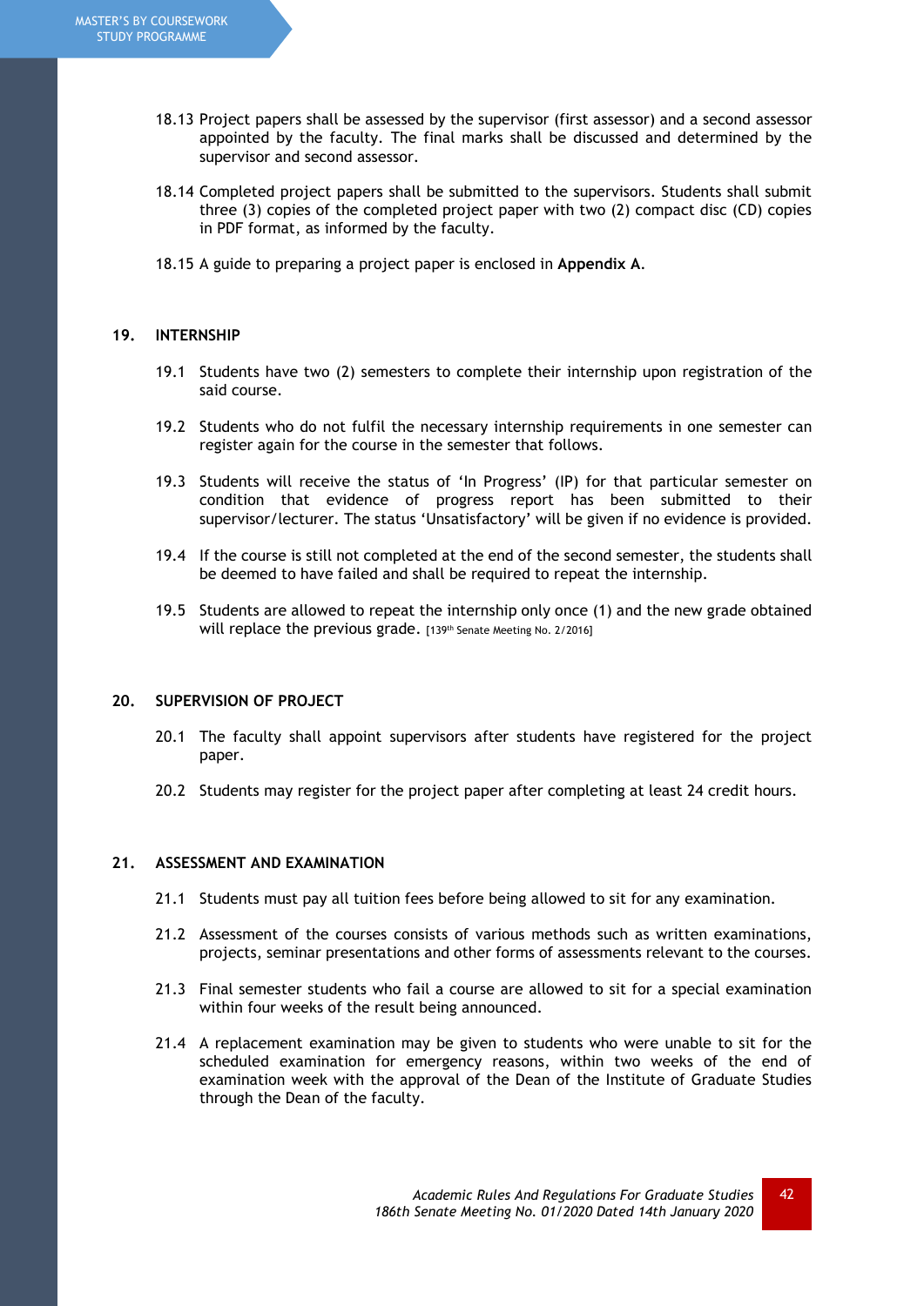18.13 Project papers shall be assessed by the supervisor (first assessor) and a second assessor appointed by the faculty. The final marks shall be discussed and determined by the supervisor and second assessor.

18.14 Completed project papers shall be submitted to the supervisors. Students shall submit three (3) copies of the completed project paper with two (2) compact disc (CD) copies in PDF format, as informed by the faculty.

18.15 A guide to preparing a project paper is enclosed in **Appendix A**.

## 19. INTERNSHIP

19.1 Students have two (2) semesters to complete their internship upon registration of the said course.

19.2 Students who do not fulfil the necessary internship requirements in one semester can register again for the course in the semester that follows.

19.3 Students will receive the status of 'In Progress' (IP) for that particular semester on condition that evidence of progress report has been submitted to their supervisor/lecturer. The status 'Unsatisfactory' will be given if no evidence is provided.

19.4 If the course is still not completed at the end of the second semester, the students shall be deemed to have failed and shall be required to repeat the internship.

19.5 Students are allowed to repeat the internship only once (1) and the new grade obtained will replace the previous grade. [139th Senate Meeting No. 2/2016]

## 20. SUPERVISION OF PROJECT

20.1 The faculty shall appoint supervisors after students have registered for the project paper.

20.2 Students may register for the project paper after completing at least 24 credit hours.

## 21. ASSESSMENT AND EXAMINATION

21.1 Students must pay all tuition fees before being allowed to sit for any examination.

21.2 Assessment of the courses consists of various methods such as written examinations, projects, seminar presentations and other forms of assessments relevant to the courses.

21.3 Final semester students who fail a course are allowed to sit for a special examination within four weeks of the result being announced.

21.4 A replacement examination may be given to students who were unable to sit for the scheduled examination for emergency reasons, within two weeks of the end of examination week with the approval of the Dean of the Institute of Graduate Studies through the Dean of the faculty.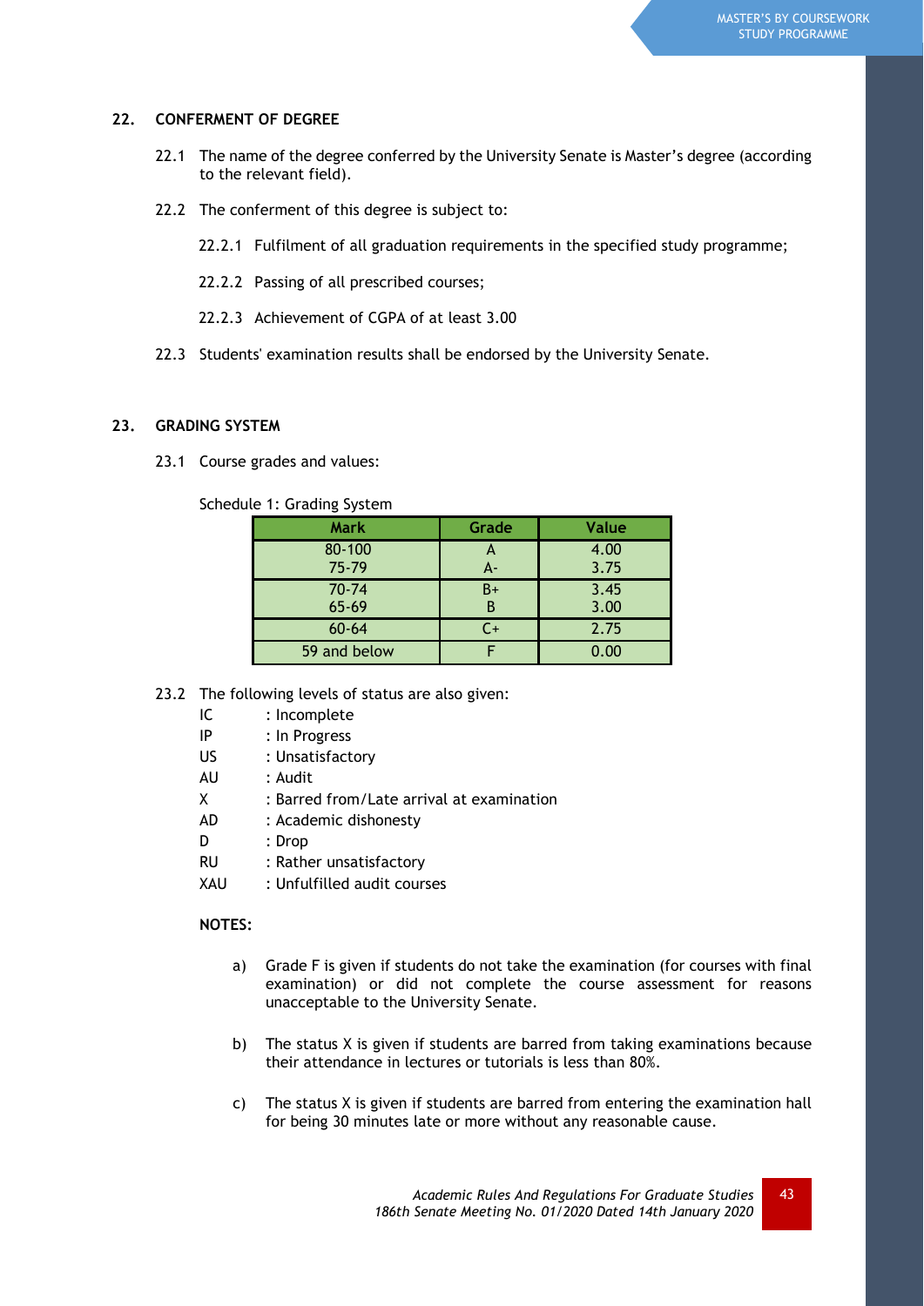## 22. CONFERMENT OF DEGREE

22.1 The name of the degree conferred by the University Senate is Master's degree (according to the relevant field).

22.2 The conferment of this degree is subject to:

22.2.1 Fulfilment of all graduation requirements in the specified study programme;

22.2.2 Passing of all prescribed courses;

22.2.3 Achievement of CGPA of at least 3.00

22.3 Students' examination results shall be endorsed by the University Senate.

## 23. GRADING SYSTEM

23.1 Course grades and values:

Schedule 1: Grading System

| Mark | Grade | Value |
|---|---|---|
| 80-100 | A | 4.00 |
| 75-79 | A- | 3.75 |
| 70-74 | B+ | 3.45 |
| 65-69 | B | 3.00 |
| 60-64 | C+ | 2.75 |
| 59 and below | F | 0.00 |

23.2 The following levels of status are also given:

- IC : Incomplete
- IP : In Progress
- US : Unsatisfactory
- AU : Audit
- X : Barred from/Late arrival at examination
- AD : Academic dishonesty
- D : Drop
- RU : Rather unsatisfactory
- XAU : Unfulfilled audit courses

**NOTES:**

a) Grade F is given if students do not take the examination (for courses with final examination) or did not complete the course assessment for reasons unacceptable to the University Senate.

b) The status X is given if students are barred from taking examinations because their attendance in lectures or tutorials is less than 80%.

c) The status X is given if students are barred from entering the examination hall for being 30 minutes late or more without any reasonable cause.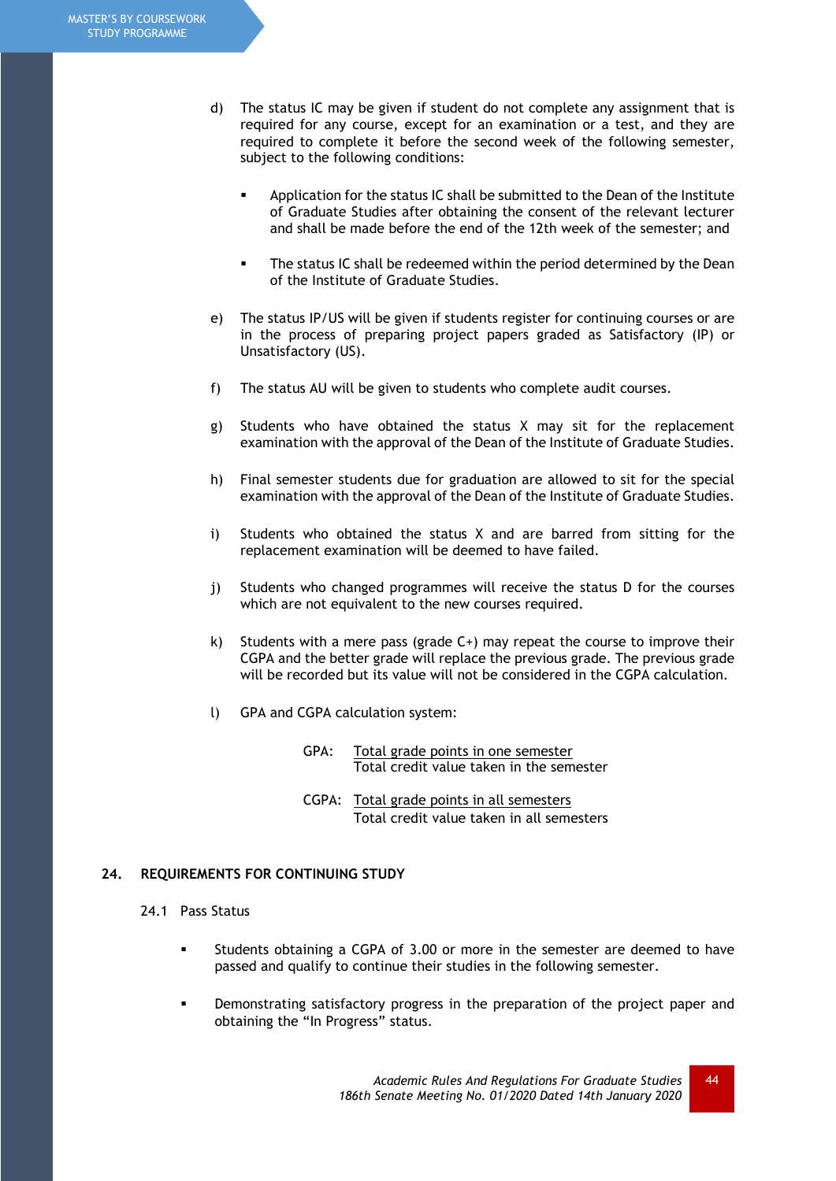d) The status IC may be given if student do not complete any assignment that is required for any course, except for an examination or a test, and they are required to complete it before the second week of the following semester, subject to the following conditions:

   - Application for the status IC shall be submitted to the Dean of the Institute of Graduate Studies after obtaining the consent of the relevant lecturer and shall be made before the end of the 12th week of the semester; and

   - The status IC shall be redeemed within the period determined by the Dean of the Institute of Graduate Studies.

e) The status IP/US will be given if students register for continuing courses or are in the process of preparing project papers graded as Satisfactory (IP) or Unsatisfactory (US).

f) The status AU will be given to students who complete audit courses.

g) Students who have obtained the status X may sit for the replacement examination with the approval of the Dean of the Institute of Graduate Studies.

h) Final semester students due for graduation are allowed to sit for the special examination with the approval of the Dean of the Institute of Graduate Studies.

i) Students who obtained the status X and are barred from sitting for the replacement examination will be deemed to have failed.

j) Students who changed programmes will receive the status D for the courses which are not equivalent to the new courses required.

k) Students with a mere pass (grade C+) may repeat the course to improve their CGPA and the better grade will replace the previous grade. The previous grade will be recorded but its value will not be considered in the CGPA calculation.

l) GPA and CGPA calculation system:

$$\text{GPA:} \quad \frac{\text{Total grade points in one semester}}{\text{Total credit value taken in the semester}}$$

$$\text{CGPA:} \quad \frac{\text{Total grade points in all semesters}}{\text{Total credit value taken in all semesters}}$$

## 24. REQUIREMENTS FOR CONTINUING STUDY

### 24.1 Pass Status

- Students obtaining a CGPA of 3.00 or more in the semester are deemed to have passed and qualify to continue their studies in the following semester.

- Demonstrating satisfactory progress in the preparation of the project paper and obtaining the "In Progress" status.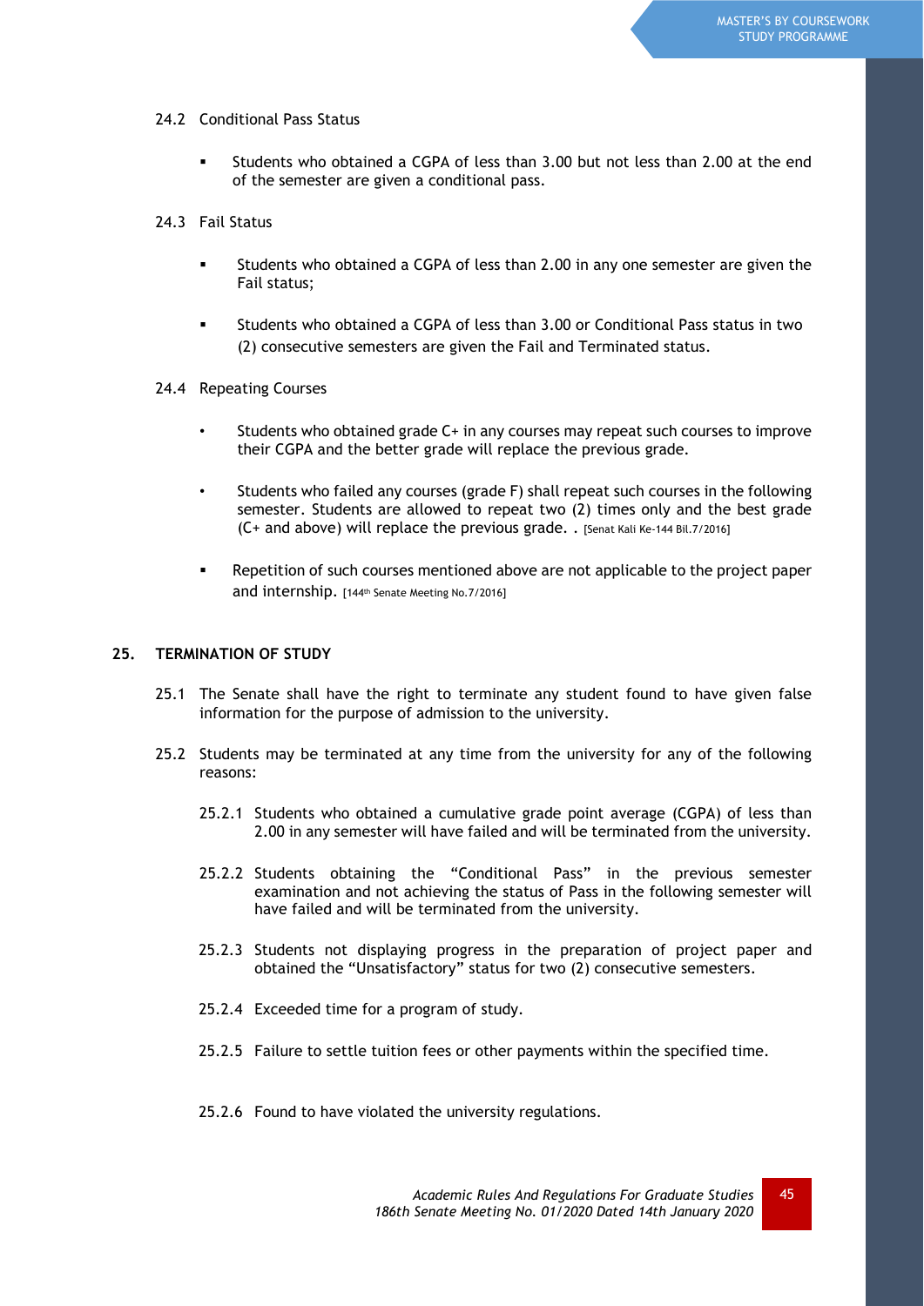24.2 Conditional Pass Status

- Students who obtained a CGPA of less than 3.00 but not less than 2.00 at the end of the semester are given a conditional pass.

24.3 Fail Status

- Students who obtained a CGPA of less than 2.00 in any one semester are given the Fail status;
- Students who obtained a CGPA of less than 3.00 or Conditional Pass status in two (2) consecutive semesters are given the Fail and Terminated status.

24.4 Repeating Courses

- Students who obtained grade C+ in any courses may repeat such courses to improve their CGPA and the better grade will replace the previous grade.
- Students who failed any courses (grade F) shall repeat such courses in the following semester. Students are allowed to repeat two (2) times only and the best grade (C+ and above) will replace the previous grade. . [Senat Kali Ke-144 Bil.7/2016]
- Repetition of such courses mentioned above are not applicable to the project paper and internship. [144th Senate Meeting No.7/2016]

## 25. TERMINATION OF STUDY

25.1 The Senate shall have the right to terminate any student found to have given false information for the purpose of admission to the university.

25.2 Students may be terminated at any time from the university for any of the following reasons:

25.2.1 Students who obtained a cumulative grade point average (CGPA) of less than 2.00 in any semester will have failed and will be terminated from the university.

25.2.2 Students obtaining the "Conditional Pass" in the previous semester examination and not achieving the status of Pass in the following semester will have failed and will be terminated from the university.

25.2.3 Students not displaying progress in the preparation of project paper and obtained the "Unsatisfactory" status for two (2) consecutive semesters.

25.2.4 Exceeded time for a program of study.

25.2.5 Failure to settle tuition fees or other payments within the specified time.

25.2.6 Found to have violated the university regulations.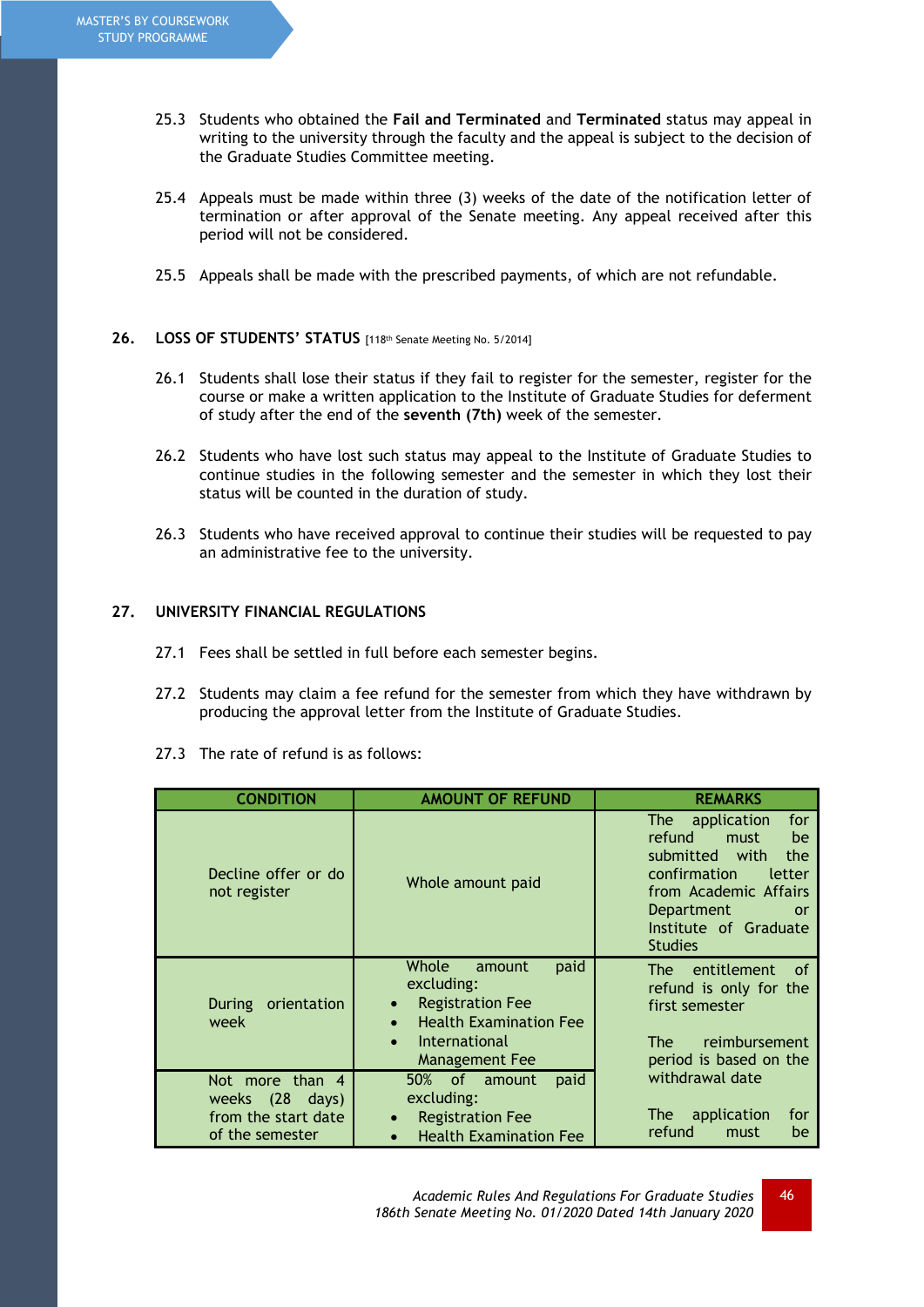25.3 Students who obtained the **Fail and Terminated** and **Terminated** status may appeal in writing to the university through the faculty and the appeal is subject to the decision of the Graduate Studies Committee meeting.

25.4 Appeals must be made within three (3) weeks of the date of the notification letter of termination or after approval of the Senate meeting. Any appeal received after this period will not be considered.

25.5 Appeals shall be made with the prescribed payments, of which are not refundable.

## 26. LOSS OF STUDENTS' STATUS [118th Senate Meeting No. 5/2014]

26.1 Students shall lose their status if they fail to register for the semester, register for the course or make a written application to the Institute of Graduate Studies for deferment of study after the end of the **seventh (7th)** week of the semester.

26.2 Students who have lost such status may appeal to the Institute of Graduate Studies to continue studies in the following semester and the semester in which they lost their status will be counted in the duration of study.

26.3 Students who have received approval to continue their studies will be requested to pay an administrative fee to the university.

## 27. UNIVERSITY FINANCIAL REGULATIONS

27.1 Fees shall be settled in full before each semester begins.

27.2 Students may claim a fee refund for the semester from which they have withdrawn by producing the approval letter from the Institute of Graduate Studies.

27.3 The rate of refund is as follows:

| CONDITION | AMOUNT OF REFUND | REMARKS |
|---|---|---|
| Decline offer or do not register | Whole amount paid | The application for refund must be submitted with the confirmation letter from Academic Affairs Department or Institute of Graduate Studies |
| During orientation week | Whole amount paid excluding:<br>• Registration Fee<br>• Health Examination Fee<br>• International Management Fee | The entitlement of refund is only for the first semester<br><br>The reimbursement period is based on the withdrawal date<br><br>The application for refund must be |
| Not more than 4 weeks (28 days) from the start date of the semester | 50% of amount paid excluding:<br>• Registration Fee<br>• Health Examination Fee | |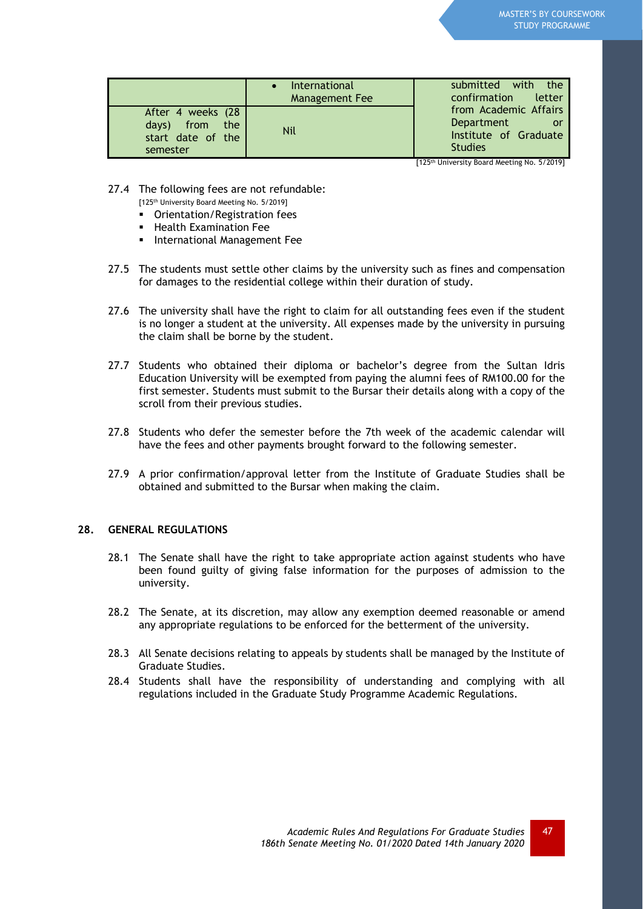| | | |
|---|---|---|
| | • International Management Fee | submitted with the confirmation letter from Academic Affairs Department or Institute of Graduate Studies |
| After 4 weeks (28 days) from the start date of the semester | Nil | |

[125th University Board Meeting No. 5/2019]

27.4 The following fees are not refundable:
[125th University Board Meeting No. 5/2019]

- Orientation/Registration fees
- Health Examination Fee
- International Management Fee

27.5 The students must settle other claims by the university such as fines and compensation for damages to the residential college within their duration of study.

27.6 The university shall have the right to claim for all outstanding fees even if the student is no longer a student at the university. All expenses made by the university in pursuing the claim shall be borne by the student.

27.7 Students who obtained their diploma or bachelor's degree from the Sultan Idris Education University will be exempted from paying the alumni fees of RM100.00 for the first semester. Students must submit to the Bursar their details along with a copy of the scroll from their previous studies.

27.8 Students who defer the semester before the 7th week of the academic calendar will have the fees and other payments brought forward to the following semester.

27.9 A prior confirmation/approval letter from the Institute of Graduate Studies shall be obtained and submitted to the Bursar when making the claim.

## 28. GENERAL REGULATIONS

28.1 The Senate shall have the right to take appropriate action against students who have been found guilty of giving false information for the purposes of admission to the university.

28.2 The Senate, at its discretion, may allow any exemption deemed reasonable or amend any appropriate regulations to be enforced for the betterment of the university.

28.3 All Senate decisions relating to appeals by students shall be managed by the Institute of Graduate Studies.

28.4 Students shall have the responsibility of understanding and complying with all regulations included in the Graduate Study Programme Academic Regulations.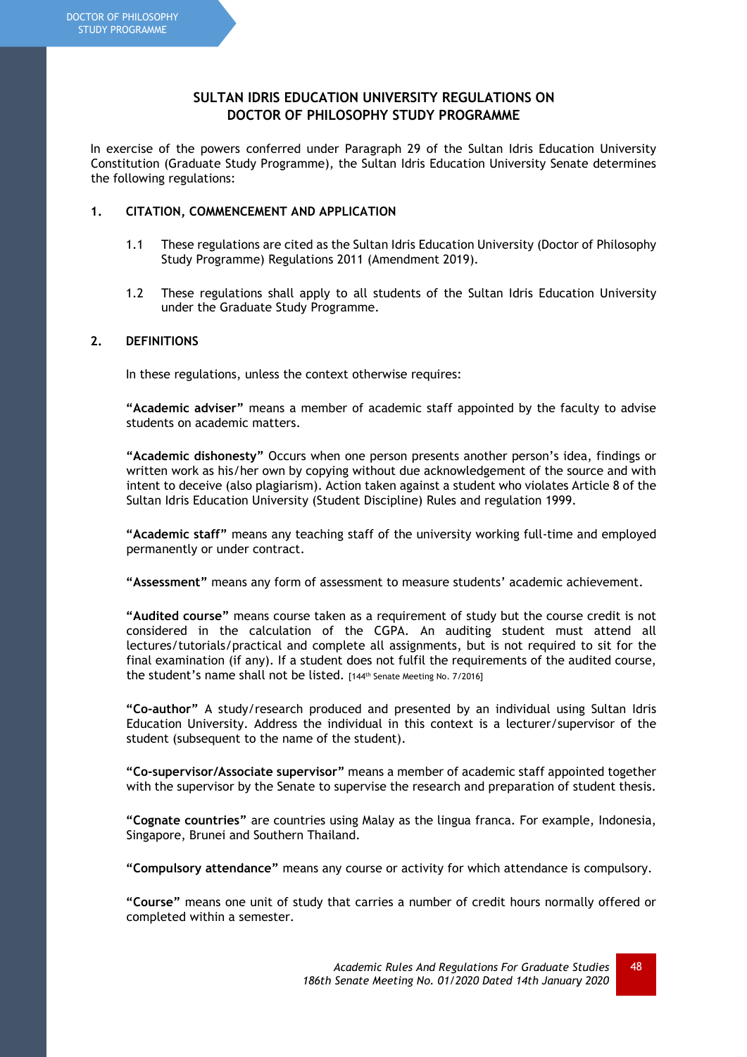## SULTAN IDRIS EDUCATION UNIVERSITY REGULATIONS ON DOCTOR OF PHILOSOPHY STUDY PROGRAMME

In exercise of the powers conferred under Paragraph 29 of the Sultan Idris Education University Constitution (Graduate Study Programme), the Sultan Idris Education University Senate determines the following regulations:

### 1. CITATION, COMMENCEMENT AND APPLICATION

1.1 These regulations are cited as the Sultan Idris Education University (Doctor of Philosophy Study Programme) Regulations 2011 (Amendment 2019).

1.2 These regulations shall apply to all students of the Sultan Idris Education University under the Graduate Study Programme.

### 2. DEFINITIONS

In these regulations, unless the context otherwise requires:

**"Academic adviser"** means a member of academic staff appointed by the faculty to advise students on academic matters.

**"Academic dishonesty"** Occurs when one person presents another person's idea, findings or written work as his/her own by copying without due acknowledgement of the source and with intent to deceive (also plagiarism). Action taken against a student who violates Article 8 of the Sultan Idris Education University (Student Discipline) Rules and regulation 1999.

**"Academic staff"** means any teaching staff of the university working full-time and employed permanently or under contract.

**"Assessment"** means any form of assessment to measure students' academic achievement.

**"Audited course"** means course taken as a requirement of study but the course credit is not considered in the calculation of the CGPA. An auditing student must attend all lectures/tutorials/practical and complete all assignments, but is not required to sit for the final examination (if any). If a student does not fulfil the requirements of the audited course, the student's name shall not be listed. [144th Senate Meeting No. 7/2016]

**"Co-author"** A study/research produced and presented by an individual using Sultan Idris Education University. Address the individual in this context is a lecturer/supervisor of the student (subsequent to the name of the student).

**"Co-supervisor/Associate supervisor"** means a member of academic staff appointed together with the supervisor by the Senate to supervise the research and preparation of student thesis.

**"Cognate countries"** are countries using Malay as the lingua franca. For example, Indonesia, Singapore, Brunei and Southern Thailand.

**"Compulsory attendance"** means any course or activity for which attendance is compulsory.

**"Course"** means one unit of study that carries a number of credit hours normally offered or completed within a semester.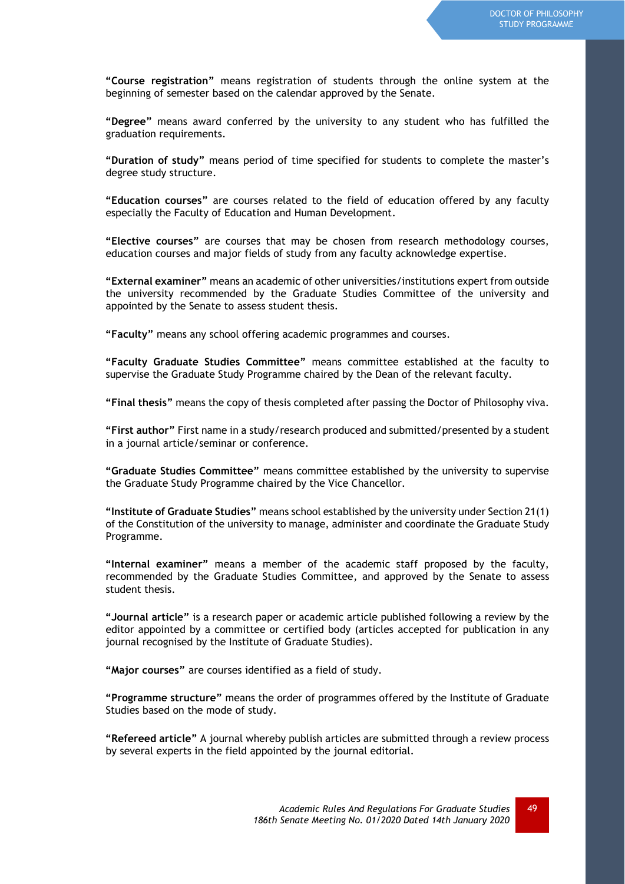**“Course registration”** means registration of students through the online system at the beginning of semester based on the calendar approved by the Senate.

**“Degree”** means award conferred by the university to any student who has fulfilled the graduation requirements.

**“Duration of study”** means period of time specified for students to complete the master’s degree study structure.

**“Education courses”** are courses related to the field of education offered by any faculty especially the Faculty of Education and Human Development.

**“Elective courses”** are courses that may be chosen from research methodology courses, education courses and major fields of study from any faculty acknowledge expertise.

**“External examiner”** means an academic of other universities/institutions expert from outside the university recommended by the Graduate Studies Committee of the university and appointed by the Senate to assess student thesis.

**“Faculty”** means any school offering academic programmes and courses.

**“Faculty Graduate Studies Committee”** means committee established at the faculty to supervise the Graduate Study Programme chaired by the Dean of the relevant faculty.

**“Final thesis”** means the copy of thesis completed after passing the Doctor of Philosophy viva.

**“First author”** First name in a study/research produced and submitted/presented by a student in a journal article/seminar or conference.

**“Graduate Studies Committee”** means committee established by the university to supervise the Graduate Study Programme chaired by the Vice Chancellor.

**“Institute of Graduate Studies”** means school established by the university under Section 21(1) of the Constitution of the university to manage, administer and coordinate the Graduate Study Programme.

**“Internal examiner”** means a member of the academic staff proposed by the faculty, recommended by the Graduate Studies Committee, and approved by the Senate to assess student thesis.

**“Journal article”** is a research paper or academic article published following a review by the editor appointed by a committee or certified body (articles accepted for publication in any journal recognised by the Institute of Graduate Studies).

**“Major courses”** are courses identified as a field of study.

**“Programme structure”** means the order of programmes offered by the Institute of Graduate Studies based on the mode of study.

**“Refereed article”** A journal whereby publish articles are submitted through a review process by several experts in the field appointed by the journal editorial.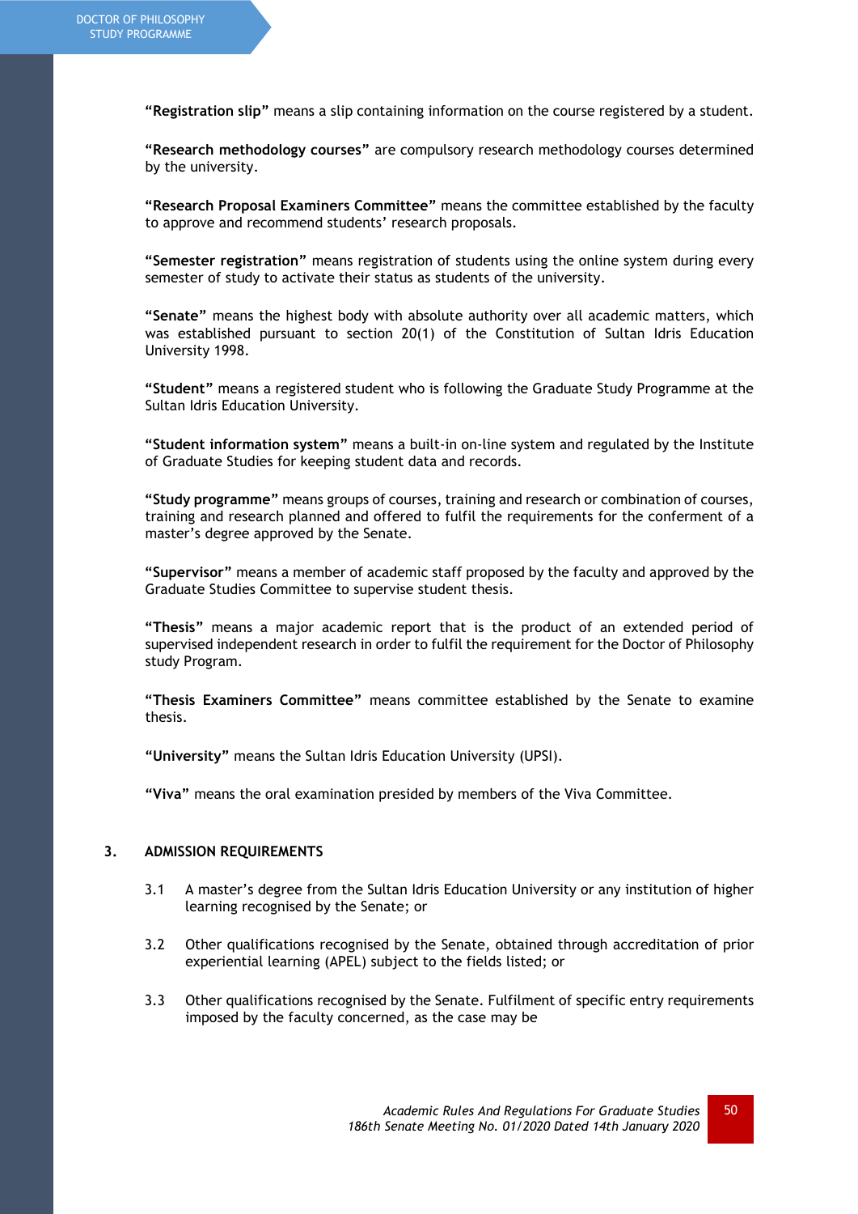**"Registration slip"** means a slip containing information on the course registered by a student.

**"Research methodology courses"** are compulsory research methodology courses determined by the university.

**"Research Proposal Examiners Committee"** means the committee established by the faculty to approve and recommend students' research proposals.

**"Semester registration"** means registration of students using the online system during every semester of study to activate their status as students of the university.

**"Senate"** means the highest body with absolute authority over all academic matters, which was established pursuant to section 20(1) of the Constitution of Sultan Idris Education University 1998.

**"Student"** means a registered student who is following the Graduate Study Programme at the Sultan Idris Education University.

**"Student information system"** means a built-in on-line system and regulated by the Institute of Graduate Studies for keeping student data and records.

**"Study programme"** means groups of courses, training and research or combination of courses, training and research planned and offered to fulfil the requirements for the conferment of a master's degree approved by the Senate.

**"Supervisor"** means a member of academic staff proposed by the faculty and approved by the Graduate Studies Committee to supervise student thesis.

**"Thesis"** means a major academic report that is the product of an extended period of supervised independent research in order to fulfil the requirement for the Doctor of Philosophy study Program.

**"Thesis Examiners Committee"** means committee established by the Senate to examine thesis.

**"University"** means the Sultan Idris Education University (UPSI).

**"Viva"** means the oral examination presided by members of the Viva Committee.

## 3. ADMISSION REQUIREMENTS

3.1 A master's degree from the Sultan Idris Education University or any institution of higher learning recognised by the Senate; or

3.2 Other qualifications recognised by the Senate, obtained through accreditation of prior experiential learning (APEL) subject to the fields listed; or

3.3 Other qualifications recognised by the Senate. Fulfilment of specific entry requirements imposed by the faculty concerned, as the case may be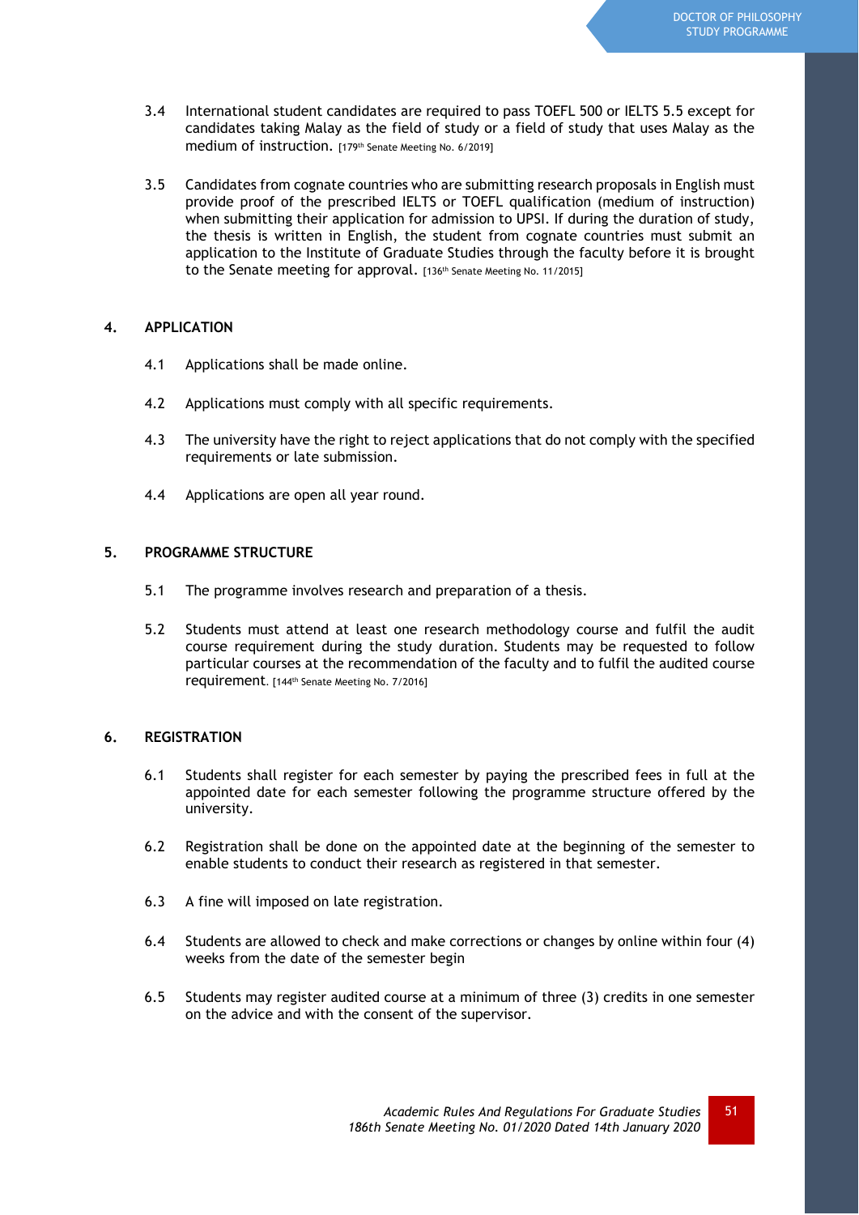3.4 International student candidates are required to pass TOEFL 500 or IELTS 5.5 except for candidates taking Malay as the field of study or a field of study that uses Malay as the medium of instruction. [179th Senate Meeting No. 6/2019]

3.5 Candidates from cognate countries who are submitting research proposals in English must provide proof of the prescribed IELTS or TOEFL qualification (medium of instruction) when submitting their application for admission to UPSI. If during the duration of study, the thesis is written in English, the student from cognate countries must submit an application to the Institute of Graduate Studies through the faculty before it is brought to the Senate meeting for approval. [136th Senate Meeting No. 11/2015]

## 4. APPLICATION

4.1 Applications shall be made online.

4.2 Applications must comply with all specific requirements.

4.3 The university have the right to reject applications that do not comply with the specified requirements or late submission.

4.4 Applications are open all year round.

## 5. PROGRAMME STRUCTURE

5.1 The programme involves research and preparation of a thesis.

5.2 Students must attend at least one research methodology course and fulfil the audit course requirement during the study duration. Students may be requested to follow particular courses at the recommendation of the faculty and to fulfil the audited course requirement. [144th Senate Meeting No. 7/2016]

## 6. REGISTRATION

6.1 Students shall register for each semester by paying the prescribed fees in full at the appointed date for each semester following the programme structure offered by the university.

6.2 Registration shall be done on the appointed date at the beginning of the semester to enable students to conduct their research as registered in that semester.

6.3 A fine will imposed on late registration.

6.4 Students are allowed to check and make corrections or changes by online within four (4) weeks from the date of the semester begin

6.5 Students may register audited course at a minimum of three (3) credits in one semester on the advice and with the consent of the supervisor.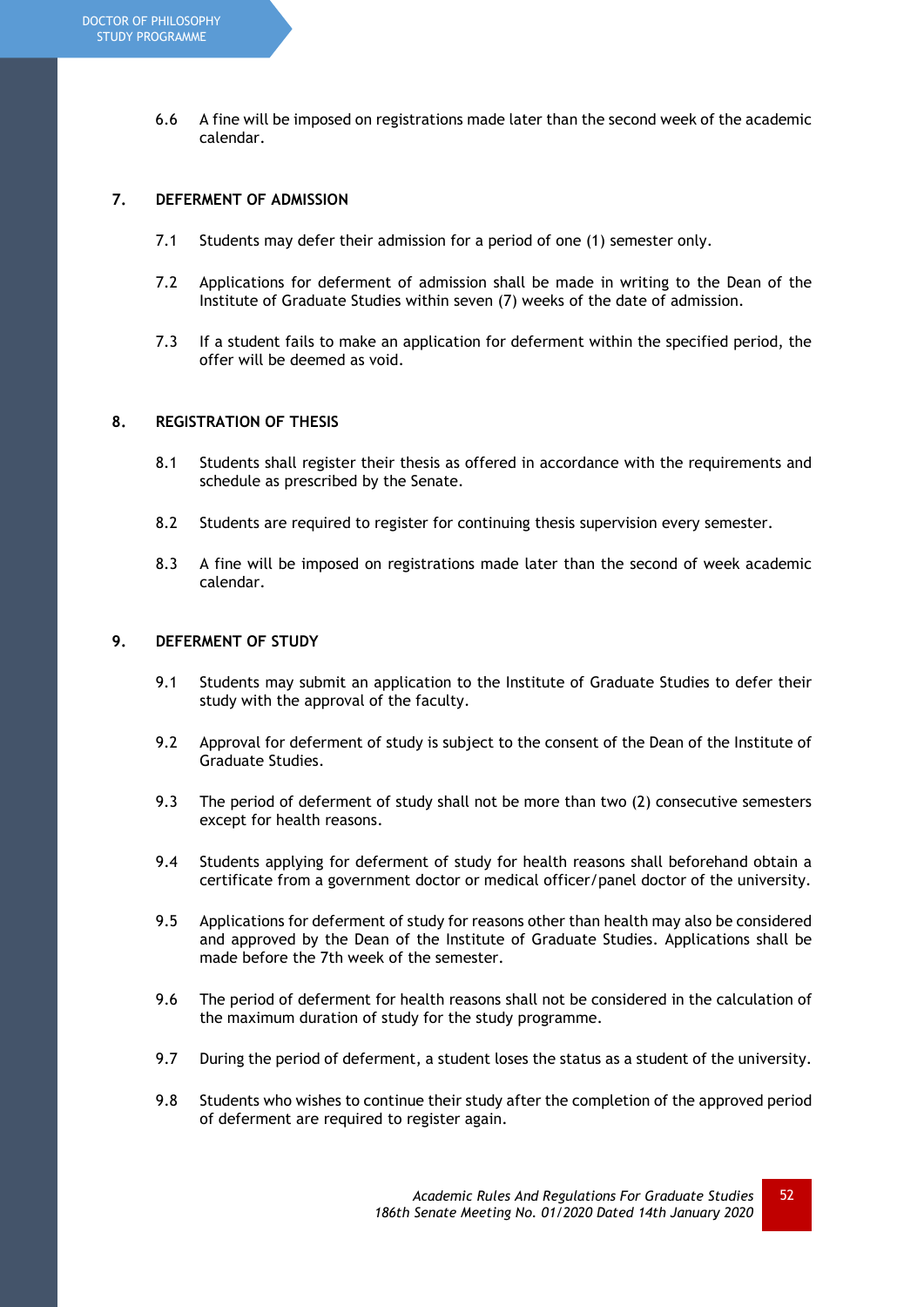6.6 A fine will be imposed on registrations made later than the second week of the academic calendar.

## 7. DEFERMENT OF ADMISSION

7.1 Students may defer their admission for a period of one (1) semester only.

7.2 Applications for deferment of admission shall be made in writing to the Dean of the Institute of Graduate Studies within seven (7) weeks of the date of admission.

7.3 If a student fails to make an application for deferment within the specified period, the offer will be deemed as void.

## 8. REGISTRATION OF THESIS

8.1 Students shall register their thesis as offered in accordance with the requirements and schedule as prescribed by the Senate.

8.2 Students are required to register for continuing thesis supervision every semester.

8.3 A fine will be imposed on registrations made later than the second of week academic calendar.

## 9. DEFERMENT OF STUDY

9.1 Students may submit an application to the Institute of Graduate Studies to defer their study with the approval of the faculty.

9.2 Approval for deferment of study is subject to the consent of the Dean of the Institute of Graduate Studies.

9.3 The period of deferment of study shall not be more than two (2) consecutive semesters except for health reasons.

9.4 Students applying for deferment of study for health reasons shall beforehand obtain a certificate from a government doctor or medical officer/panel doctor of the university.

9.5 Applications for deferment of study for reasons other than health may also be considered and approved by the Dean of the Institute of Graduate Studies. Applications shall be made before the 7th week of the semester.

9.6 The period of deferment for health reasons shall not be considered in the calculation of the maximum duration of study for the study programme.

9.7 During the period of deferment, a student loses the status as a student of the university.

9.8 Students who wishes to continue their study after the completion of the approved period of deferment are required to register again.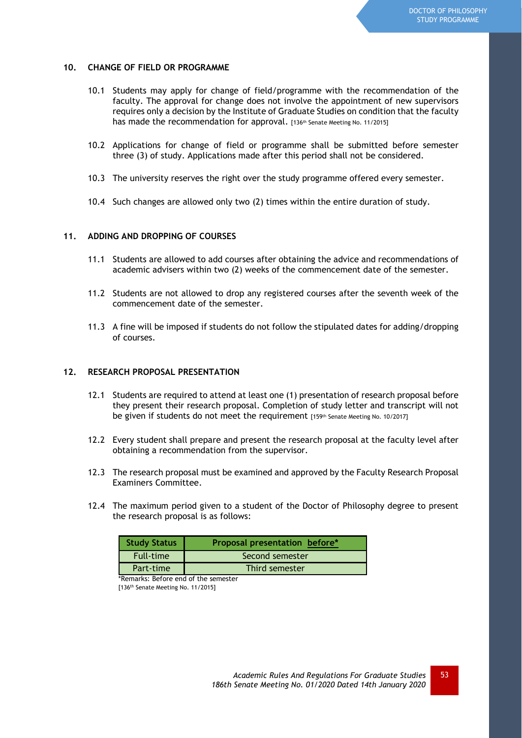## 10. CHANGE OF FIELD OR PROGRAMME

10.1 Students may apply for change of field/programme with the recommendation of the faculty. The approval for change does not involve the appointment of new supervisors requires only a decision by the Institute of Graduate Studies on condition that the faculty has made the recommendation for approval. [136th Senate Meeting No. 11/2015]

10.2 Applications for change of field or programme shall be submitted before semester three (3) of study. Applications made after this period shall not be considered.

10.3 The university reserves the right over the study programme offered every semester.

10.4 Such changes are allowed only two (2) times within the entire duration of study.

## 11. ADDING AND DROPPING OF COURSES

11.1 Students are allowed to add courses after obtaining the advice and recommendations of academic advisers within two (2) weeks of the commencement date of the semester.

11.2 Students are not allowed to drop any registered courses after the seventh week of the commencement date of the semester.

11.3 A fine will be imposed if students do not follow the stipulated dates for adding/dropping of courses.

## 12. RESEARCH PROPOSAL PRESENTATION

12.1 Students are required to attend at least one (1) presentation of research proposal before they present their research proposal. Completion of study letter and transcript will not be given if students do not meet the requirement [159th Senate Meeting No. 10/2017]

12.2 Every student shall prepare and present the research proposal at the faculty level after obtaining a recommendation from the supervisor.

12.3 The research proposal must be examined and approved by the Faculty Research Proposal Examiners Committee.

12.4 The maximum period given to a student of the Doctor of Philosophy degree to present the research proposal is as follows:

| Study Status | Proposal presentation before* |
|---|---|
| Full-time | Second semester |
| Part-time | Third semester |

*Remarks: Before end of the semester
[136th Senate Meeting No. 11/2015]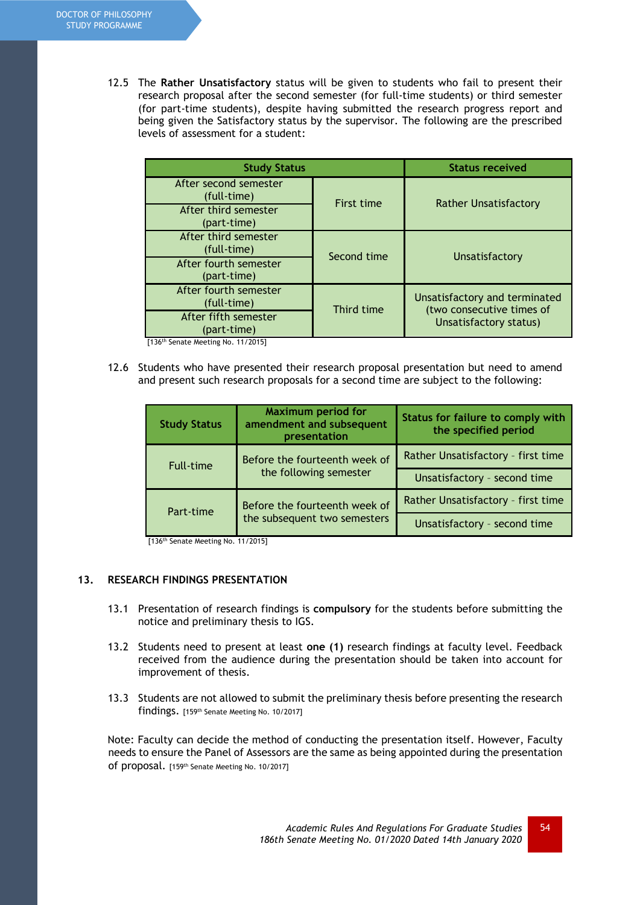12.5 The **Rather Unsatisfactory** status will be given to students who fail to present their research proposal after the second semester (for full-time students) or third semester (for part-time students), despite having submitted the research progress report and being given the Satisfactory status by the supervisor. The following are the prescribed levels of assessment for a student:

| Study Status | | Status received |
|---|---|---|
| After second semester (full-time) | First time | Rather Unsatisfactory |
| After third semester (part-time) | | |
| After third semester (full-time) | Second time | Unsatisfactory |
| After fourth semester (part-time) | | |
| After fourth semester (full-time) | Third time | Unsatisfactory and terminated (two consecutive times of Unsatisfactory status) |
| After fifth semester (part-time) | | |

[136th Senate Meeting No. 11/2015]

12.6 Students who have presented their research proposal presentation but need to amend and present such research proposals for a second time are subject to the following:

| Study Status | Maximum period for amendment and subsequent presentation | Status for failure to comply with the specified period |
|---|---|---|
| Full-time | Before the fourteenth week of the following semester | Rather Unsatisfactory - first time |
| | | Unsatisfactory - second time |
| Part-time | Before the fourteenth week of the subsequent two semesters | Rather Unsatisfactory - first time |
| | | Unsatisfactory - second time |

[136th Senate Meeting No. 11/2015]

## 13. RESEARCH FINDINGS PRESENTATION

13.1 Presentation of research findings is **compulsory** for the students before submitting the notice and preliminary thesis to IGS.

13.2 Students need to present at least **one (1)** research findings at faculty level. Feedback received from the audience during the presentation should be taken into account for improvement of thesis.

13.3 Students are not allowed to submit the preliminary thesis before presenting the research findings. [159th Senate Meeting No. 10/2017]

Note: Faculty can decide the method of conducting the presentation itself. However, Faculty needs to ensure the Panel of Assessors are the same as being appointed during the presentation of proposal. [159th Senate Meeting No. 10/2017]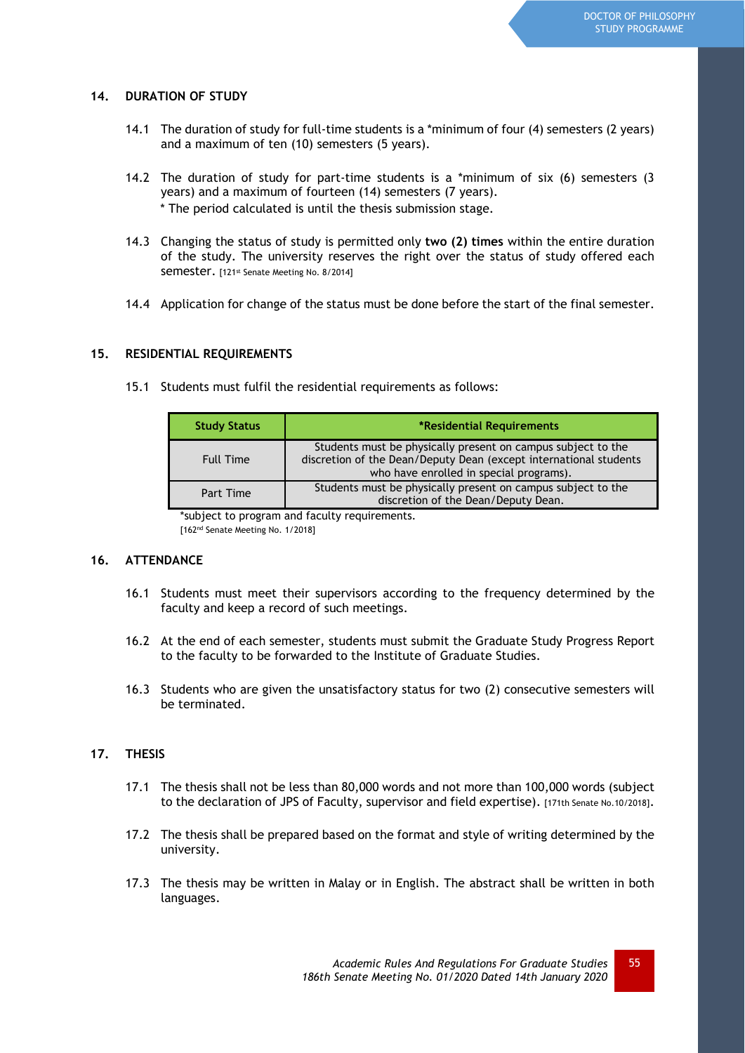## 14. DURATION OF STUDY

14.1 The duration of study for full-time students is a *minimum of four (4) semesters (2 years) and a maximum of ten (10) semesters (5 years).

14.2 The duration of study for part-time students is a *minimum of six (6) semesters (3 years) and a maximum of fourteen (14) semesters (7 years).
* The period calculated is until the thesis submission stage.

14.3 Changing the status of study is permitted only **two (2) times** within the entire duration of the study. The university reserves the right over the status of study offered each semester. [121st Senate Meeting No. 8/2014]

14.4 Application for change of the status must be done before the start of the final semester.

## 15. RESIDENTIAL REQUIREMENTS

15.1 Students must fulfil the residential requirements as follows:

| Study Status | *Residential Requirements |
|---|---|
| Full Time | Students must be physically present on campus subject to the discretion of the Dean/Deputy Dean (except international students who have enrolled in special programs). |
| Part Time | Students must be physically present on campus subject to the discretion of the Dean/Deputy Dean. |

*subject to program and faculty requirements.
[162nd Senate Meeting No. 1/2018]

## 16. ATTENDANCE

16.1 Students must meet their supervisors according to the frequency determined by the faculty and keep a record of such meetings.

16.2 At the end of each semester, students must submit the Graduate Study Progress Report to the faculty to be forwarded to the Institute of Graduate Studies.

16.3 Students who are given the unsatisfactory status for two (2) consecutive semesters will be terminated.

## 17. THESIS

17.1 The thesis shall not be less than 80,000 words and not more than 100,000 words (subject to the declaration of JPS of Faculty, supervisor and field expertise). [171th Senate No.10/2018].

17.2 The thesis shall be prepared based on the format and style of writing determined by the university.

17.3 The thesis may be written in Malay or in English. The abstract shall be written in both languages.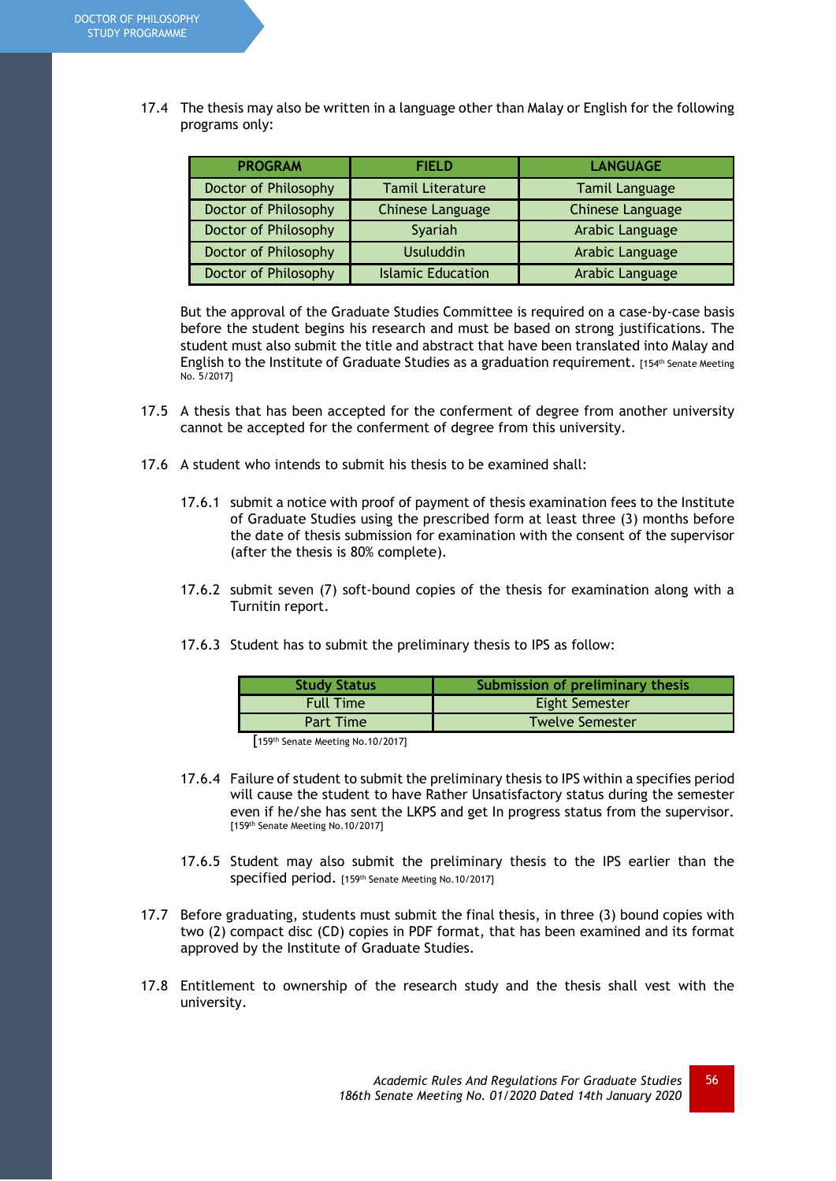17.4 The thesis may also be written in a language other than Malay or English for the following programs only:

| PROGRAM | FIELD | LANGUAGE |
|---|---|---|
| Doctor of Philosophy | Tamil Literature | Tamil Language |
| Doctor of Philosophy | Chinese Language | Chinese Language |
| Doctor of Philosophy | Syariah | Arabic Language |
| Doctor of Philosophy | Usuluddin | Arabic Language |
| Doctor of Philosophy | Islamic Education | Arabic Language |

But the approval of the Graduate Studies Committee is required on a case-by-case basis before the student begins his research and must be based on strong justifications. The student must also submit the title and abstract that have been translated into Malay and English to the Institute of Graduate Studies as a graduation requirement. [154th Senate Meeting No. 5/2017]

17.5 A thesis that has been accepted for the conferment of degree from another university cannot be accepted for the conferment of degree from this university.

17.6 A student who intends to submit his thesis to be examined shall:

17.6.1 submit a notice with proof of payment of thesis examination fees to the Institute of Graduate Studies using the prescribed form at least three (3) months before the date of thesis submission for examination with the consent of the supervisor (after the thesis is 80% complete).

17.6.2 submit seven (7) soft-bound copies of the thesis for examination along with a Turnitin report.

17.6.3 Student has to submit the preliminary thesis to IPS as follow:

| Study Status | Submission of preliminary thesis |
|---|---|
| Full Time | Eight Semester |
| Part Time | Twelve Semester |

[159th Senate Meeting No.10/2017]

17.6.4 Failure of student to submit the preliminary thesis to IPS within a specifies period will cause the student to have Rather Unsatisfactory status during the semester even if he/she has sent the LKPS and get In progress status from the supervisor. [159th Senate Meeting No.10/2017]

17.6.5 Student may also submit the preliminary thesis to the IPS earlier than the specified period. [159th Senate Meeting No.10/2017]

17.7 Before graduating, students must submit the final thesis, in three (3) bound copies with two (2) compact disc (CD) copies in PDF format, that has been examined and its format approved by the Institute of Graduate Studies.

17.8 Entitlement to ownership of the research study and the thesis shall vest with the university.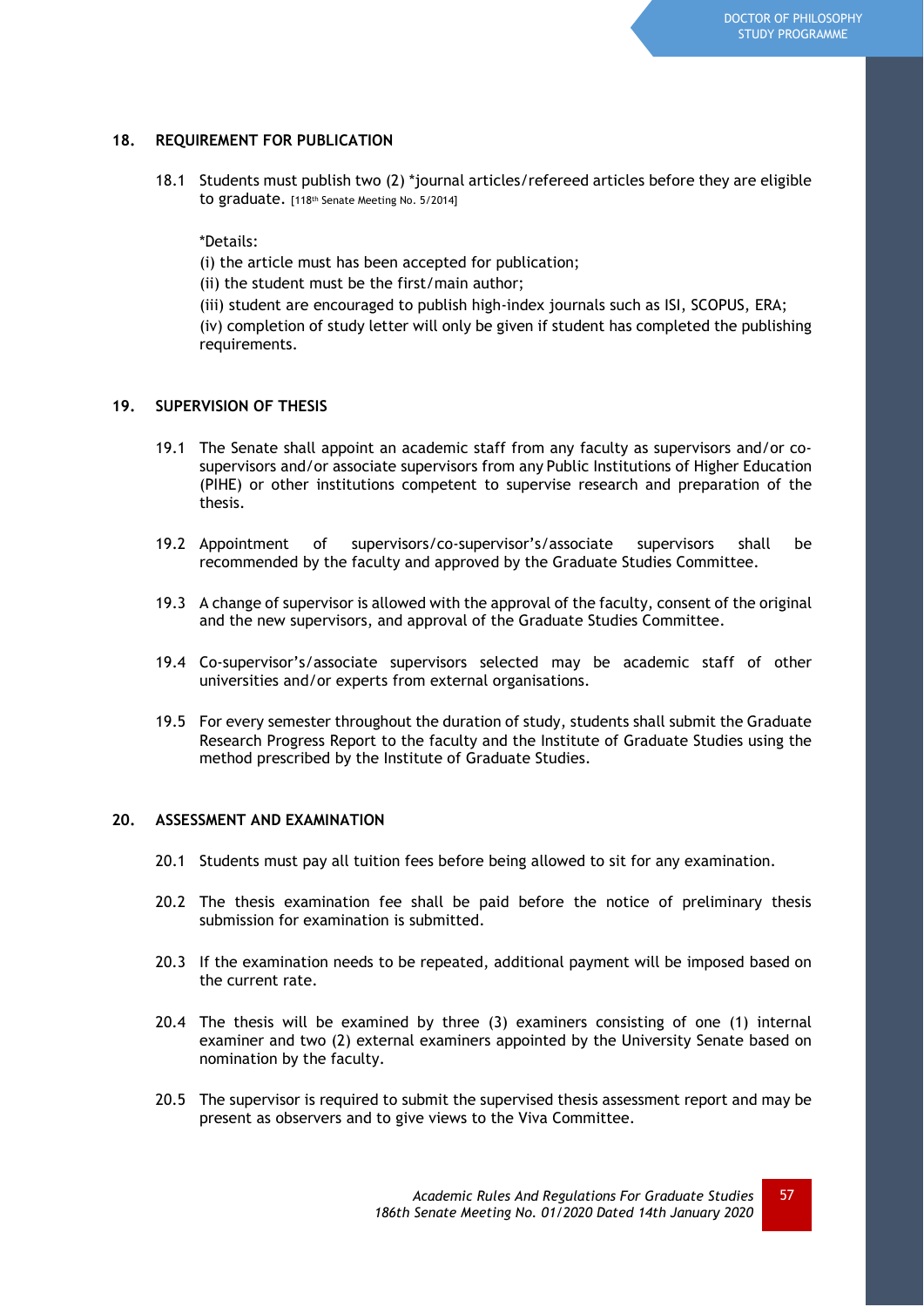## 18. REQUIREMENT FOR PUBLICATION

18.1 Students must publish two (2) *journal articles/refereed articles before they are eligible to graduate. [118th Senate Meeting No. 5/2014]

*Details:

(i) the article must has been accepted for publication;

(ii) the student must be the first/main author;

(iii) student are encouraged to publish high-index journals such as ISI, SCOPUS, ERA;

(iv) completion of study letter will only be given if student has completed the publishing requirements.

## 19. SUPERVISION OF THESIS

19.1 The Senate shall appoint an academic staff from any faculty as supervisors and/or co-supervisors and/or associate supervisors from any Public Institutions of Higher Education (PIHE) or other institutions competent to supervise research and preparation of the thesis.

19.2 Appointment of supervisors/co-supervisor's/associate supervisors shall be recommended by the faculty and approved by the Graduate Studies Committee.

19.3 A change of supervisor is allowed with the approval of the faculty, consent of the original and the new supervisors, and approval of the Graduate Studies Committee.

19.4 Co-supervisor's/associate supervisors selected may be academic staff of other universities and/or experts from external organisations.

19.5 For every semester throughout the duration of study, students shall submit the Graduate Research Progress Report to the faculty and the Institute of Graduate Studies using the method prescribed by the Institute of Graduate Studies.

## 20. ASSESSMENT AND EXAMINATION

20.1 Students must pay all tuition fees before being allowed to sit for any examination.

20.2 The thesis examination fee shall be paid before the notice of preliminary thesis submission for examination is submitted.

20.3 If the examination needs to be repeated, additional payment will be imposed based on the current rate.

20.4 The thesis will be examined by three (3) examiners consisting of one (1) internal examiner and two (2) external examiners appointed by the University Senate based on nomination by the faculty.

20.5 The supervisor is required to submit the supervised thesis assessment report and may be present as observers and to give views to the Viva Committee.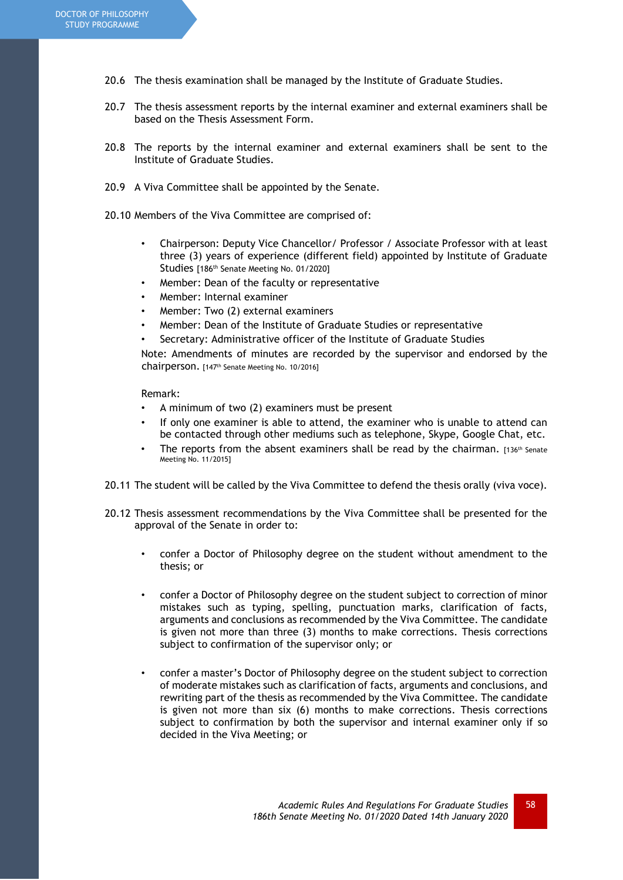20.6 The thesis examination shall be managed by the Institute of Graduate Studies.

20.7 The thesis assessment reports by the internal examiner and external examiners shall be based on the Thesis Assessment Form.

20.8 The reports by the internal examiner and external examiners shall be sent to the Institute of Graduate Studies.

20.9 A Viva Committee shall be appointed by the Senate.

20.10 Members of the Viva Committee are comprised of:

- Chairperson: Deputy Vice Chancellor/ Professor / Associate Professor with at least three (3) years of experience (different field) appointed by Institute of Graduate Studies [186th Senate Meeting No. 01/2020]
- Member: Dean of the faculty or representative
- Member: Internal examiner
- Member: Two (2) external examiners
- Member: Dean of the Institute of Graduate Studies or representative
- Secretary: Administrative officer of the Institute of Graduate Studies

Note: Amendments of minutes are recorded by the supervisor and endorsed by the chairperson. [147th Senate Meeting No. 10/2016]

Remark:

- A minimum of two (2) examiners must be present
- If only one examiner is able to attend, the examiner who is unable to attend can be contacted through other mediums such as telephone, Skype, Google Chat, etc.
- The reports from the absent examiners shall be read by the chairman. [136th Senate Meeting No. 11/2015]

20.11 The student will be called by the Viva Committee to defend the thesis orally (viva voce).

20.12 Thesis assessment recommendations by the Viva Committee shall be presented for the approval of the Senate in order to:

- confer a Doctor of Philosophy degree on the student without amendment to the thesis; or

- confer a Doctor of Philosophy degree on the student subject to correction of minor mistakes such as typing, spelling, punctuation marks, clarification of facts, arguments and conclusions as recommended by the Viva Committee. The candidate is given not more than three (3) months to make corrections. Thesis corrections subject to confirmation of the supervisor only; or

- confer a master's Doctor of Philosophy degree on the student subject to correction of moderate mistakes such as clarification of facts, arguments and conclusions, and rewriting part of the thesis as recommended by the Viva Committee. The candidate is given not more than six (6) months to make corrections. Thesis corrections subject to confirmation by both the supervisor and internal examiner only if so decided in the Viva Meeting; or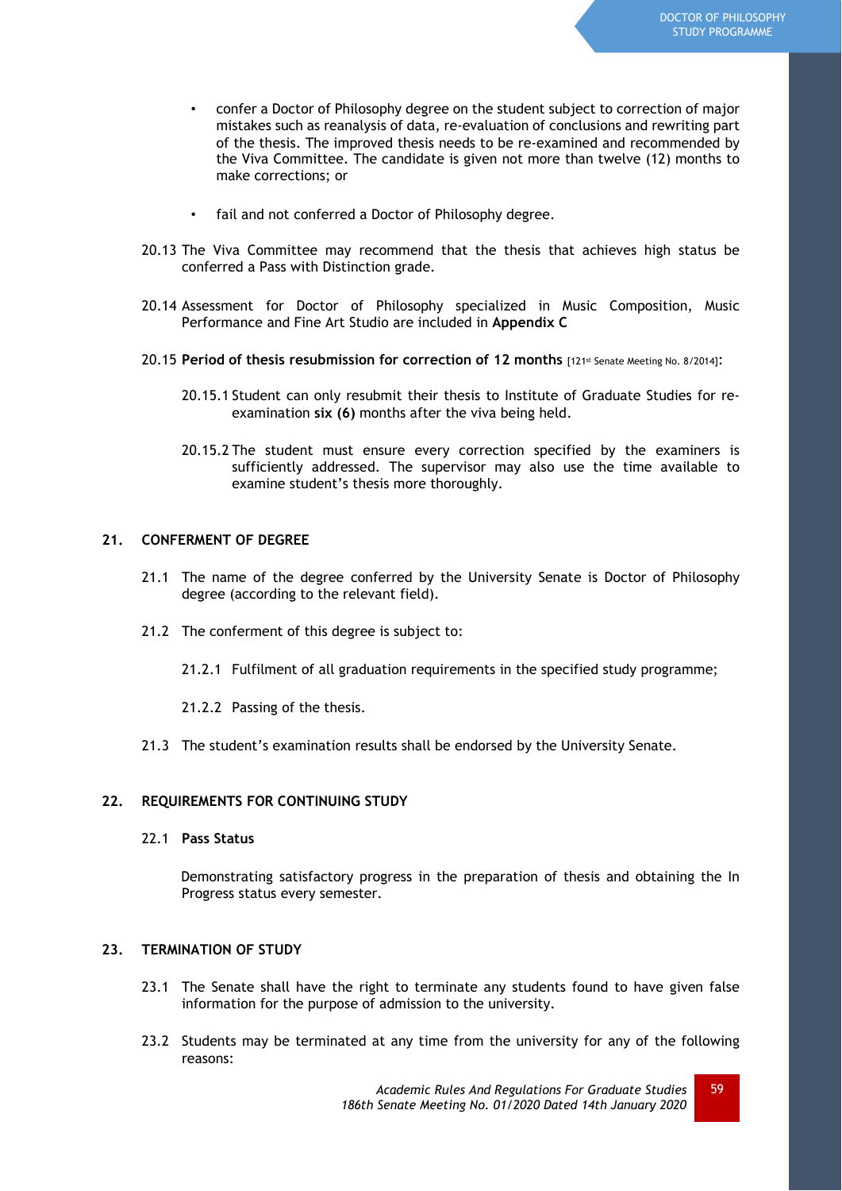- confer a Doctor of Philosophy degree on the student subject to correction of major mistakes such as reanalysis of data, re-evaluation of conclusions and rewriting part of the thesis. The improved thesis needs to be re-examined and recommended by the Viva Committee. The candidate is given not more than twelve (12) months to make corrections; or

- fail and not conferred a Doctor of Philosophy degree.

20.13 The Viva Committee may recommend that the thesis that achieves high status be conferred a Pass with Distinction grade.

20.14 Assessment for Doctor of Philosophy specialized in Music Composition, Music Performance and Fine Art Studio are included in **Appendix C**

20.15 **Period of thesis resubmission for correction of 12 months** [121st Senate Meeting No. 8/2014]:

20.15.1 Student can only resubmit their thesis to Institute of Graduate Studies for re-examination **six (6)** months after the viva being held.

20.15.2 The student must ensure every correction specified by the examiners is sufficiently addressed. The supervisor may also use the time available to examine student's thesis more thoroughly.

## 21. CONFERMENT OF DEGREE

21.1 The name of the degree conferred by the University Senate is Doctor of Philosophy degree (according to the relevant field).

21.2 The conferment of this degree is subject to:

21.2.1 Fulfilment of all graduation requirements in the specified study programme;

21.2.2 Passing of the thesis.

21.3 The student's examination results shall be endorsed by the University Senate.

## 22. REQUIREMENTS FOR CONTINUING STUDY

### 22.1 Pass Status

Demonstrating satisfactory progress in the preparation of thesis and obtaining the In Progress status every semester.

## 23. TERMINATION OF STUDY

23.1 The Senate shall have the right to terminate any students found to have given false information for the purpose of admission to the university.

23.2 Students may be terminated at any time from the university for any of the following reasons: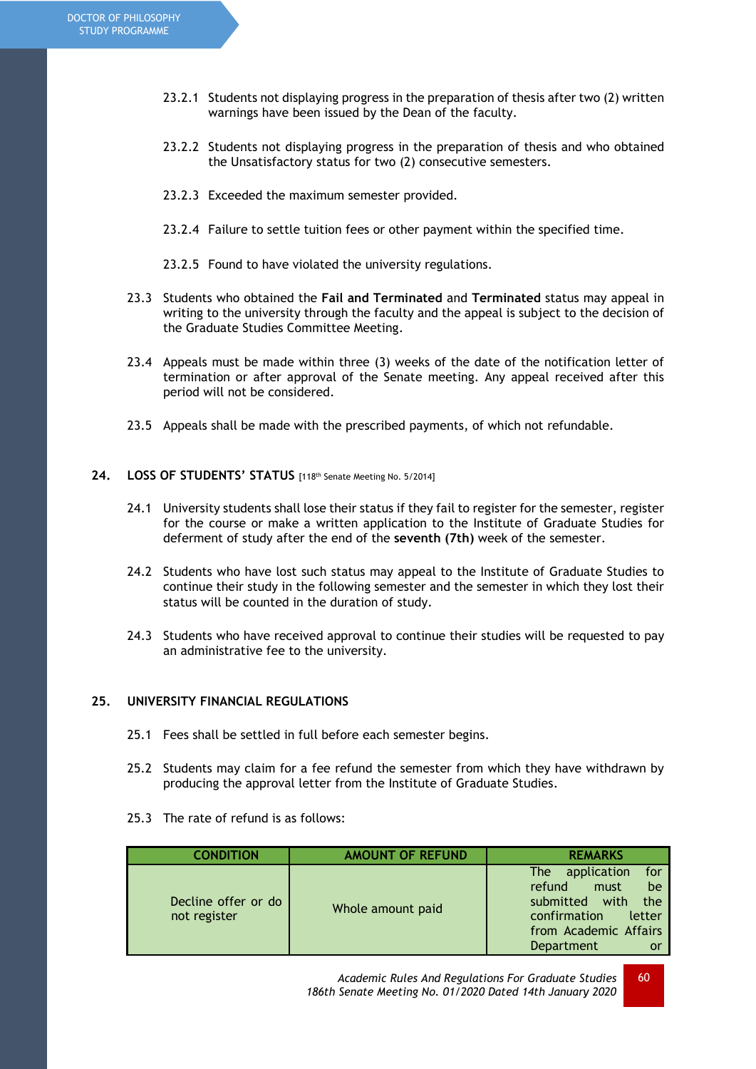23.2.1 Students not displaying progress in the preparation of thesis after two (2) written warnings have been issued by the Dean of the faculty.

23.2.2 Students not displaying progress in the preparation of thesis and who obtained the Unsatisfactory status for two (2) consecutive semesters.

23.2.3 Exceeded the maximum semester provided.

23.2.4 Failure to settle tuition fees or other payment within the specified time.

23.2.5 Found to have violated the university regulations.

23.3 Students who obtained the **Fail and Terminated** and **Terminated** status may appeal in writing to the university through the faculty and the appeal is subject to the decision of the Graduate Studies Committee Meeting.

23.4 Appeals must be made within three (3) weeks of the date of the notification letter of termination or after approval of the Senate meeting. Any appeal received after this period will not be considered.

23.5 Appeals shall be made with the prescribed payments, of which not refundable.

## 24. LOSS OF STUDENTS' STATUS [118th Senate Meeting No. 5/2014]

24.1 University students shall lose their status if they fail to register for the semester, register for the course or make a written application to the Institute of Graduate Studies for deferment of study after the end of the **seventh (7th)** week of the semester.

24.2 Students who have lost such status may appeal to the Institute of Graduate Studies to continue their study in the following semester and the semester in which they lost their status will be counted in the duration of study.

24.3 Students who have received approval to continue their studies will be requested to pay an administrative fee to the university.

## 25. UNIVERSITY FINANCIAL REGULATIONS

25.1 Fees shall be settled in full before each semester begins.

25.2 Students may claim for a fee refund the semester from which they have withdrawn by producing the approval letter from the Institute of Graduate Studies.

25.3 The rate of refund is as follows:

| CONDITION | AMOUNT OF REFUND | REMARKS |
|---|---|---|
| Decline offer or do not register | Whole amount paid | The application for refund must be submitted with the confirmation letter from Academic Affairs Department or |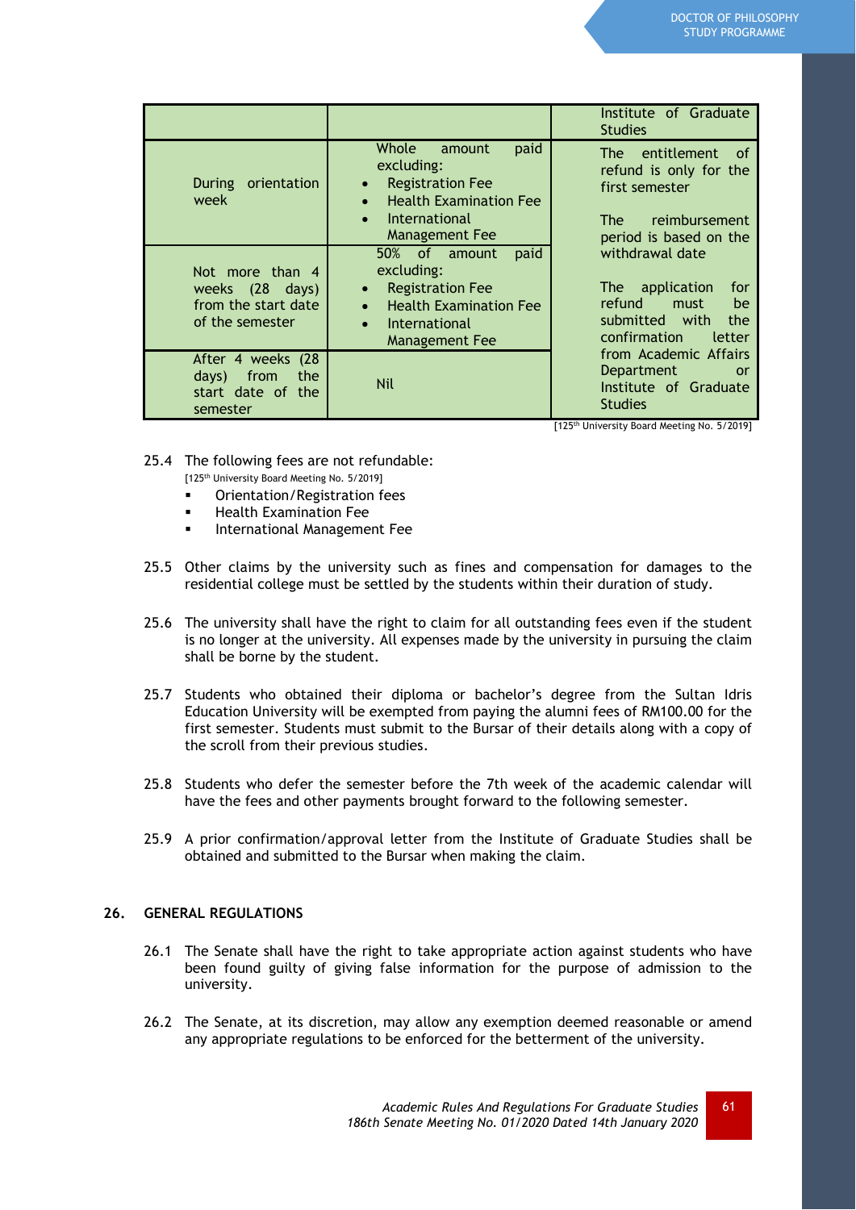| | | Institute of Graduate Studies |
|---|---|---|
| During orientation week | Whole amount paid excluding:<br>• Registration Fee<br>• Health Examination Fee<br>• International Management Fee | The entitlement of refund is only for the first semester<br><br>The reimbursement period is based on the withdrawal date<br><br>The application for refund must be submitted with the confirmation letter from Academic Affairs Department or Institute of Graduate Studies |
| Not more than 4 weeks (28 days) from the start date of the semester | 50% of amount paid excluding:<br>• Registration Fee<br>• Health Examination Fee<br>• International Management Fee | |
| After 4 weeks (28 days) from the start date of the semester | Nil | |

[125th University Board Meeting No. 5/2019]

25.4 The following fees are not refundable:
[125th University Board Meeting No. 5/2019]

- Orientation/Registration fees
- Health Examination Fee
- International Management Fee

25.5 Other claims by the university such as fines and compensation for damages to the residential college must be settled by the students within their duration of study.

25.6 The university shall have the right to claim for all outstanding fees even if the student is no longer at the university. All expenses made by the university in pursuing the claim shall be borne by the student.

25.7 Students who obtained their diploma or bachelor's degree from the Sultan Idris Education University will be exempted from paying the alumni fees of RM100.00 for the first semester. Students must submit to the Bursar of their details along with a copy of the scroll from their previous studies.

25.8 Students who defer the semester before the 7th week of the academic calendar will have the fees and other payments brought forward to the following semester.

25.9 A prior confirmation/approval letter from the Institute of Graduate Studies shall be obtained and submitted to the Bursar when making the claim.

## 26. GENERAL REGULATIONS

26.1 The Senate shall have the right to take appropriate action against students who have been found guilty of giving false information for the purpose of admission to the university.

26.2 The Senate, at its discretion, may allow any exemption deemed reasonable or amend any appropriate regulations to be enforced for the betterment of the university.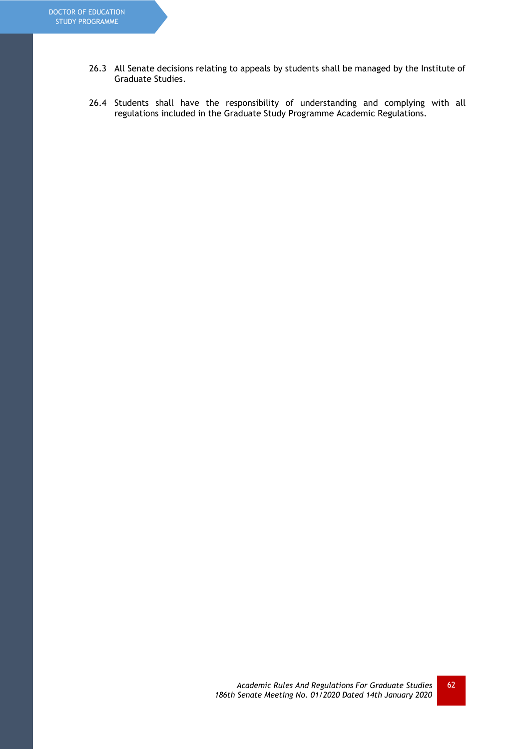26.3 All Senate decisions relating to appeals by students shall be managed by the Institute of Graduate Studies.

26.4 Students shall have the responsibility of understanding and complying with all regulations included in the Graduate Study Programme Academic Regulations.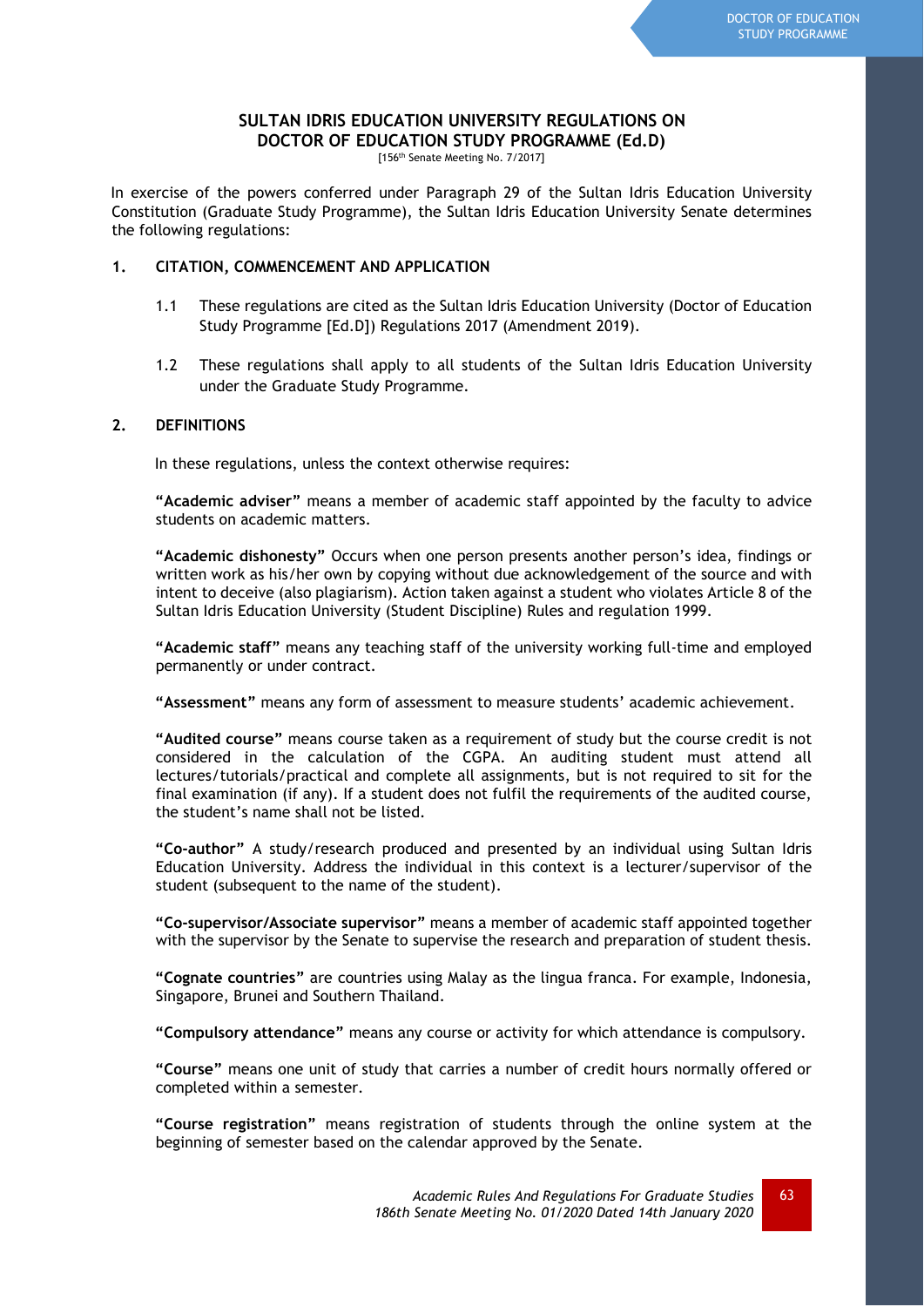# SULTAN IDRIS EDUCATION UNIVERSITY REGULATIONS ON DOCTOR OF EDUCATION STUDY PROGRAMME (Ed.D)

[156th Senate Meeting No. 7/2017]

In exercise of the powers conferred under Paragraph 29 of the Sultan Idris Education University Constitution (Graduate Study Programme), the Sultan Idris Education University Senate determines the following regulations:

## 1. CITATION, COMMENCEMENT AND APPLICATION

1.1 These regulations are cited as the Sultan Idris Education University (Doctor of Education Study Programme [Ed.D]) Regulations 2017 (Amendment 2019).

1.2 These regulations shall apply to all students of the Sultan Idris Education University under the Graduate Study Programme.

## 2. DEFINITIONS

In these regulations, unless the context otherwise requires:

**"Academic adviser"** means a member of academic staff appointed by the faculty to advice students on academic matters.

**"Academic dishonesty"** Occurs when one person presents another person's idea, findings or written work as his/her own by copying without due acknowledgement of the source and with intent to deceive (also plagiarism). Action taken against a student who violates Article 8 of the Sultan Idris Education University (Student Discipline) Rules and regulation 1999.

**"Academic staff"** means any teaching staff of the university working full-time and employed permanently or under contract.

**"Assessment"** means any form of assessment to measure students' academic achievement.

**"Audited course"** means course taken as a requirement of study but the course credit is not considered in the calculation of the CGPA. An auditing student must attend all lectures/tutorials/practical and complete all assignments, but is not required to sit for the final examination (if any). If a student does not fulfil the requirements of the audited course, the student's name shall not be listed.

**"Co-author"** A study/research produced and presented by an individual using Sultan Idris Education University. Address the individual in this context is a lecturer/supervisor of the student (subsequent to the name of the student).

**"Co-supervisor/Associate supervisor"** means a member of academic staff appointed together with the supervisor by the Senate to supervise the research and preparation of student thesis.

**"Cognate countries"** are countries using Malay as the lingua franca. For example, Indonesia, Singapore, Brunei and Southern Thailand.

**"Compulsory attendance"** means any course or activity for which attendance is compulsory.

**"Course"** means one unit of study that carries a number of credit hours normally offered or completed within a semester.

**"Course registration"** means registration of students through the online system at the beginning of semester based on the calendar approved by the Senate.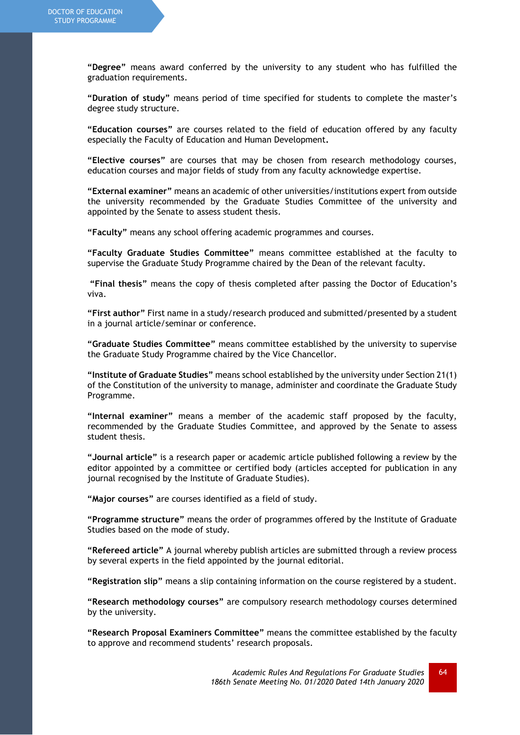**"Degree"** means award conferred by the university to any student who has fulfilled the graduation requirements.

**"Duration of study"** means period of time specified for students to complete the master's degree study structure.

**"Education courses"** are courses related to the field of education offered by any faculty especially the Faculty of Education and Human Development.

**"Elective courses"** are courses that may be chosen from research methodology courses, education courses and major fields of study from any faculty acknowledge expertise.

**"External examiner"** means an academic of other universities/institutions expert from outside the university recommended by the Graduate Studies Committee of the university and appointed by the Senate to assess student thesis.

**"Faculty"** means any school offering academic programmes and courses.

**"Faculty Graduate Studies Committee"** means committee established at the faculty to supervise the Graduate Study Programme chaired by the Dean of the relevant faculty.

**"Final thesis"** means the copy of thesis completed after passing the Doctor of Education's viva.

**"First author"** First name in a study/research produced and submitted/presented by a student in a journal article/seminar or conference.

**"Graduate Studies Committee"** means committee established by the university to supervise the Graduate Study Programme chaired by the Vice Chancellor.

**"Institute of Graduate Studies"** means school established by the university under Section 21(1) of the Constitution of the university to manage, administer and coordinate the Graduate Study Programme.

**"Internal examiner"** means a member of the academic staff proposed by the faculty, recommended by the Graduate Studies Committee, and approved by the Senate to assess student thesis.

**"Journal article"** is a research paper or academic article published following a review by the editor appointed by a committee or certified body (articles accepted for publication in any journal recognised by the Institute of Graduate Studies).

**"Major courses"** are courses identified as a field of study.

**"Programme structure"** means the order of programmes offered by the Institute of Graduate Studies based on the mode of study.

**"Refereed article"** A journal whereby publish articles are submitted through a review process by several experts in the field appointed by the journal editorial.

**"Registration slip"** means a slip containing information on the course registered by a student.

**"Research methodology courses"** are compulsory research methodology courses determined by the university.

**"Research Proposal Examiners Committee"** means the committee established by the faculty to approve and recommend students' research proposals.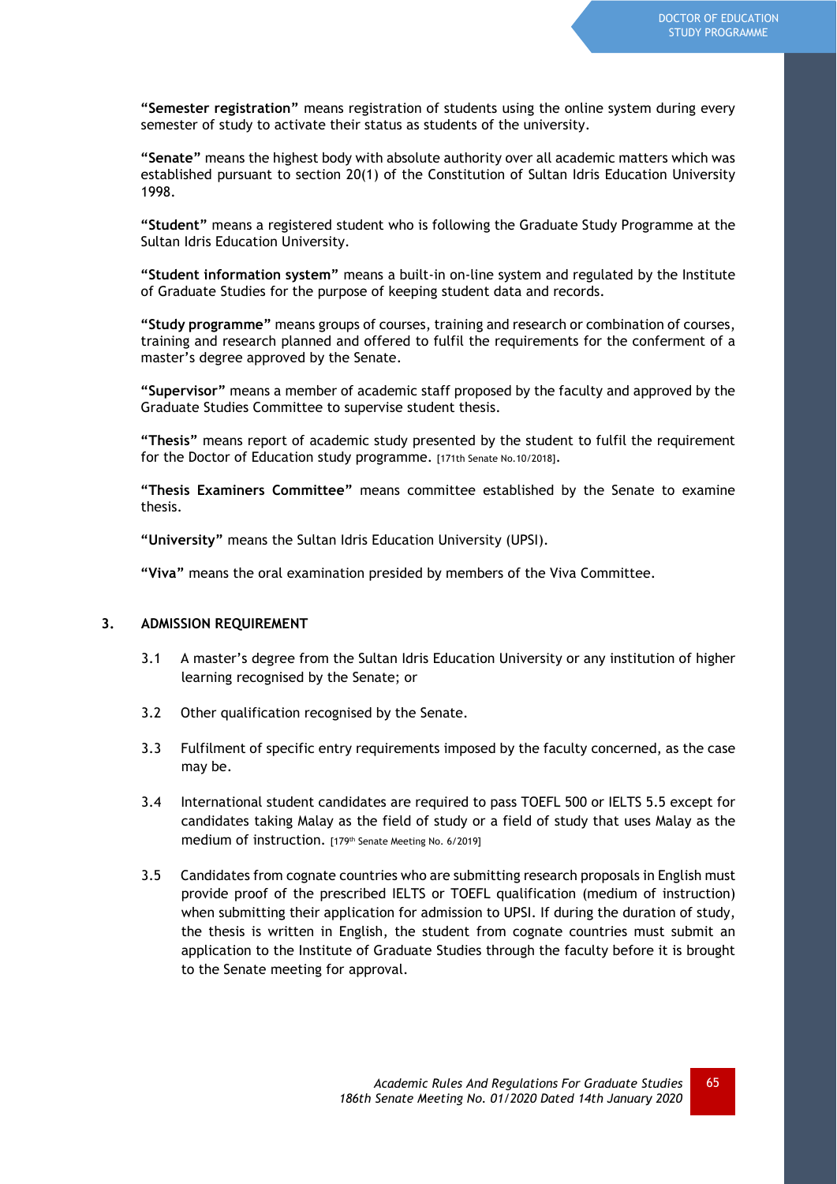**"Semester registration"** means registration of students using the online system during every semester of study to activate their status as students of the university.

**"Senate"** means the highest body with absolute authority over all academic matters which was established pursuant to section 20(1) of the Constitution of Sultan Idris Education University 1998.

**"Student"** means a registered student who is following the Graduate Study Programme at the Sultan Idris Education University.

**"Student information system"** means a built-in on-line system and regulated by the Institute of Graduate Studies for the purpose of keeping student data and records.

**"Study programme"** means groups of courses, training and research or combination of courses, training and research planned and offered to fulfil the requirements for the conferment of a master's degree approved by the Senate.

**"Supervisor"** means a member of academic staff proposed by the faculty and approved by the Graduate Studies Committee to supervise student thesis.

**"Thesis"** means report of academic study presented by the student to fulfil the requirement for the Doctor of Education study programme. [171th Senate No.10/2018].

**"Thesis Examiners Committee"** means committee established by the Senate to examine thesis.

**"University"** means the Sultan Idris Education University (UPSI).

**"Viva"** means the oral examination presided by members of the Viva Committee.

## 3. ADMISSION REQUIREMENT

3.1 A master's degree from the Sultan Idris Education University or any institution of higher learning recognised by the Senate; or

3.2 Other qualification recognised by the Senate.

3.3 Fulfilment of specific entry requirements imposed by the faculty concerned, as the case may be.

3.4 International student candidates are required to pass TOEFL 500 or IELTS 5.5 except for candidates taking Malay as the field of study or a field of study that uses Malay as the medium of instruction. [179th Senate Meeting No. 6/2019]

3.5 Candidates from cognate countries who are submitting research proposals in English must provide proof of the prescribed IELTS or TOEFL qualification (medium of instruction) when submitting their application for admission to UPSI. If during the duration of study, the thesis is written in English, the student from cognate countries must submit an application to the Institute of Graduate Studies through the faculty before it is brought to the Senate meeting for approval.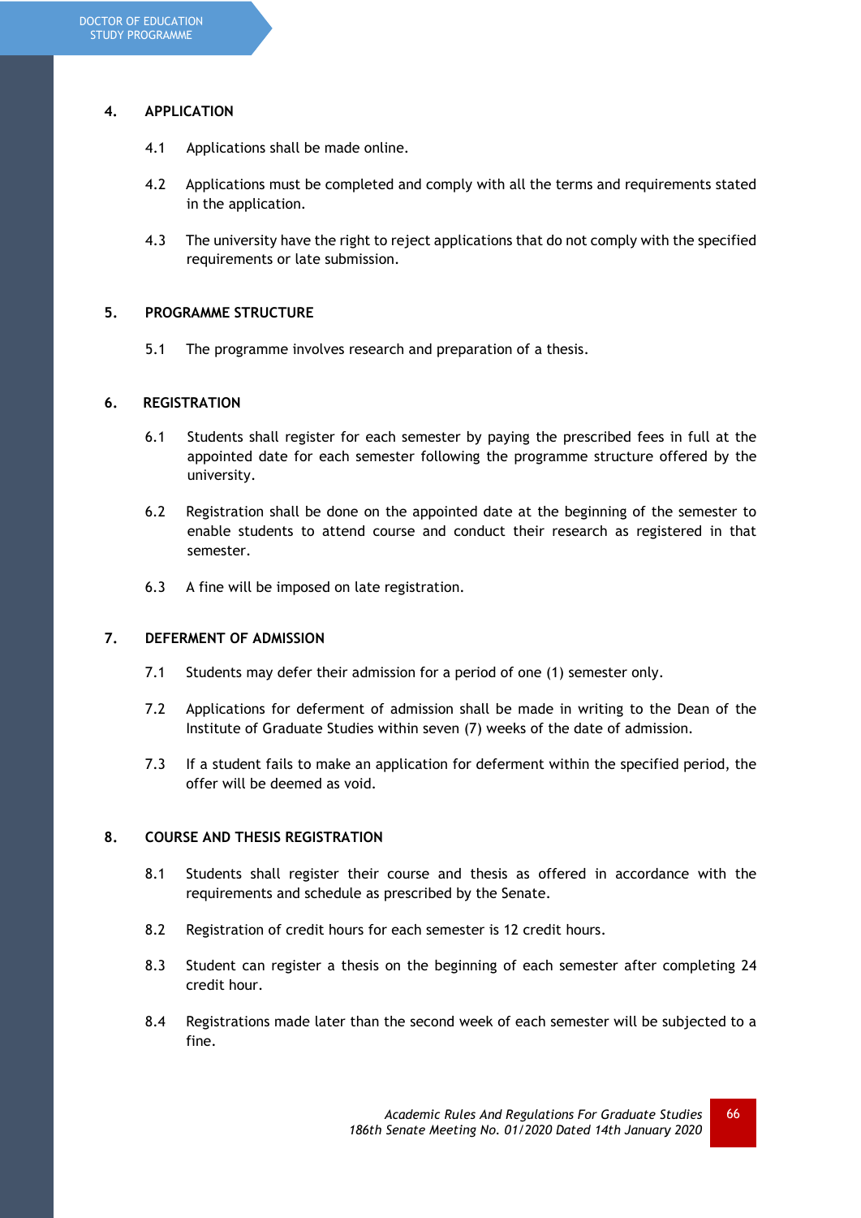## 4. APPLICATION

4.1 Applications shall be made online.

4.2 Applications must be completed and comply with all the terms and requirements stated in the application.

4.3 The university have the right to reject applications that do not comply with the specified requirements or late submission.

## 5. PROGRAMME STRUCTURE

5.1 The programme involves research and preparation of a thesis.

## 6. REGISTRATION

6.1 Students shall register for each semester by paying the prescribed fees in full at the appointed date for each semester following the programme structure offered by the university.

6.2 Registration shall be done on the appointed date at the beginning of the semester to enable students to attend course and conduct their research as registered in that semester.

6.3 A fine will be imposed on late registration.

## 7. DEFERMENT OF ADMISSION

7.1 Students may defer their admission for a period of one (1) semester only.

7.2 Applications for deferment of admission shall be made in writing to the Dean of the Institute of Graduate Studies within seven (7) weeks of the date of admission.

7.3 If a student fails to make an application for deferment within the specified period, the offer will be deemed as void.

## 8. COURSE AND THESIS REGISTRATION

8.1 Students shall register their course and thesis as offered in accordance with the requirements and schedule as prescribed by the Senate.

8.2 Registration of credit hours for each semester is 12 credit hours.

8.3 Student can register a thesis on the beginning of each semester after completing 24 credit hour.

8.4 Registrations made later than the second week of each semester will be subjected to a fine.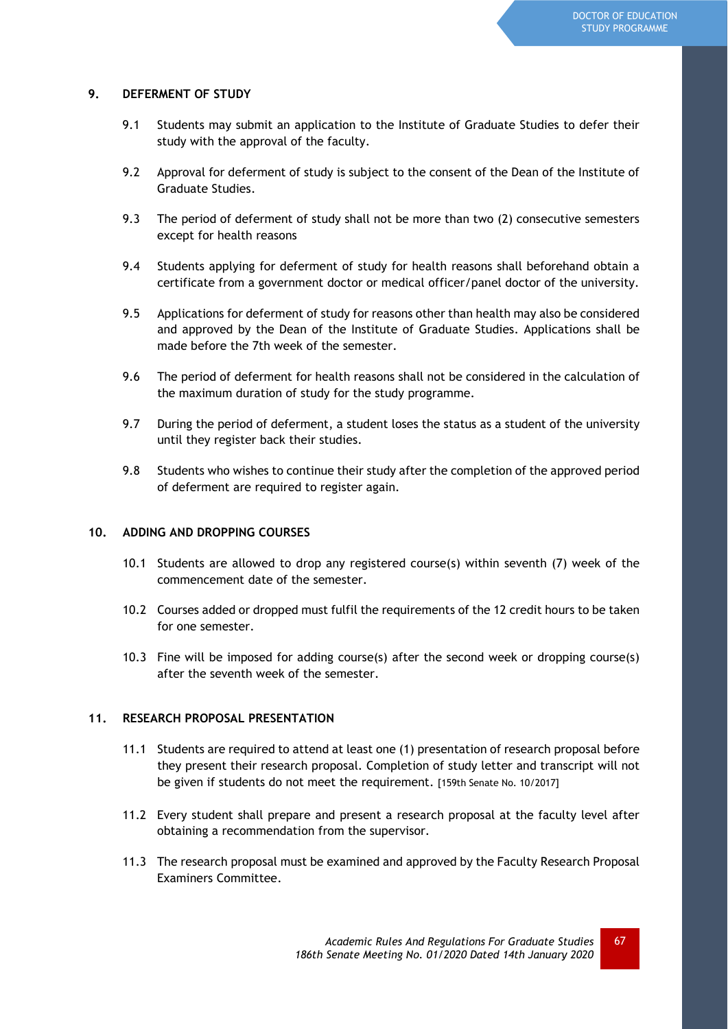## 9. DEFERMENT OF STUDY

9.1 Students may submit an application to the Institute of Graduate Studies to defer their study with the approval of the faculty.

9.2 Approval for deferment of study is subject to the consent of the Dean of the Institute of Graduate Studies.

9.3 The period of deferment of study shall not be more than two (2) consecutive semesters except for health reasons

9.4 Students applying for deferment of study for health reasons shall beforehand obtain a certificate from a government doctor or medical officer/panel doctor of the university.

9.5 Applications for deferment of study for reasons other than health may also be considered and approved by the Dean of the Institute of Graduate Studies. Applications shall be made before the 7th week of the semester.

9.6 The period of deferment for health reasons shall not be considered in the calculation of the maximum duration of study for the study programme.

9.7 During the period of deferment, a student loses the status as a student of the university until they register back their studies.

9.8 Students who wishes to continue their study after the completion of the approved period of deferment are required to register again.

## 10. ADDING AND DROPPING COURSES

10.1 Students are allowed to drop any registered course(s) within seventh (7) week of the commencement date of the semester.

10.2 Courses added or dropped must fulfil the requirements of the 12 credit hours to be taken for one semester.

10.3 Fine will be imposed for adding course(s) after the second week or dropping course(s) after the seventh week of the semester.

## 11. RESEARCH PROPOSAL PRESENTATION

11.1 Students are required to attend at least one (1) presentation of research proposal before they present their research proposal. Completion of study letter and transcript will not be given if students do not meet the requirement. [159th Senate No. 10/2017]

11.2 Every student shall prepare and present a research proposal at the faculty level after obtaining a recommendation from the supervisor.

11.3 The research proposal must be examined and approved by the Faculty Research Proposal Examiners Committee.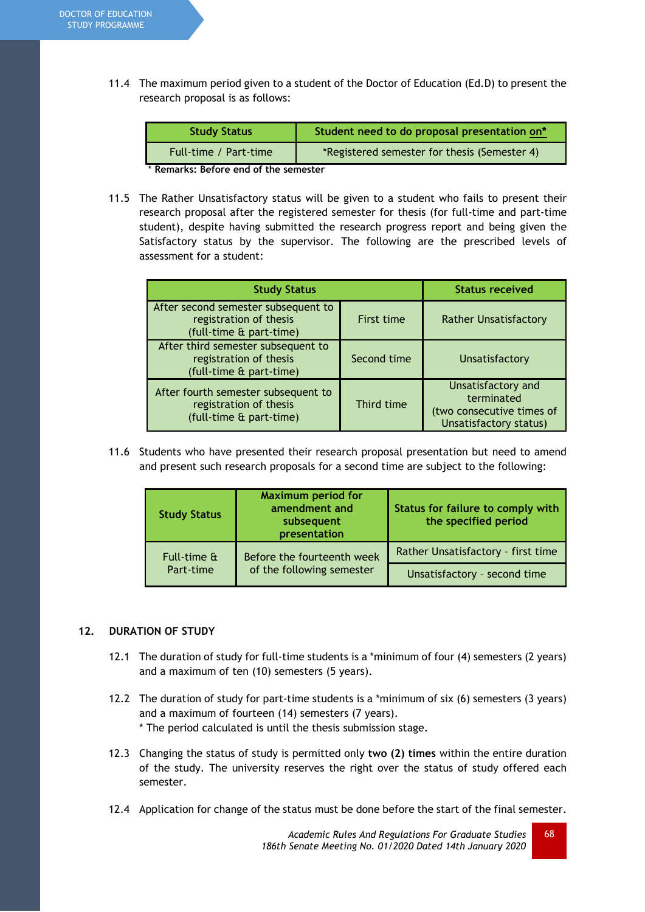11.4 The maximum period given to a student of the Doctor of Education (Ed.D) to present the research proposal is as follows:

| Study Status | Student need to do proposal presentation on* |
|---|---|
| Full-time / Part-time | *Registered semester for thesis (Semester 4) |

\* **Remarks: Before end of the semester**

11.5 The Rather Unsatisfactory status will be given to a student who fails to present their research proposal after the registered semester for thesis (for full-time and part-time student), despite having submitted the research progress report and being given the Satisfactory status by the supervisor. The following are the prescribed levels of assessment for a student:

| Study Status | | Status received |
|---|---|---|
| After second semester subsequent to registration of thesis (full-time & part-time) | First time | Rather Unsatisfactory |
| After third semester subsequent to registration of thesis (full-time & part-time) | Second time | Unsatisfactory |
| After fourth semester subsequent to registration of thesis (full-time & part-time) | Third time | Unsatisfactory and terminated (two consecutive times of Unsatisfactory status) |

11.6 Students who have presented their research proposal presentation but need to amend and present such research proposals for a second time are subject to the following:

| Study Status | Maximum period for amendment and subsequent presentation | Status for failure to comply with the specified period |
|---|---|---|
| Full-time & Part-time | Before the fourteenth week of the following semester | Rather Unsatisfactory - first time |
| | | Unsatisfactory - second time |

## 12. DURATION OF STUDY

12.1 The duration of study for full-time students is a *minimum of four (4) semesters (2 years) and a maximum of ten (10) semesters (5 years).

12.2 The duration of study for part-time students is a *minimum of six (6) semesters (3 years) and a maximum of fourteen (14) semesters (7 years).
\* The period calculated is until the thesis submission stage.

12.3 Changing the status of study is permitted only **two (2) times** within the entire duration of the study. The university reserves the right over the status of study offered each semester.

12.4 Application for change of the status must be done before the start of the final semester.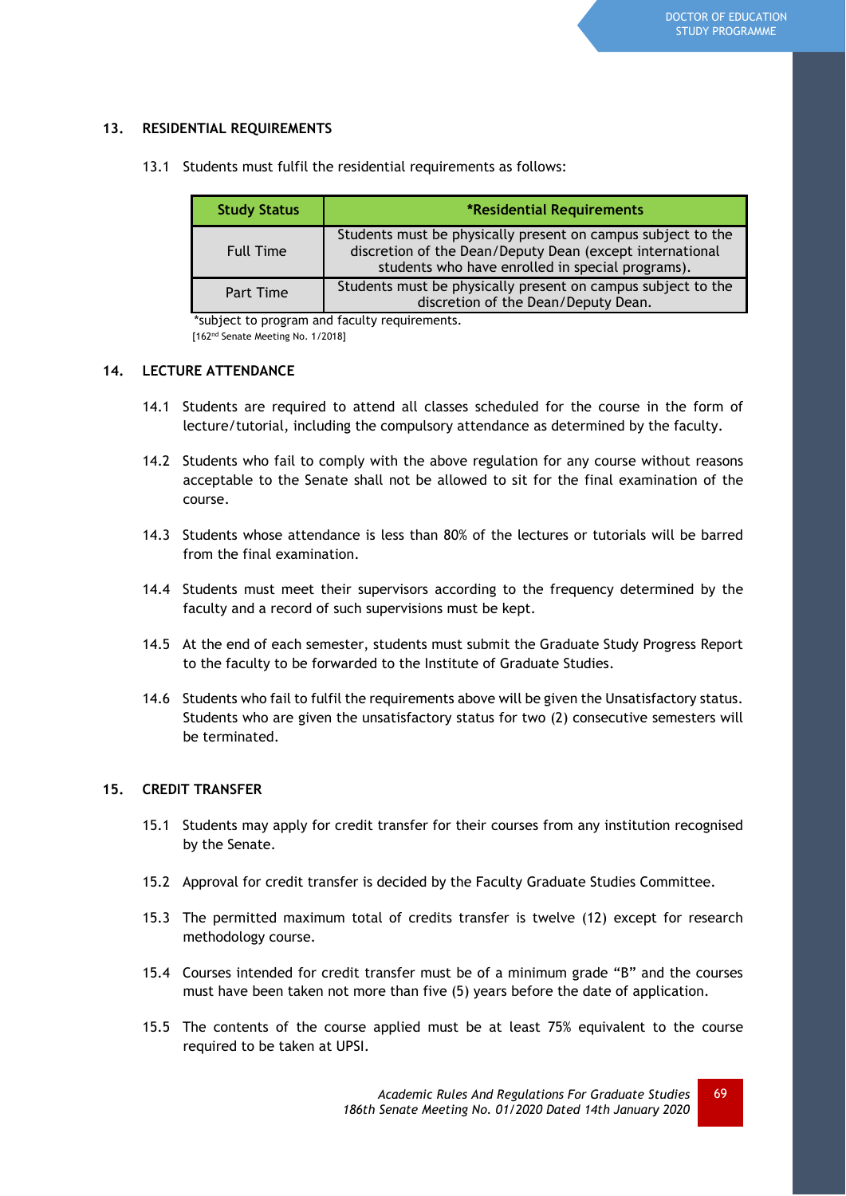## 13. RESIDENTIAL REQUIREMENTS

13.1 Students must fulfil the residential requirements as follows:

| Study Status | *Residential Requirements |
|---|---|
| Full Time | Students must be physically present on campus subject to the discretion of the Dean/Deputy Dean (except international students who have enrolled in special programs). |
| Part Time | Students must be physically present on campus subject to the discretion of the Dean/Deputy Dean. |

*subject to program and faculty requirements.
[162nd Senate Meeting No. 1/2018]

## 14. LECTURE ATTENDANCE

14.1 Students are required to attend all classes scheduled for the course in the form of lecture/tutorial, including the compulsory attendance as determined by the faculty.

14.2 Students who fail to comply with the above regulation for any course without reasons acceptable to the Senate shall not be allowed to sit for the final examination of the course.

14.3 Students whose attendance is less than 80% of the lectures or tutorials will be barred from the final examination.

14.4 Students must meet their supervisors according to the frequency determined by the faculty and a record of such supervisions must be kept.

14.5 At the end of each semester, students must submit the Graduate Study Progress Report to the faculty to be forwarded to the Institute of Graduate Studies.

14.6 Students who fail to fulfil the requirements above will be given the Unsatisfactory status. Students who are given the unsatisfactory status for two (2) consecutive semesters will be terminated.

## 15. CREDIT TRANSFER

15.1 Students may apply for credit transfer for their courses from any institution recognised by the Senate.

15.2 Approval for credit transfer is decided by the Faculty Graduate Studies Committee.

15.3 The permitted maximum total of credits transfer is twelve (12) except for research methodology course.

15.4 Courses intended for credit transfer must be of a minimum grade "B" and the courses must have been taken not more than five (5) years before the date of application.

15.5 The contents of the course applied must be at least 75% equivalent to the course required to be taken at UPSI.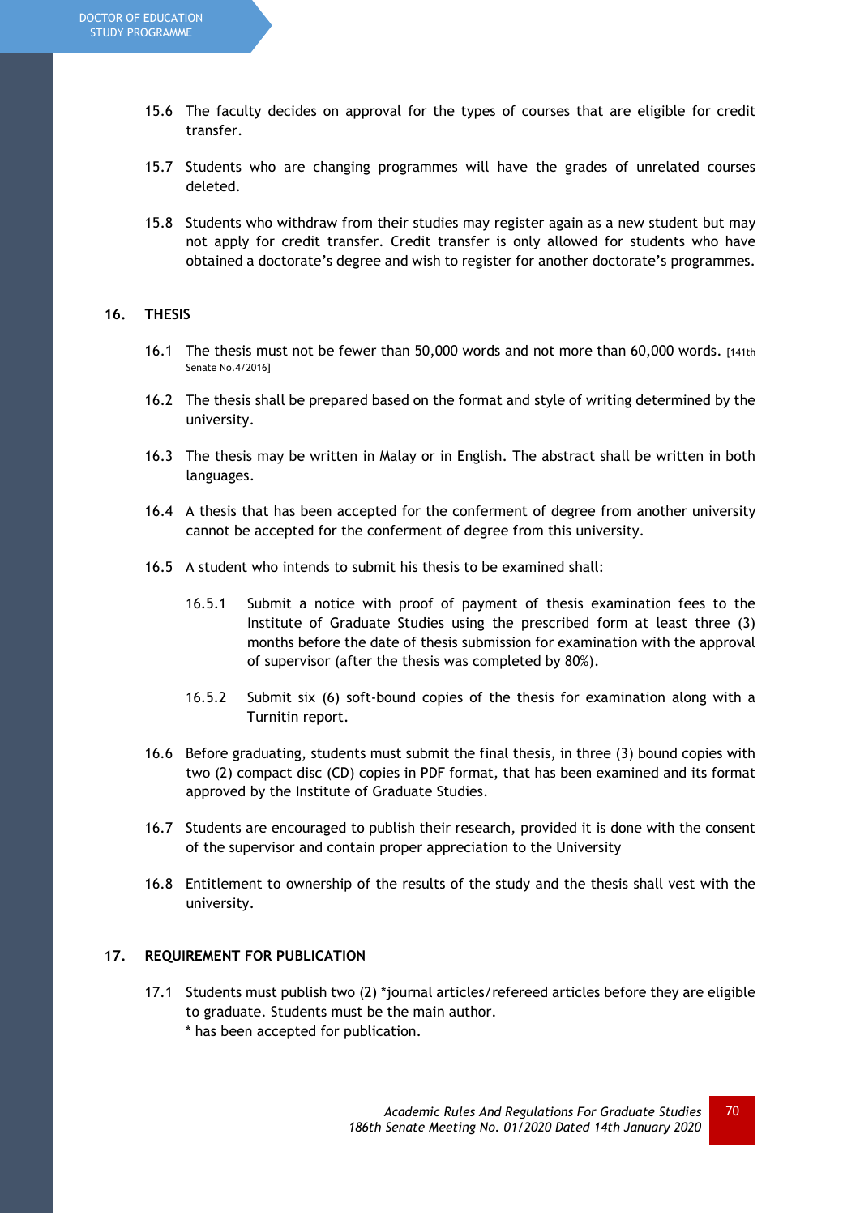15.6 The faculty decides on approval for the types of courses that are eligible for credit transfer.

15.7 Students who are changing programmes will have the grades of unrelated courses deleted.

15.8 Students who withdraw from their studies may register again as a new student but may not apply for credit transfer. Credit transfer is only allowed for students who have obtained a doctorate's degree and wish to register for another doctorate's programmes.

## 16. THESIS

16.1 The thesis must not be fewer than 50,000 words and not more than 60,000 words. [141th Senate No.4/2016]

16.2 The thesis shall be prepared based on the format and style of writing determined by the university.

16.3 The thesis may be written in Malay or in English. The abstract shall be written in both languages.

16.4 A thesis that has been accepted for the conferment of degree from another university cannot be accepted for the conferment of degree from this university.

16.5 A student who intends to submit his thesis to be examined shall:

16.5.1 Submit a notice with proof of payment of thesis examination fees to the Institute of Graduate Studies using the prescribed form at least three (3) months before the date of thesis submission for examination with the approval of supervisor (after the thesis was completed by 80%).

16.5.2 Submit six (6) soft-bound copies of the thesis for examination along with a Turnitin report.

16.6 Before graduating, students must submit the final thesis, in three (3) bound copies with two (2) compact disc (CD) copies in PDF format, that has been examined and its format approved by the Institute of Graduate Studies.

16.7 Students are encouraged to publish their research, provided it is done with the consent of the supervisor and contain proper appreciation to the University

16.8 Entitlement to ownership of the results of the study and the thesis shall vest with the university.

## 17. REQUIREMENT FOR PUBLICATION

17.1 Students must publish two (2) *journal articles/refereed articles before they are eligible to graduate. Students must be the main author.
* has been accepted for publication.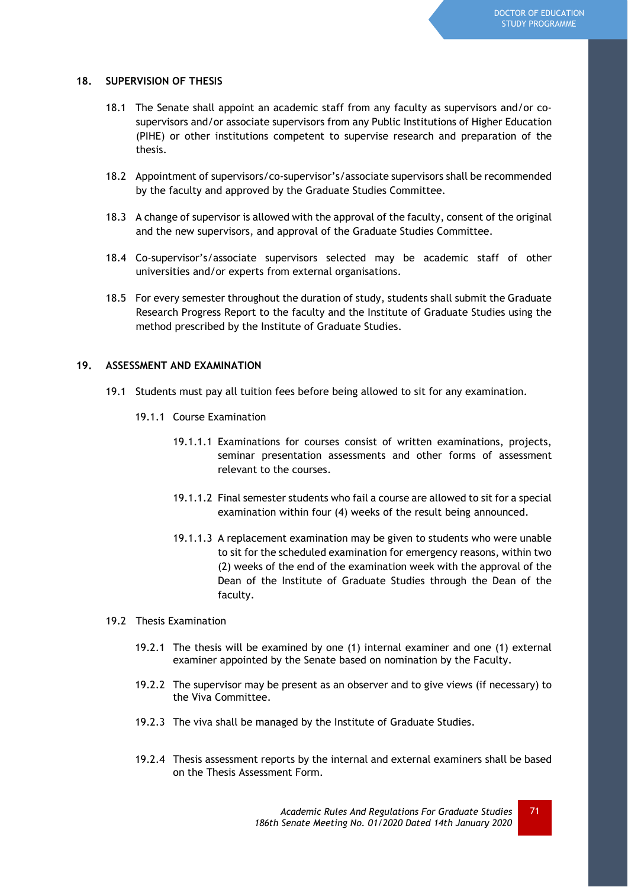## 18. SUPERVISION OF THESIS

18.1 The Senate shall appoint an academic staff from any faculty as supervisors and/or co-supervisors and/or associate supervisors from any Public Institutions of Higher Education (PIHE) or other institutions competent to supervise research and preparation of the thesis.

18.2 Appointment of supervisors/co-supervisor's/associate supervisors shall be recommended by the faculty and approved by the Graduate Studies Committee.

18.3 A change of supervisor is allowed with the approval of the faculty, consent of the original and the new supervisors, and approval of the Graduate Studies Committee.

18.4 Co-supervisor's/associate supervisors selected may be academic staff of other universities and/or experts from external organisations.

18.5 For every semester throughout the duration of study, students shall submit the Graduate Research Progress Report to the faculty and the Institute of Graduate Studies using the method prescribed by the Institute of Graduate Studies.

## 19. ASSESSMENT AND EXAMINATION

19.1 Students must pay all tuition fees before being allowed to sit for any examination.

19.1.1 Course Examination

19.1.1.1 Examinations for courses consist of written examinations, projects, seminar presentation assessments and other forms of assessment relevant to the courses.

19.1.1.2 Final semester students who fail a course are allowed to sit for a special examination within four (4) weeks of the result being announced.

19.1.1.3 A replacement examination may be given to students who were unable to sit for the scheduled examination for emergency reasons, within two (2) weeks of the end of the examination week with the approval of the Dean of the Institute of Graduate Studies through the Dean of the faculty.

19.2 Thesis Examination

19.2.1 The thesis will be examined by one (1) internal examiner and one (1) external examiner appointed by the Senate based on nomination by the Faculty.

19.2.2 The supervisor may be present as an observer and to give views (if necessary) to the Viva Committee.

19.2.3 The viva shall be managed by the Institute of Graduate Studies.

19.2.4 Thesis assessment reports by the internal and external examiners shall be based on the Thesis Assessment Form.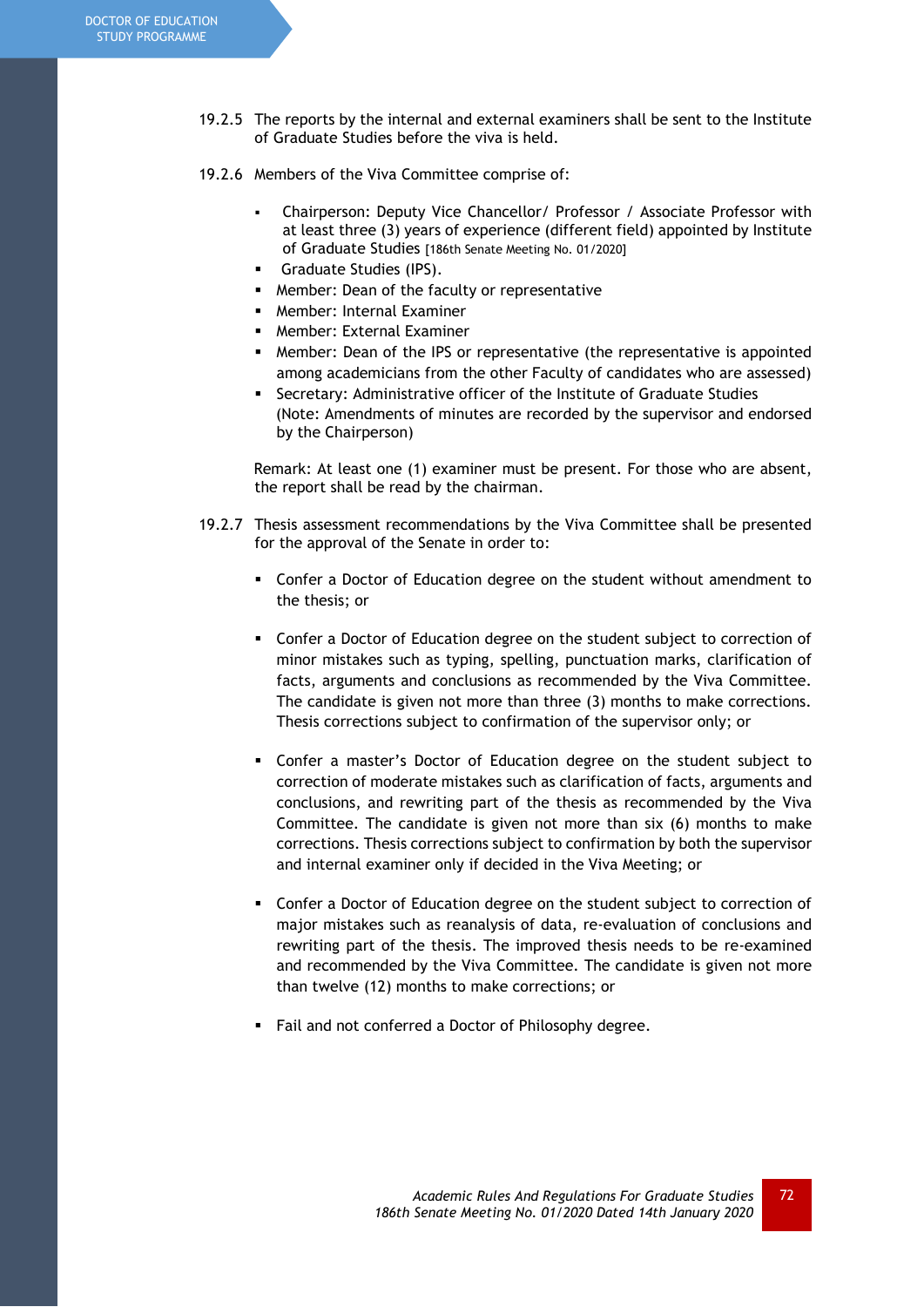19.2.5 The reports by the internal and external examiners shall be sent to the Institute of Graduate Studies before the viva is held.

19.2.6 Members of the Viva Committee comprise of:

- Chairperson: Deputy Vice Chancellor/ Professor / Associate Professor with at least three (3) years of experience (different field) appointed by Institute of Graduate Studies [186th Senate Meeting No. 01/2020]
- Graduate Studies (IPS).
- Member: Dean of the faculty or representative
- Member: Internal Examiner
- Member: External Examiner
- Member: Dean of the IPS or representative (the representative is appointed among academicians from the other Faculty of candidates who are assessed)
- Secretary: Administrative officer of the Institute of Graduate Studies (Note: Amendments of minutes are recorded by the supervisor and endorsed by the Chairperson)

Remark: At least one (1) examiner must be present. For those who are absent, the report shall be read by the chairman.

19.2.7 Thesis assessment recommendations by the Viva Committee shall be presented for the approval of the Senate in order to:

- Confer a Doctor of Education degree on the student without amendment to the thesis; or

- Confer a Doctor of Education degree on the student subject to correction of minor mistakes such as typing, spelling, punctuation marks, clarification of facts, arguments and conclusions as recommended by the Viva Committee. The candidate is given not more than three (3) months to make corrections. Thesis corrections subject to confirmation of the supervisor only; or

- Confer a master's Doctor of Education degree on the student subject to correction of moderate mistakes such as clarification of facts, arguments and conclusions, and rewriting part of the thesis as recommended by the Viva Committee. The candidate is given not more than six (6) months to make corrections. Thesis corrections subject to confirmation by both the supervisor and internal examiner only if decided in the Viva Meeting; or

- Confer a Doctor of Education degree on the student subject to correction of major mistakes such as reanalysis of data, re-evaluation of conclusions and rewriting part of the thesis. The improved thesis needs to be re-examined and recommended by the Viva Committee. The candidate is given not more than twelve (12) months to make corrections; or

- Fail and not conferred a Doctor of Philosophy degree.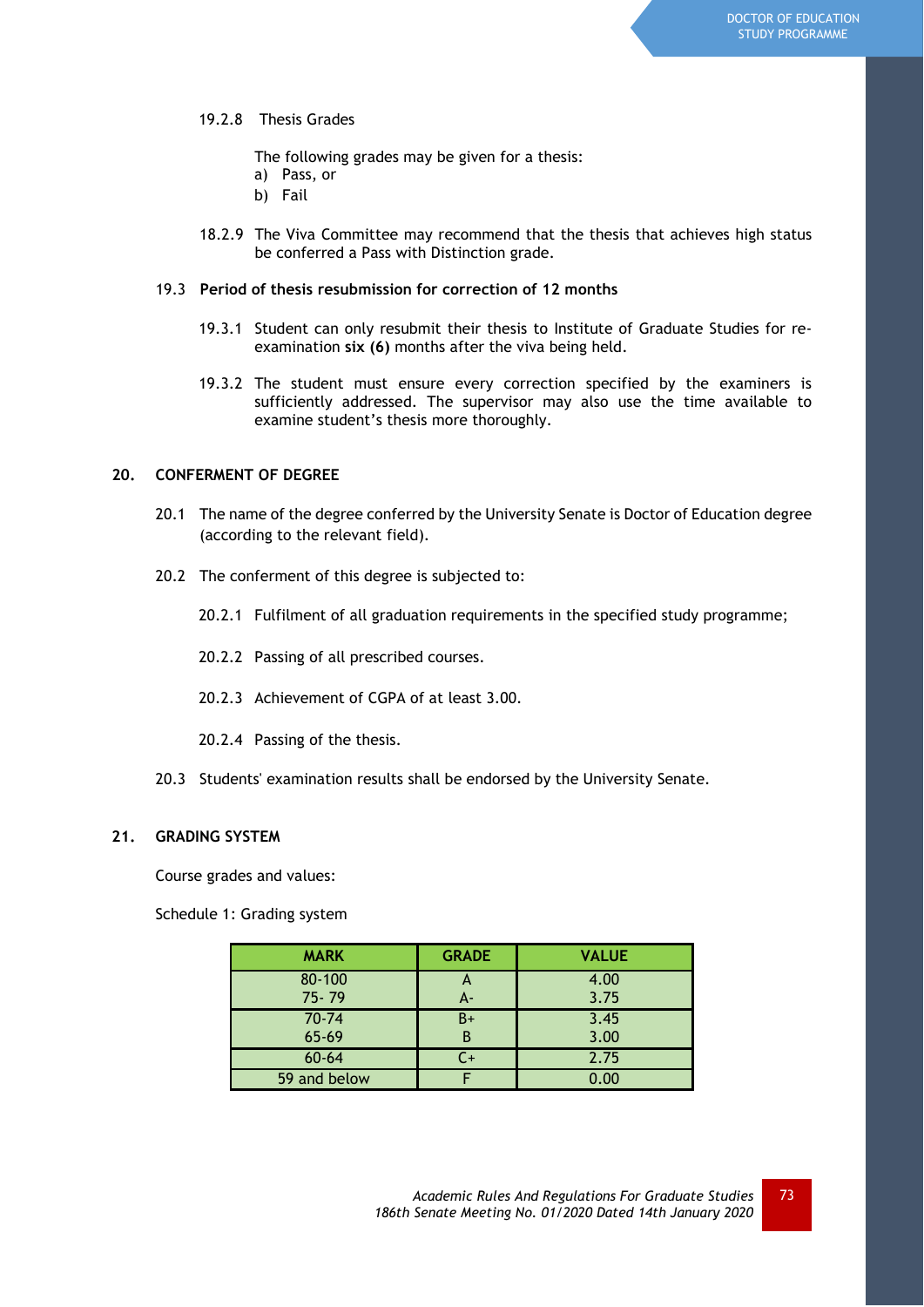19.2.8 Thesis Grades

The following grades may be given for a thesis:

a) Pass, or
b) Fail

18.2.9 The Viva Committee may recommend that the thesis that achieves high status be conferred a Pass with Distinction grade.

**19.3 Period of thesis resubmission for correction of 12 months**

19.3.1 Student can only resubmit their thesis to Institute of Graduate Studies for re-examination **six (6)** months after the viva being held.

19.3.2 The student must ensure every correction specified by the examiners is sufficiently addressed. The supervisor may also use the time available to examine student's thesis more thoroughly.

## 20. CONFERMENT OF DEGREE

20.1 The name of the degree conferred by the University Senate is Doctor of Education degree (according to the relevant field).

20.2 The conferment of this degree is subjected to:

20.2.1 Fulfilment of all graduation requirements in the specified study programme;

20.2.2 Passing of all prescribed courses.

20.2.3 Achievement of CGPA of at least 3.00.

20.2.4 Passing of the thesis.

20.3 Students' examination results shall be endorsed by the University Senate.

## 21. GRADING SYSTEM

Course grades and values:

Schedule 1: Grading system

| MARK | GRADE | VALUE |
|---|---|---|
| 80-100 | A | 4.00 |
| 75- 79 | A- | 3.75 |
| 70-74 | B+ | 3.45 |
| 65-69 | B | 3.00 |
| 60-64 | C+ | 2.75 |
| 59 and below | F | 0.00 |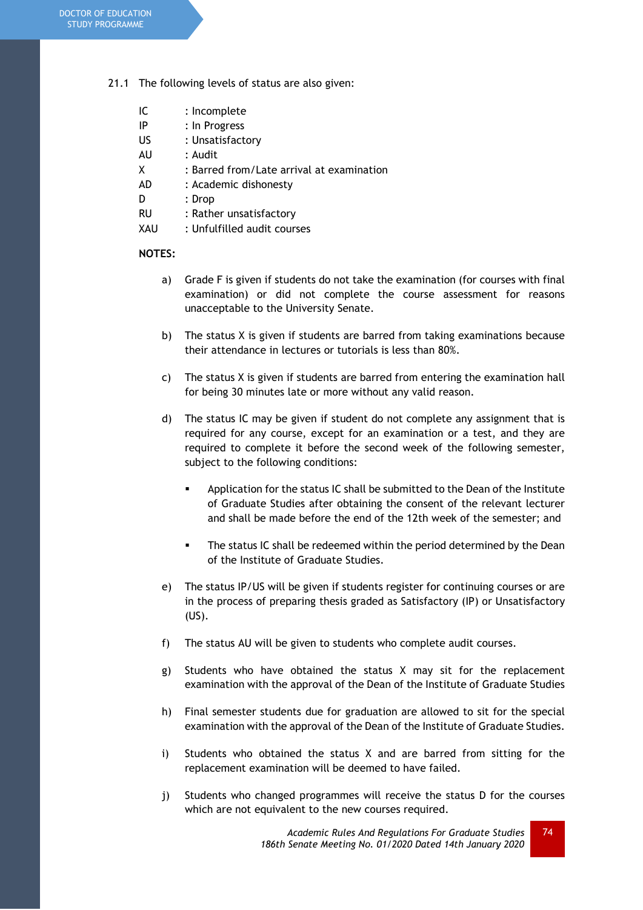21.1 The following levels of status are also given:

| | |
|---|---|
| IC | : Incomplete |
| IP | : In Progress |
| US | : Unsatisfactory |
| AU | : Audit |
| X | : Barred from/Late arrival at examination |
| AD | : Academic dishonesty |
| D | : Drop |
| RU | : Rather unsatisfactory |
| XAU | : Unfulfilled audit courses |

**NOTES:**

a) Grade F is given if students do not take the examination (for courses with final examination) or did not complete the course assessment for reasons unacceptable to the University Senate.

b) The status X is given if students are barred from taking examinations because their attendance in lectures or tutorials is less than 80%.

c) The status X is given if students are barred from entering the examination hall for being 30 minutes late or more without any valid reason.

d) The status IC may be given if student do not complete any assignment that is required for any course, except for an examination or a test, and they are required to complete it before the second week of the following semester, subject to the following conditions:

- Application for the status IC shall be submitted to the Dean of the Institute of Graduate Studies after obtaining the consent of the relevant lecturer and shall be made before the end of the 12th week of the semester; and

- The status IC shall be redeemed within the period determined by the Dean of the Institute of Graduate Studies.

e) The status IP/US will be given if students register for continuing courses or are in the process of preparing thesis graded as Satisfactory (IP) or Unsatisfactory (US).

f) The status AU will be given to students who complete audit courses.

g) Students who have obtained the status X may sit for the replacement examination with the approval of the Dean of the Institute of Graduate Studies

h) Final semester students due for graduation are allowed to sit for the special examination with the approval of the Dean of the Institute of Graduate Studies.

i) Students who obtained the status X and are barred from sitting for the replacement examination will be deemed to have failed.

j) Students who changed programmes will receive the status D for the courses which are not equivalent to the new courses required.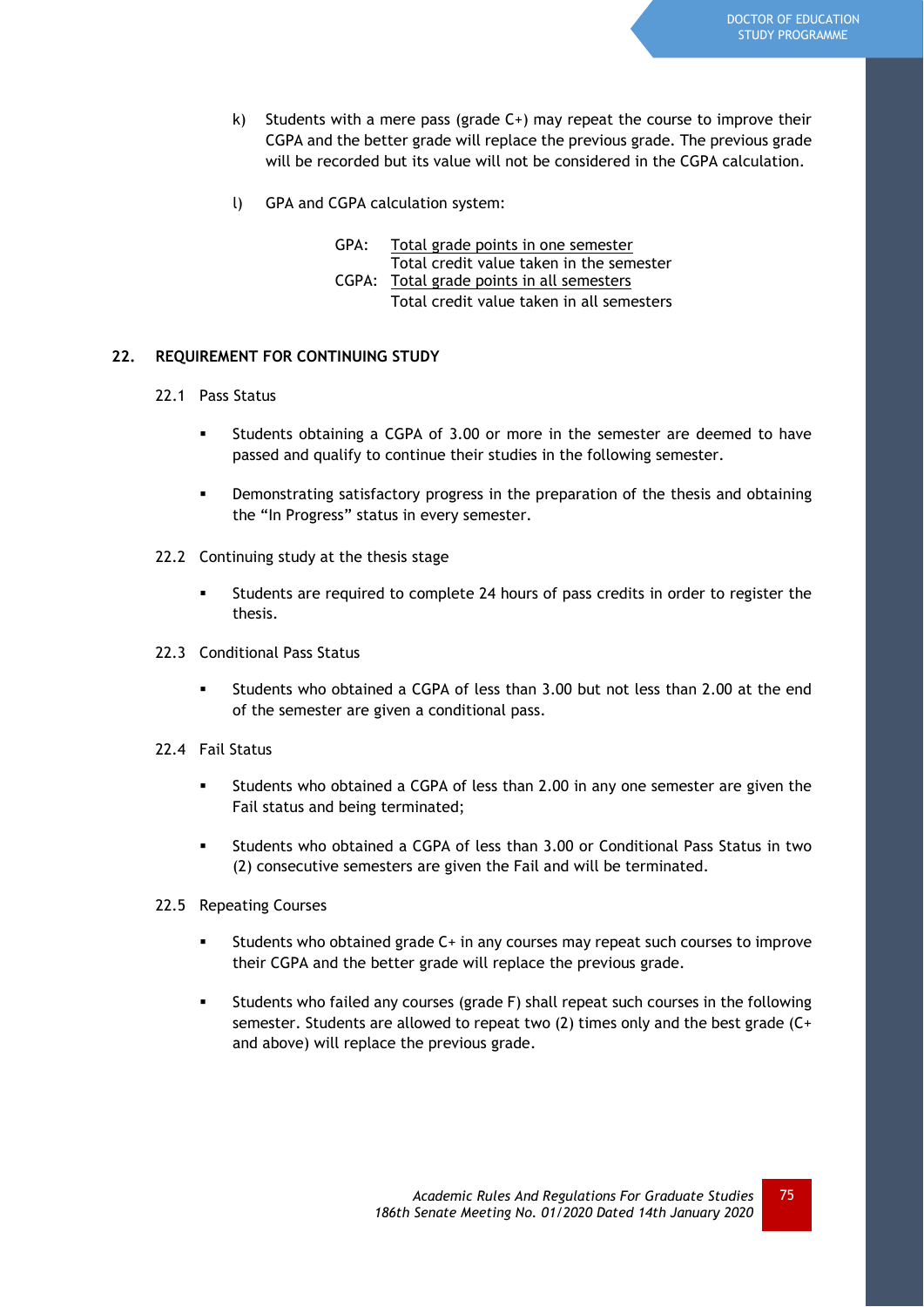k) Students with a mere pass (grade C+) may repeat the course to improve their CGPA and the better grade will replace the previous grade. The previous grade will be recorded but its value will not be considered in the CGPA calculation.

l) GPA and CGPA calculation system:

$$\text{GPA} = \frac{\text{Total grade points in one semester}}{\text{Total credit value taken in the semester}}$$

$$\text{CGPA} = \frac{\text{Total grade points in all semesters}}{\text{Total credit value taken in all semesters}}$$

## 22. REQUIREMENT FOR CONTINUING STUDY

### 22.1 Pass Status

- Students obtaining a CGPA of 3.00 or more in the semester are deemed to have passed and qualify to continue their studies in the following semester.
- Demonstrating satisfactory progress in the preparation of the thesis and obtaining the "In Progress" status in every semester.

### 22.2 Continuing study at the thesis stage

- Students are required to complete 24 hours of pass credits in order to register the thesis.

### 22.3 Conditional Pass Status

- Students who obtained a CGPA of less than 3.00 but not less than 2.00 at the end of the semester are given a conditional pass.

### 22.4 Fail Status

- Students who obtained a CGPA of less than 2.00 in any one semester are given the Fail status and being terminated;
- Students who obtained a CGPA of less than 3.00 or Conditional Pass Status in two (2) consecutive semesters are given the Fail and will be terminated.

### 22.5 Repeating Courses

- Students who obtained grade C+ in any courses may repeat such courses to improve their CGPA and the better grade will replace the previous grade.
- Students who failed any courses (grade F) shall repeat such courses in the following semester. Students are allowed to repeat two (2) times only and the best grade (C+ and above) will replace the previous grade.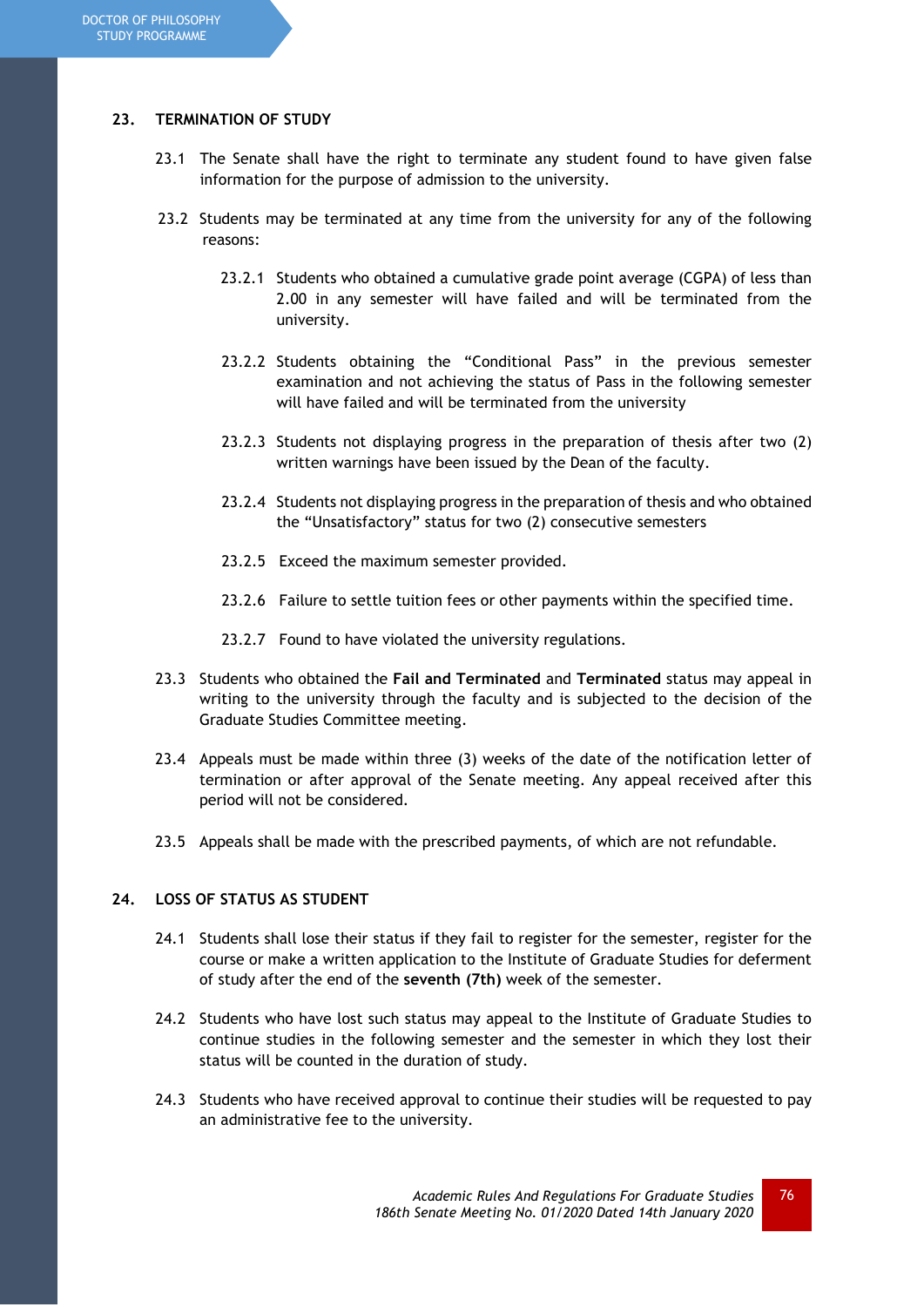## 23. TERMINATION OF STUDY

23.1 The Senate shall have the right to terminate any student found to have given false information for the purpose of admission to the university.

23.2 Students may be terminated at any time from the university for any of the following reasons:

23.2.1 Students who obtained a cumulative grade point average (CGPA) of less than 2.00 in any semester will have failed and will be terminated from the university.

23.2.2 Students obtaining the "Conditional Pass" in the previous semester examination and not achieving the status of Pass in the following semester will have failed and will be terminated from the university

23.2.3 Students not displaying progress in the preparation of thesis after two (2) written warnings have been issued by the Dean of the faculty.

23.2.4 Students not displaying progress in the preparation of thesis and who obtained the "Unsatisfactory" status for two (2) consecutive semesters

23.2.5 Exceed the maximum semester provided.

23.2.6 Failure to settle tuition fees or other payments within the specified time.

23.2.7 Found to have violated the university regulations.

23.3 Students who obtained the **Fail and Terminated** and **Terminated** status may appeal in writing to the university through the faculty and is subjected to the decision of the Graduate Studies Committee meeting.

23.4 Appeals must be made within three (3) weeks of the date of the notification letter of termination or after approval of the Senate meeting. Any appeal received after this period will not be considered.

23.5 Appeals shall be made with the prescribed payments, of which are not refundable.

## 24. LOSS OF STATUS AS STUDENT

24.1 Students shall lose their status if they fail to register for the semester, register for the course or make a written application to the Institute of Graduate Studies for deferment of study after the end of the **seventh (7th)** week of the semester.

24.2 Students who have lost such status may appeal to the Institute of Graduate Studies to continue studies in the following semester and the semester in which they lost their status will be counted in the duration of study.

24.3 Students who have received approval to continue their studies will be requested to pay an administrative fee to the university.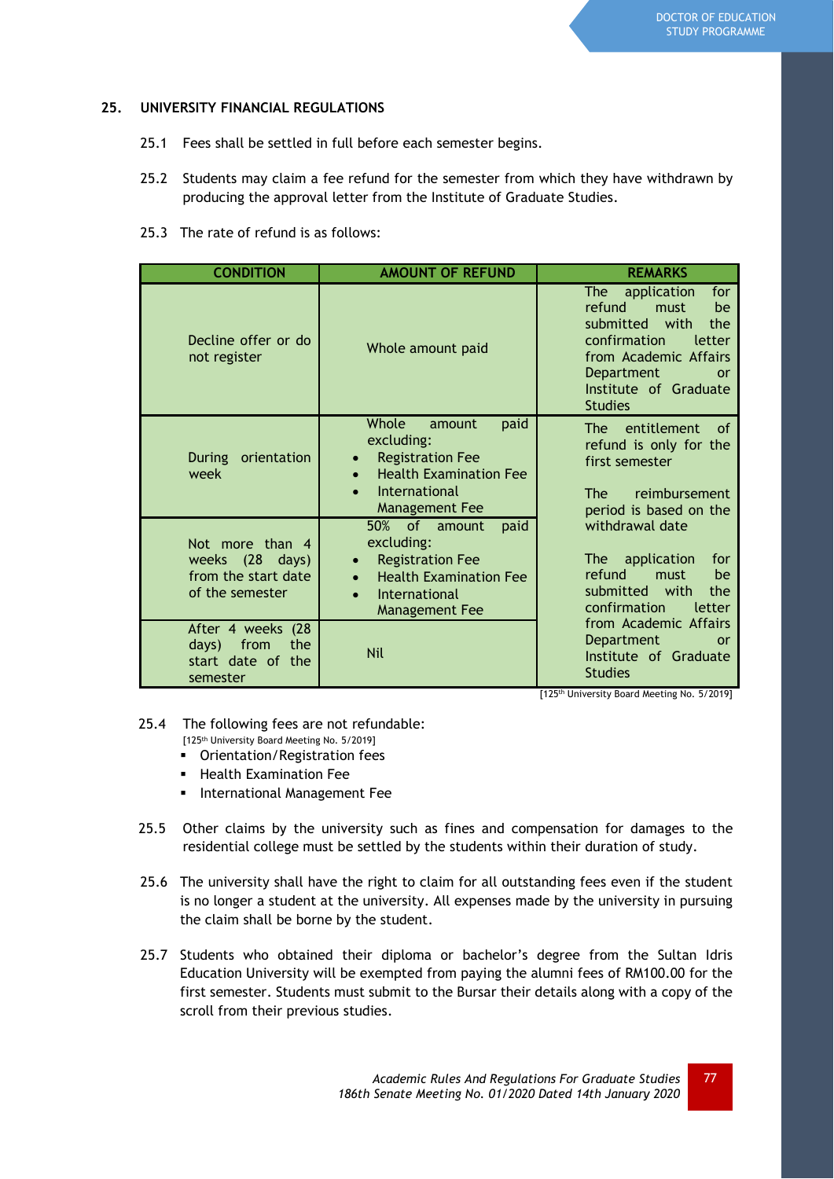## 25. UNIVERSITY FINANCIAL REGULATIONS

25.1 Fees shall be settled in full before each semester begins.

25.2 Students may claim a fee refund for the semester from which they have withdrawn by producing the approval letter from the Institute of Graduate Studies.

25.3 The rate of refund is as follows:

| CONDITION | AMOUNT OF REFUND | REMARKS |
|---|---|---|
| Decline offer or do not register | Whole amount paid | The application for refund must be submitted with the confirmation letter from Academic Affairs Department or Institute of Graduate Studies |
| During orientation week | Whole amount paid excluding:<br>• Registration Fee<br>• Health Examination Fee<br>• International Management Fee | The entitlement of refund is only for the first semester<br><br>The reimbursement period is based on the withdrawal date<br><br>The application for refund must be submitted with the confirmation letter from Academic Affairs Department or Institute of Graduate Studies |
| Not more than 4 weeks (28 days) from the start date of the semester | 50% of amount paid excluding:<br>• Registration Fee<br>• Health Examination Fee<br>• International Management Fee | |
| After 4 weeks (28 days) from the start date of the semester | Nil | |

[125th University Board Meeting No. 5/2019]

25.4 The following fees are not refundable:
[125th University Board Meeting No. 5/2019]

- Orientation/Registration fees
- Health Examination Fee
- International Management Fee

25.5 Other claims by the university such as fines and compensation for damages to the residential college must be settled by the students within their duration of study.

25.6 The university shall have the right to claim for all outstanding fees even if the student is no longer a student at the university. All expenses made by the university in pursuing the claim shall be borne by the student.

25.7 Students who obtained their diploma or bachelor's degree from the Sultan Idris Education University will be exempted from paying the alumni fees of RM100.00 for the first semester. Students must submit to the Bursar their details along with a copy of the scroll from their previous studies.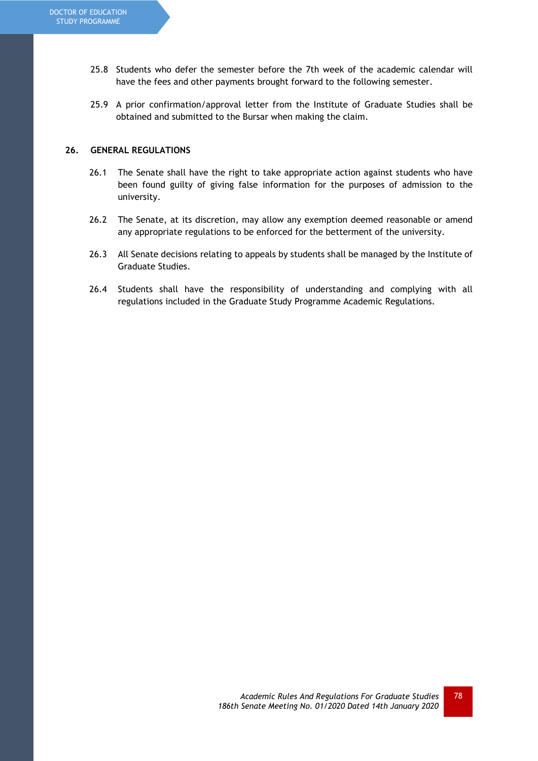25.8 Students who defer the semester before the 7th week of the academic calendar will have the fees and other payments brought forward to the following semester.

25.9 A prior confirmation/approval letter from the Institute of Graduate Studies shall be obtained and submitted to the Bursar when making the claim.

## 26. GENERAL REGULATIONS

26.1 The Senate shall have the right to take appropriate action against students who have been found guilty of giving false information for the purposes of admission to the university.

26.2 The Senate, at its discretion, may allow any exemption deemed reasonable or amend any appropriate regulations to be enforced for the betterment of the university.

26.3 All Senate decisions relating to appeals by students shall be managed by the Institute of Graduate Studies.

26.4 Students shall have the responsibility of understanding and complying with all regulations included in the Graduate Study Programme Academic Regulations.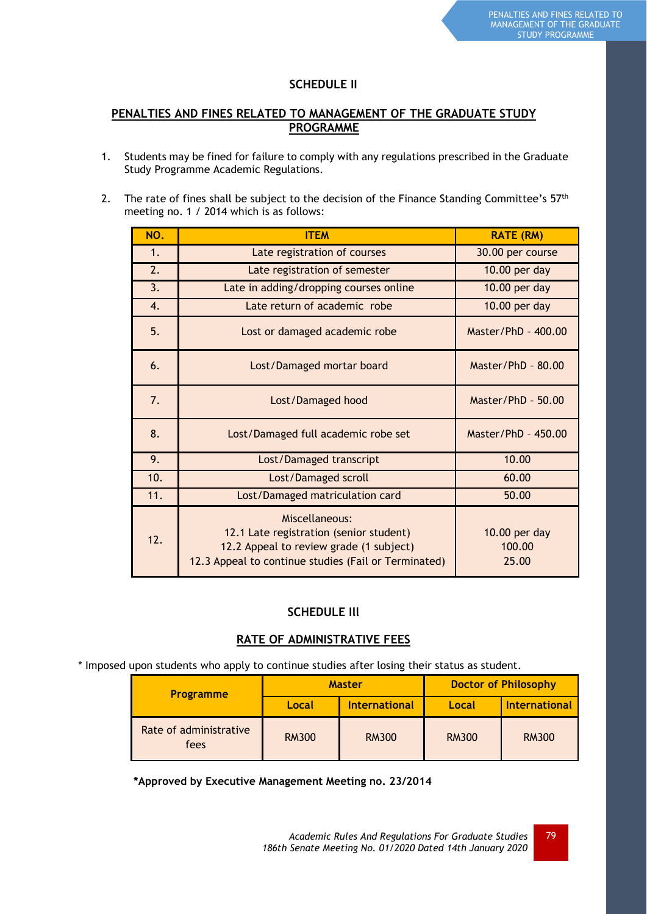## SCHEDULE II

## PENALTIES AND FINES RELATED TO MANAGEMENT OF THE GRADUATE STUDY PROGRAMME

1. Students may be fined for failure to comply with any regulations prescribed in the Graduate Study Programme Academic Regulations.

2. The rate of fines shall be subject to the decision of the Finance Standing Committee's 57th meeting no. 1 / 2014 which is as follows:

| NO. | ITEM | RATE (RM) |
|---|---|---|
| 1. | Late registration of courses | 30.00 per course |
| 2. | Late registration of semester | 10.00 per day |
| 3. | Late in adding/dropping courses online | 10.00 per day |
| 4. | Late return of academic robe | 10.00 per day |
| 5. | Lost or damaged academic robe | Master/PhD - 400.00 |
| 6. | Lost/Damaged mortar board | Master/PhD - 80.00 |
| 7. | Lost/Damaged hood | Master/PhD - 50.00 |
| 8. | Lost/Damaged full academic robe set | Master/PhD - 450.00 |
| 9. | Lost/Damaged transcript | 10.00 |
| 10. | Lost/Damaged scroll | 60.00 |
| 11. | Lost/Damaged matriculation card | 50.00 |
| 12. | Miscellaneous:<br>12.1 Late registration (senior student)<br>12.2 Appeal to review grade (1 subject)<br>12.3 Appeal to continue studies (Fail or Terminated) | <br>10.00 per day<br>100.00<br>25.00 |

## SCHEDULE III

## RATE OF ADMINISTRATIVE FEES

\* Imposed upon students who apply to continue studies after losing their status as student.

| Programme | Master | | Doctor of Philosophy | |
|---|---|---|---|---|
| | Local | International | Local | International |
| Rate of administrative fees | RM300 | RM300 | RM300 | RM300 |

**\*Approved by Executive Management Meeting no. 23/2014**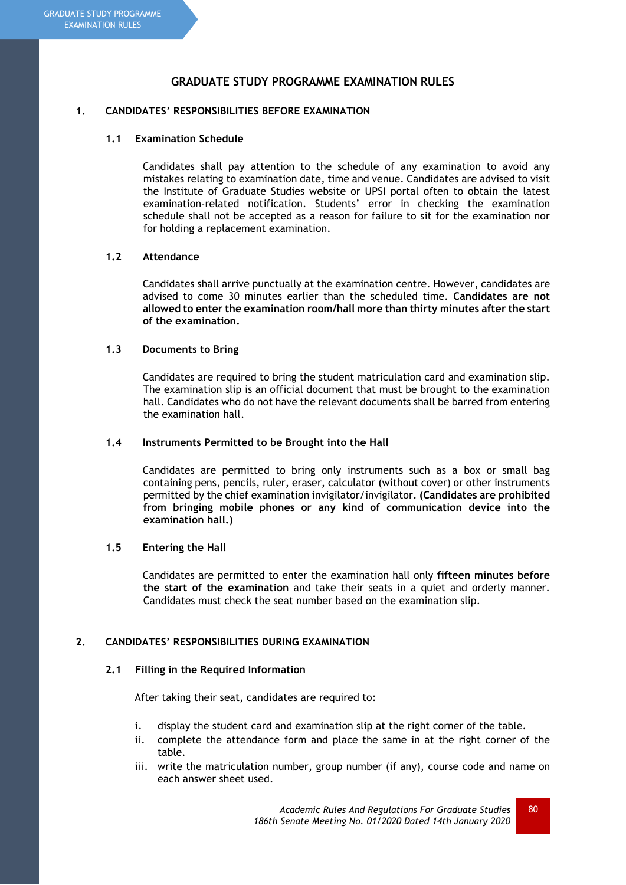## GRADUATE STUDY PROGRAMME EXAMINATION RULES

### 1. CANDIDATES' RESPONSIBILITIES BEFORE EXAMINATION

#### 1.1 Examination Schedule

Candidates shall pay attention to the schedule of any examination to avoid any mistakes relating to examination date, time and venue. Candidates are advised to visit the Institute of Graduate Studies website or UPSI portal often to obtain the latest examination-related notification. Students' error in checking the examination schedule shall not be accepted as a reason for failure to sit for the examination nor for holding a replacement examination.

#### 1.2 Attendance

Candidates shall arrive punctually at the examination centre. However, candidates are advised to come 30 minutes earlier than the scheduled time. **Candidates are not allowed to enter the examination room/hall more than thirty minutes after the start of the examination.**

#### 1.3 Documents to Bring

Candidates are required to bring the student matriculation card and examination slip. The examination slip is an official document that must be brought to the examination hall. Candidates who do not have the relevant documents shall be barred from entering the examination hall.

#### 1.4 Instruments Permitted to be Brought into the Hall

Candidates are permitted to bring only instruments such as a box or small bag containing pens, pencils, ruler, eraser, calculator (without cover) or other instruments permitted by the chief examination invigilator/invigilator. **(Candidates are prohibited from bringing mobile phones or any kind of communication device into the examination hall.)**

#### 1.5 Entering the Hall

Candidates are permitted to enter the examination hall only **fifteen minutes before the start of the examination** and take their seats in a quiet and orderly manner. Candidates must check the seat number based on the examination slip.

### 2. CANDIDATES' RESPONSIBILITIES DURING EXAMINATION

#### 2.1 Filling in the Required Information

After taking their seat, candidates are required to:

i. display the student card and examination slip at the right corner of the table.
ii. complete the attendance form and place the same in at the right corner of the table.
iii. write the matriculation number, group number (if any), course code and name on each answer sheet used.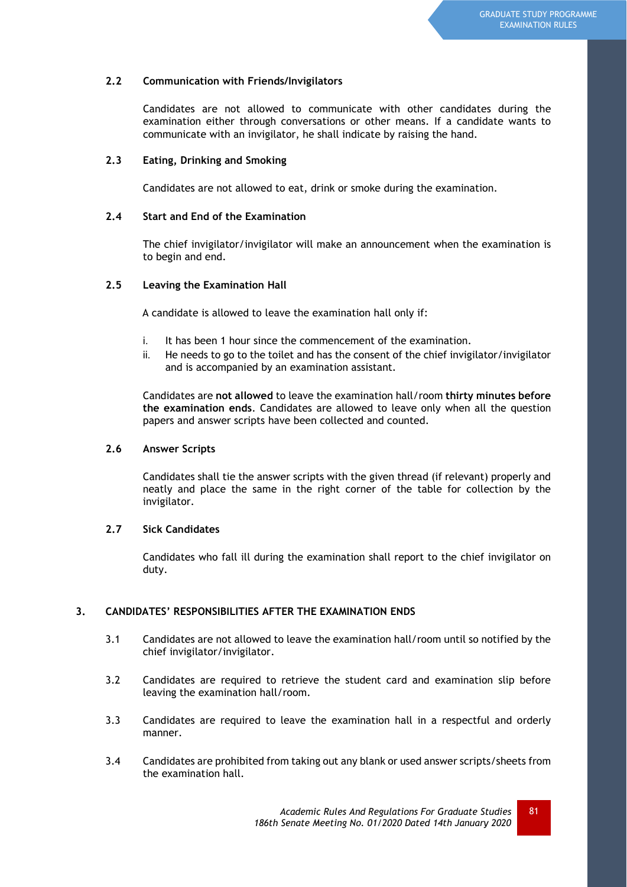### 2.2 Communication with Friends/Invigilators

Candidates are not allowed to communicate with other candidates during the examination either through conversations or other means. If a candidate wants to communicate with an invigilator, he shall indicate by raising the hand.

### 2.3 Eating, Drinking and Smoking

Candidates are not allowed to eat, drink or smoke during the examination.

### 2.4 Start and End of the Examination

The chief invigilator/invigilator will make an announcement when the examination is to begin and end.

### 2.5 Leaving the Examination Hall

A candidate is allowed to leave the examination hall only if:

i. It has been 1 hour since the commencement of the examination.
ii. He needs to go to the toilet and has the consent of the chief invigilator/invigilator and is accompanied by an examination assistant.

Candidates are **not allowed** to leave the examination hall/room **thirty minutes before the examination ends**. Candidates are allowed to leave only when all the question papers and answer scripts have been collected and counted.

### 2.6 Answer Scripts

Candidates shall tie the answer scripts with the given thread (if relevant) properly and neatly and place the same in the right corner of the table for collection by the invigilator.

### 2.7 Sick Candidates

Candidates who fall ill during the examination shall report to the chief invigilator on duty.

## 3. CANDIDATES' RESPONSIBILITIES AFTER THE EXAMINATION ENDS

3.1 Candidates are not allowed to leave the examination hall/room until so notified by the chief invigilator/invigilator.

3.2 Candidates are required to retrieve the student card and examination slip before leaving the examination hall/room.

3.3 Candidates are required to leave the examination hall in a respectful and orderly manner.

3.4 Candidates are prohibited from taking out any blank or used answer scripts/sheets from the examination hall.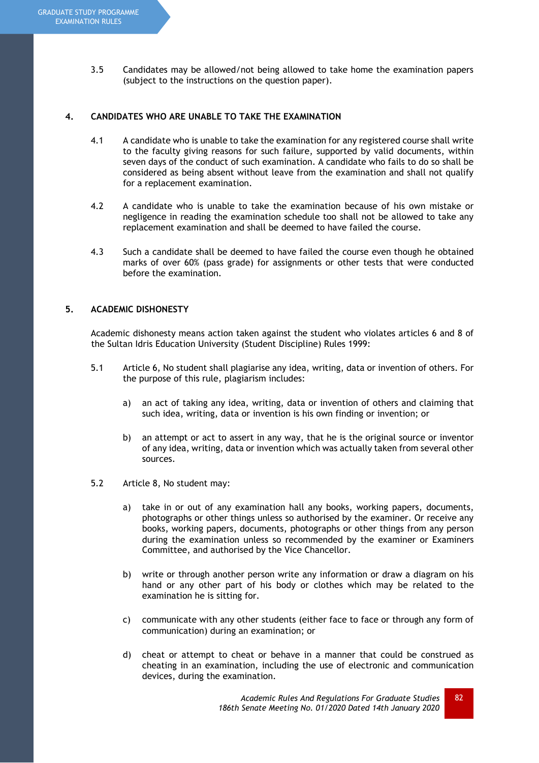3.5 Candidates may be allowed/not being allowed to take home the examination papers (subject to the instructions on the question paper).

## 4. CANDIDATES WHO ARE UNABLE TO TAKE THE EXAMINATION

4.1 A candidate who is unable to take the examination for any registered course shall write to the faculty giving reasons for such failure, supported by valid documents, within seven days of the conduct of such examination. A candidate who fails to do so shall be considered as being absent without leave from the examination and shall not qualify for a replacement examination.

4.2 A candidate who is unable to take the examination because of his own mistake or negligence in reading the examination schedule too shall not be allowed to take any replacement examination and shall be deemed to have failed the course.

4.3 Such a candidate shall be deemed to have failed the course even though he obtained marks of over 60% (pass grade) for assignments or other tests that were conducted before the examination.

## 5. ACADEMIC DISHONESTY

Academic dishonesty means action taken against the student who violates articles 6 and 8 of the Sultan Idris Education University (Student Discipline) Rules 1999:

5.1 Article 6, No student shall plagiarise any idea, writing, data or invention of others. For the purpose of this rule, plagiarism includes:

a) an act of taking any idea, writing, data or invention of others and claiming that such idea, writing, data or invention is his own finding or invention; or

b) an attempt or act to assert in any way, that he is the original source or inventor of any idea, writing, data or invention which was actually taken from several other sources.

5.2 Article 8, No student may:

a) take in or out of any examination hall any books, working papers, documents, photographs or other things unless so authorised by the examiner. Or receive any books, working papers, documents, photographs or other things from any person during the examination unless so recommended by the examiner or Examiners Committee, and authorised by the Vice Chancellor.

b) write or through another person write any information or draw a diagram on his hand or any other part of his body or clothes which may be related to the examination he is sitting for.

c) communicate with any other students (either face to face or through any form of communication) during an examination; or

d) cheat or attempt to cheat or behave in a manner that could be construed as cheating in an examination, including the use of electronic and communication devices, during the examination.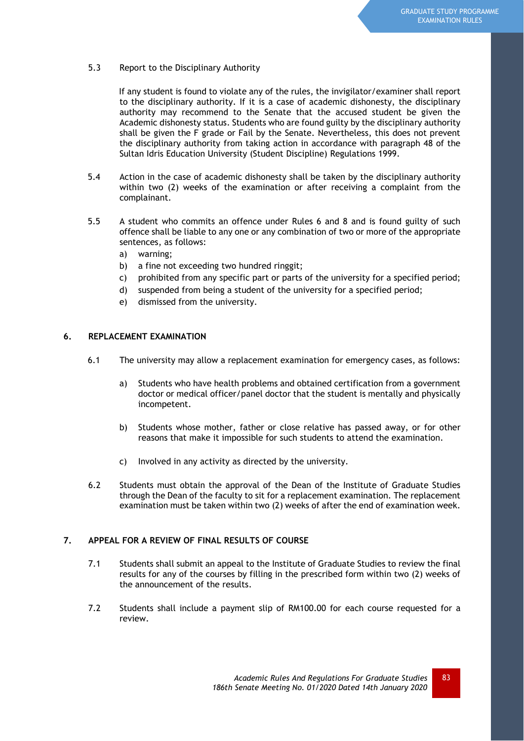5.3 Report to the Disciplinary Authority

If any student is found to violate any of the rules, the invigilator/examiner shall report to the disciplinary authority. If it is a case of academic dishonesty, the disciplinary authority may recommend to the Senate that the accused student be given the Academic dishonesty status. Students who are found guilty by the disciplinary authority shall be given the F grade or Fail by the Senate. Nevertheless, this does not prevent the disciplinary authority from taking action in accordance with paragraph 48 of the Sultan Idris Education University (Student Discipline) Regulations 1999.

5.4 Action in the case of academic dishonesty shall be taken by the disciplinary authority within two (2) weeks of the examination or after receiving a complaint from the complainant.

5.5 A student who commits an offence under Rules 6 and 8 and is found guilty of such offence shall be liable to any one or any combination of two or more of the appropriate sentences, as follows:

a) warning;
b) a fine not exceeding two hundred ringgit;
c) prohibited from any specific part or parts of the university for a specified period;
d) suspended from being a student of the university for a specified period;
e) dismissed from the university.

## 6. REPLACEMENT EXAMINATION

6.1 The university may allow a replacement examination for emergency cases, as follows:

a) Students who have health problems and obtained certification from a government doctor or medical officer/panel doctor that the student is mentally and physically incompetent.

b) Students whose mother, father or close relative has passed away, or for other reasons that make it impossible for such students to attend the examination.

c) Involved in any activity as directed by the university.

6.2 Students must obtain the approval of the Dean of the Institute of Graduate Studies through the Dean of the faculty to sit for a replacement examination. The replacement examination must be taken within two (2) weeks of after the end of examination week.

## 7. APPEAL FOR A REVIEW OF FINAL RESULTS OF COURSE

7.1 Students shall submit an appeal to the Institute of Graduate Studies to review the final results for any of the courses by filling in the prescribed form within two (2) weeks of the announcement of the results.

7.2 Students shall include a payment slip of RM100.00 for each course requested for a review.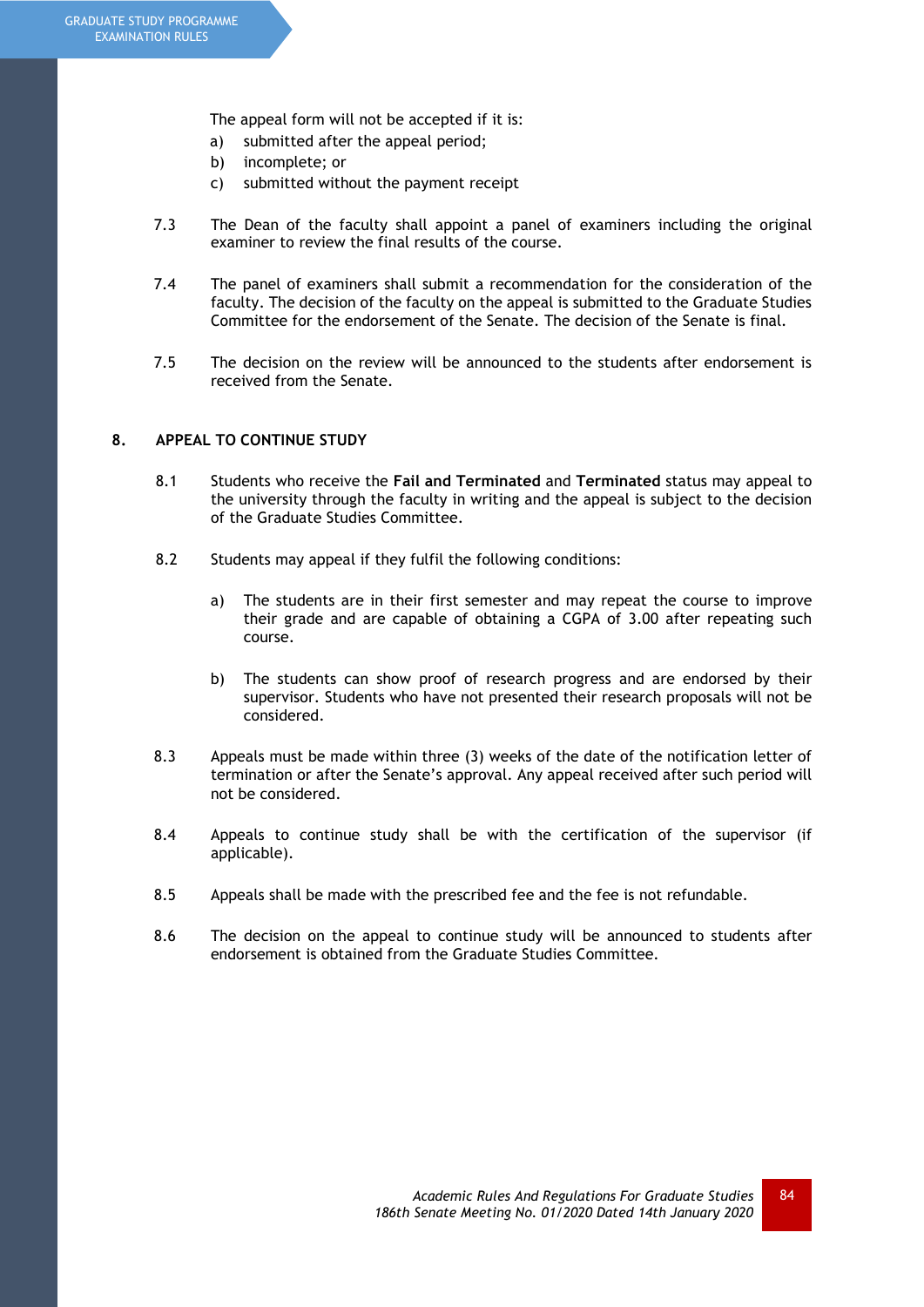The appeal form will not be accepted if it is:

a) submitted after the appeal period;
b) incomplete; or
c) submitted without the payment receipt

7.3 The Dean of the faculty shall appoint a panel of examiners including the original examiner to review the final results of the course.

7.4 The panel of examiners shall submit a recommendation for the consideration of the faculty. The decision of the faculty on the appeal is submitted to the Graduate Studies Committee for the endorsement of the Senate. The decision of the Senate is final.

7.5 The decision on the review will be announced to the students after endorsement is received from the Senate.

## 8. APPEAL TO CONTINUE STUDY

8.1 Students who receive the **Fail and Terminated** and **Terminated** status may appeal to the university through the faculty in writing and the appeal is subject to the decision of the Graduate Studies Committee.

8.2 Students may appeal if they fulfil the following conditions:

a) The students are in their first semester and may repeat the course to improve their grade and are capable of obtaining a CGPA of 3.00 after repeating such course.

b) The students can show proof of research progress and are endorsed by their supervisor. Students who have not presented their research proposals will not be considered.

8.3 Appeals must be made within three (3) weeks of the date of the notification letter of termination or after the Senate's approval. Any appeal received after such period will not be considered.

8.4 Appeals to continue study shall be with the certification of the supervisor (if applicable).

8.5 Appeals shall be made with the prescribed fee and the fee is not refundable.

8.6 The decision on the appeal to continue study will be announced to students after endorsement is obtained from the Graduate Studies Committee.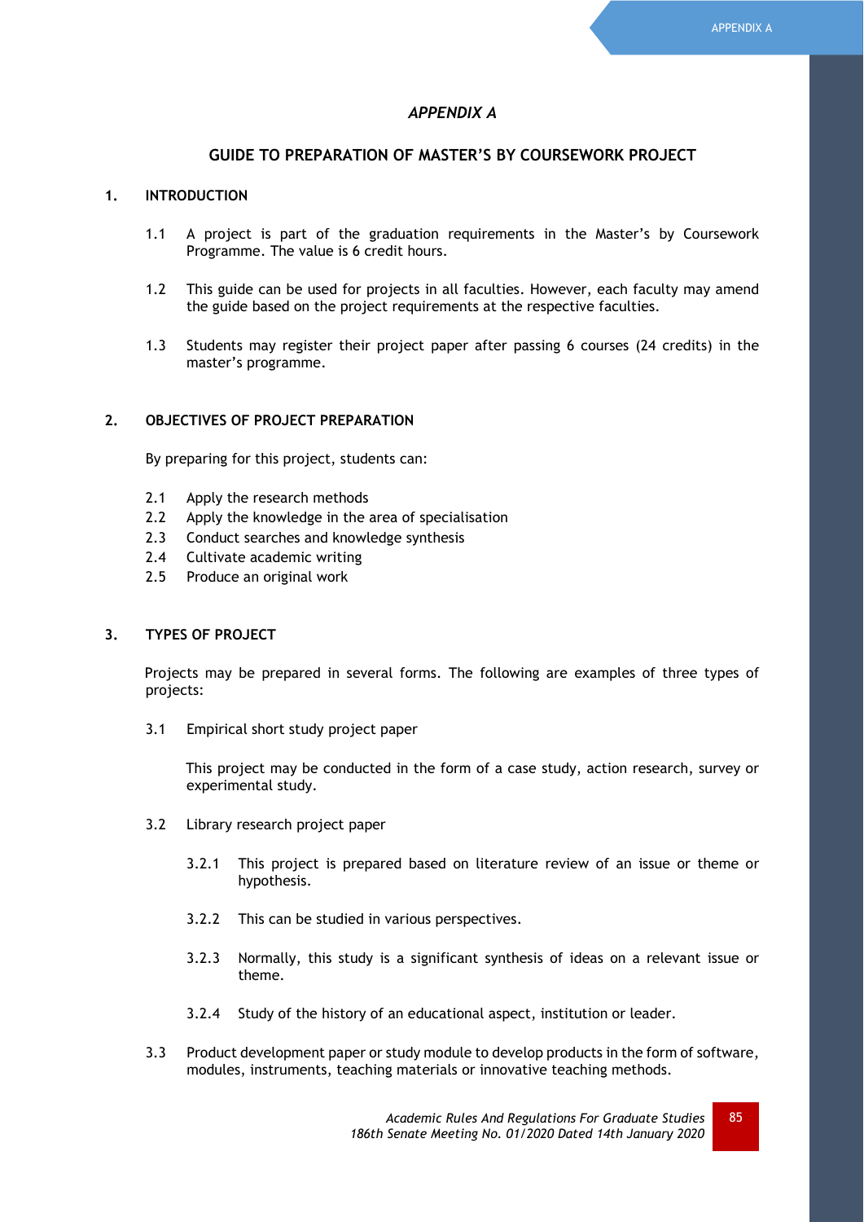# *APPENDIX A*

## GUIDE TO PREPARATION OF MASTER'S BY COURSEWORK PROJECT

### 1. INTRODUCTION

1.1 A project is part of the graduation requirements in the Master's by Coursework Programme. The value is 6 credit hours.

1.2 This guide can be used for projects in all faculties. However, each faculty may amend the guide based on the project requirements at the respective faculties.

1.3 Students may register their project paper after passing 6 courses (24 credits) in the master's programme.

### 2. OBJECTIVES OF PROJECT PREPARATION

By preparing for this project, students can:

2.1 Apply the research methods
2.2 Apply the knowledge in the area of specialisation
2.3 Conduct searches and knowledge synthesis
2.4 Cultivate academic writing
2.5 Produce an original work

### 3. TYPES OF PROJECT

Projects may be prepared in several forms. The following are examples of three types of projects:

3.1 Empirical short study project paper

This project may be conducted in the form of a case study, action research, survey or experimental study.

3.2 Library research project paper

3.2.1 This project is prepared based on literature review of an issue or theme or hypothesis.

3.2.2 This can be studied in various perspectives.

3.2.3 Normally, this study is a significant synthesis of ideas on a relevant issue or theme.

3.2.4 Study of the history of an educational aspect, institution or leader.

3.3 Product development paper or study module to develop products in the form of software, modules, instruments, teaching materials or innovative teaching methods.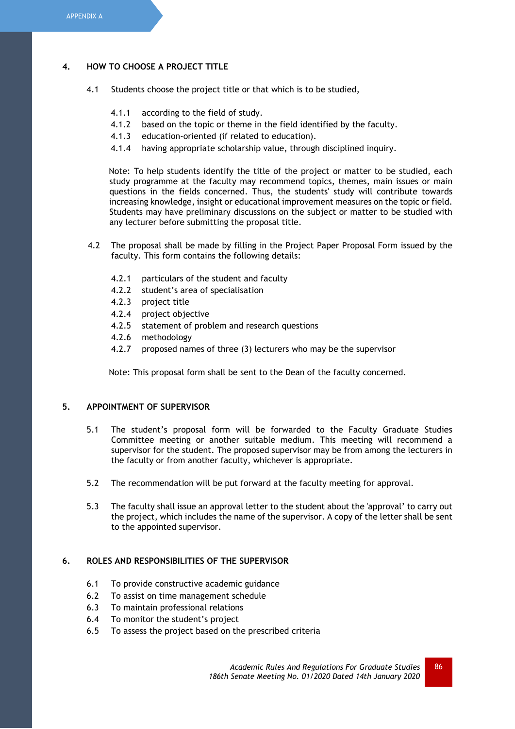## 4. HOW TO CHOOSE A PROJECT TITLE

4.1 Students choose the project title or that which is to be studied,

4.1.1 according to the field of study.
4.1.2 based on the topic or theme in the field identified by the faculty.
4.1.3 education-oriented (if related to education).
4.1.4 having appropriate scholarship value, through disciplined inquiry.

Note: To help students identify the title of the project or matter to be studied, each study programme at the faculty may recommend topics, themes, main issues or main questions in the fields concerned. Thus, the students' study will contribute towards increasing knowledge, insight or educational improvement measures on the topic or field. Students may have preliminary discussions on the subject or matter to be studied with any lecturer before submitting the proposal title.

4.2 The proposal shall be made by filling in the Project Paper Proposal Form issued by the faculty. This form contains the following details:

4.2.1 particulars of the student and faculty
4.2.2 student's area of specialisation
4.2.3 project title
4.2.4 project objective
4.2.5 statement of problem and research questions
4.2.6 methodology
4.2.7 proposed names of three (3) lecturers who may be the supervisor

Note: This proposal form shall be sent to the Dean of the faculty concerned.

## 5. APPOINTMENT OF SUPERVISOR

5.1 The student's proposal form will be forwarded to the Faculty Graduate Studies Committee meeting or another suitable medium. This meeting will recommend a supervisor for the student. The proposed supervisor may be from among the lecturers in the faculty or from another faculty, whichever is appropriate.

5.2 The recommendation will be put forward at the faculty meeting for approval.

5.3 The faculty shall issue an approval letter to the student about the 'approval' to carry out the project, which includes the name of the supervisor. A copy of the letter shall be sent to the appointed supervisor.

## 6. ROLES AND RESPONSIBILITIES OF THE SUPERVISOR

6.1 To provide constructive academic guidance
6.2 To assist on time management schedule
6.3 To maintain professional relations
6.4 To monitor the student's project
6.5 To assess the project based on the prescribed criteria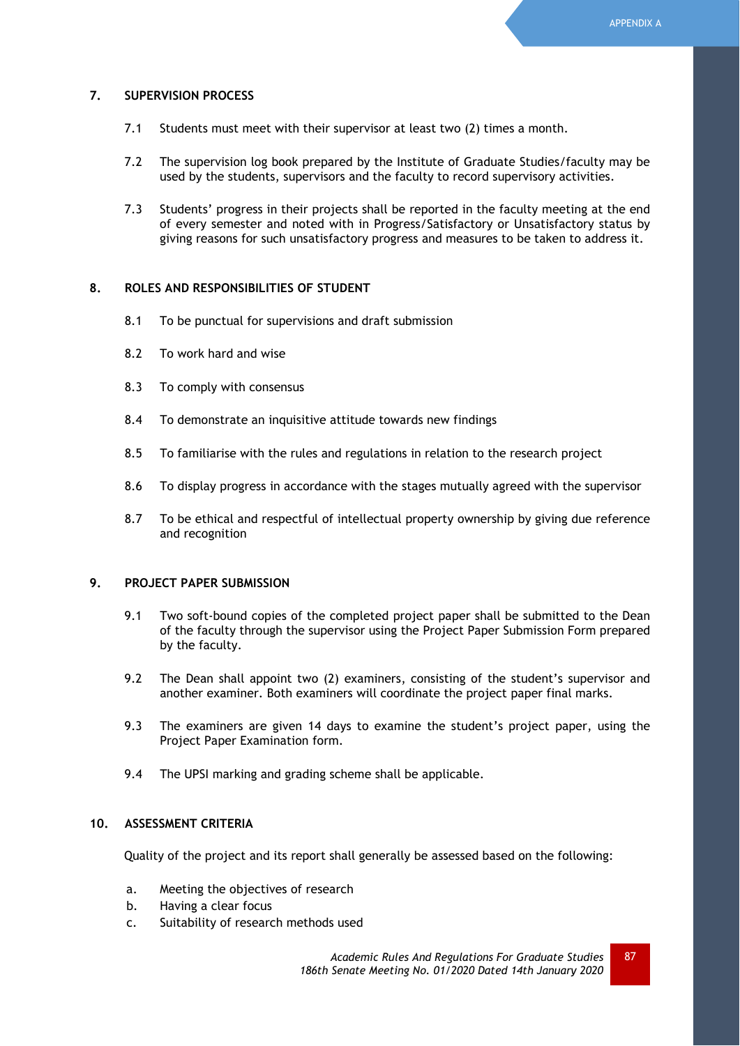## 7. SUPERVISION PROCESS

7.1 Students must meet with their supervisor at least two (2) times a month.

7.2 The supervision log book prepared by the Institute of Graduate Studies/faculty may be used by the students, supervisors and the faculty to record supervisory activities.

7.3 Students' progress in their projects shall be reported in the faculty meeting at the end of every semester and noted with in Progress/Satisfactory or Unsatisfactory status by giving reasons for such unsatisfactory progress and measures to be taken to address it.

## 8. ROLES AND RESPONSIBILITIES OF STUDENT

8.1 To be punctual for supervisions and draft submission

8.2 To work hard and wise

8.3 To comply with consensus

8.4 To demonstrate an inquisitive attitude towards new findings

8.5 To familiarise with the rules and regulations in relation to the research project

8.6 To display progress in accordance with the stages mutually agreed with the supervisor

8.7 To be ethical and respectful of intellectual property ownership by giving due reference and recognition

## 9. PROJECT PAPER SUBMISSION

9.1 Two soft-bound copies of the completed project paper shall be submitted to the Dean of the faculty through the supervisor using the Project Paper Submission Form prepared by the faculty.

9.2 The Dean shall appoint two (2) examiners, consisting of the student's supervisor and another examiner. Both examiners will coordinate the project paper final marks.

9.3 The examiners are given 14 days to examine the student's project paper, using the Project Paper Examination form.

9.4 The UPSI marking and grading scheme shall be applicable.

## 10. ASSESSMENT CRITERIA

Quality of the project and its report shall generally be assessed based on the following:

a. Meeting the objectives of research
b. Having a clear focus
c. Suitability of research methods used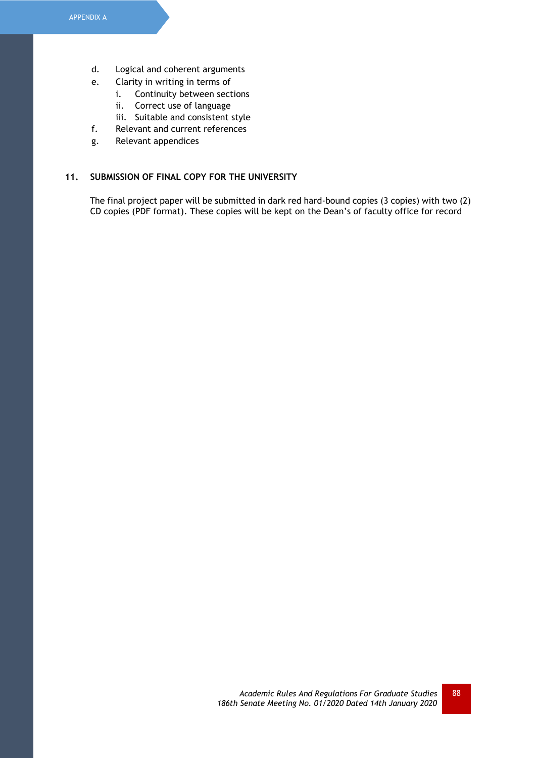d. Logical and coherent arguments
e. Clarity in writing in terms of
    i. Continuity between sections
    ii. Correct use of language
    iii. Suitable and consistent style
f. Relevant and current references
g. Relevant appendices

## 11. SUBMISSION OF FINAL COPY FOR THE UNIVERSITY

The final project paper will be submitted in dark red hard-bound copies (3 copies) with two (2) CD copies (PDF format). These copies will be kept on the Dean's of faculty office for record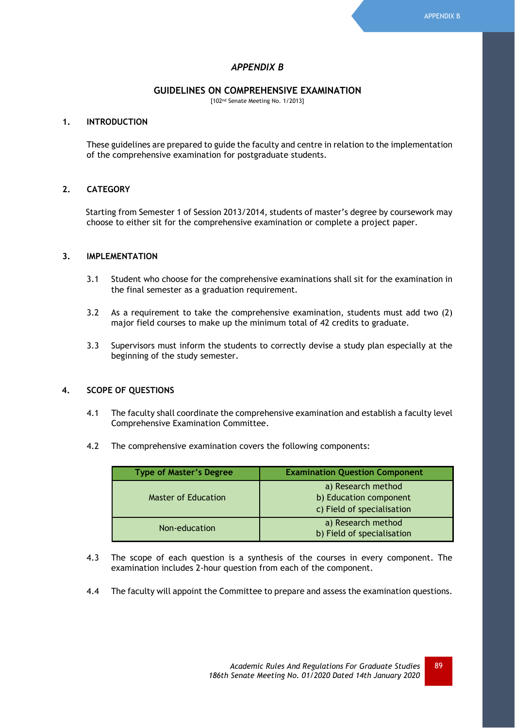# *APPENDIX B*

## GUIDELINES ON COMPREHENSIVE EXAMINATION

[102nd Senate Meeting No. 1/2013]

### 1. INTRODUCTION

These guidelines are prepared to guide the faculty and centre in relation to the implementation of the comprehensive examination for postgraduate students.

### 2. CATEGORY

Starting from Semester 1 of Session 2013/2014, students of master's degree by coursework may choose to either sit for the comprehensive examination or complete a project paper.

### 3. IMPLEMENTATION

3.1 Student who choose for the comprehensive examinations shall sit for the examination in the final semester as a graduation requirement.

3.2 As a requirement to take the comprehensive examination, students must add two (2) major field courses to make up the minimum total of 42 credits to graduate.

3.3 Supervisors must inform the students to correctly devise a study plan especially at the beginning of the study semester.

### 4. SCOPE OF QUESTIONS

4.1 The faculty shall coordinate the comprehensive examination and establish a faculty level Comprehensive Examination Committee.

4.2 The comprehensive examination covers the following components:

| Type of Master's Degree | Examination Question Component |
|---|---|
| Master of Education | a) Research method<br>b) Education component<br>c) Field of specialisation |
| Non-education | a) Research method<br>b) Field of specialisation |

4.3 The scope of each question is a synthesis of the courses in every component. The examination includes 2-hour question from each of the component.

4.4 The faculty will appoint the Committee to prepare and assess the examination questions.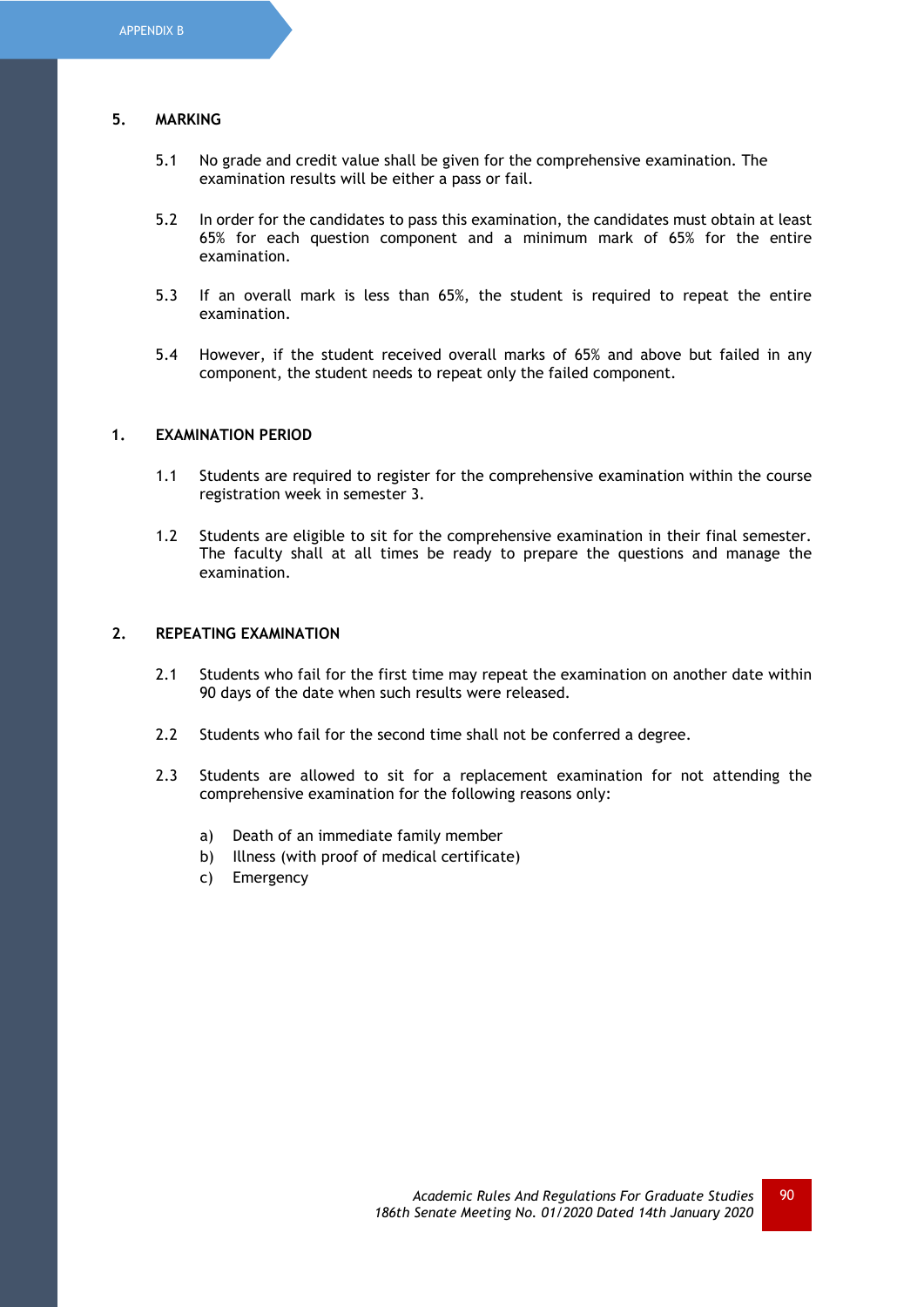## 5. MARKING

5.1 No grade and credit value shall be given for the comprehensive examination. The examination results will be either a pass or fail.

5.2 In order for the candidates to pass this examination, the candidates must obtain at least 65% for each question component and a minimum mark of 65% for the entire examination.

5.3 If an overall mark is less than 65%, the student is required to repeat the entire examination.

5.4 However, if the student received overall marks of 65% and above but failed in any component, the student needs to repeat only the failed component.

## 1. EXAMINATION PERIOD

1.1 Students are required to register for the comprehensive examination within the course registration week in semester 3.

1.2 Students are eligible to sit for the comprehensive examination in their final semester. The faculty shall at all times be ready to prepare the questions and manage the examination.

## 2. REPEATING EXAMINATION

2.1 Students who fail for the first time may repeat the examination on another date within 90 days of the date when such results were released.

2.2 Students who fail for the second time shall not be conferred a degree.

2.3 Students are allowed to sit for a replacement examination for not attending the comprehensive examination for the following reasons only:

a) Death of an immediate family member
b) Illness (with proof of medical certificate)
c) Emergency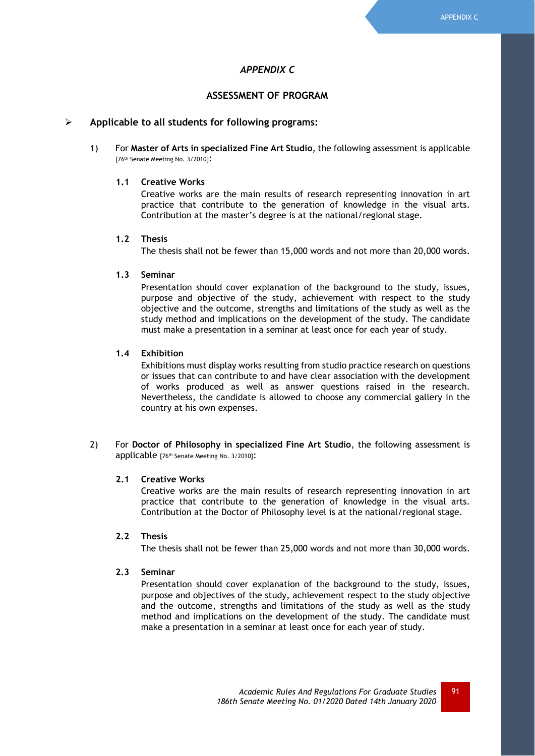# APPENDIX C

## ASSESSMENT OF PROGRAM

- **Applicable to all students for following programs:**

1) For **Master of Arts in specialized Fine Art Studio**, the following assessment is applicable [76th Senate Meeting No. 3/2010]:

**1.1 Creative Works**

Creative works are the main results of research representing innovation in art practice that contribute to the generation of knowledge in the visual arts. Contribution at the master's degree is at the national/regional stage.

**1.2 Thesis**

The thesis shall not be fewer than 15,000 words and not more than 20,000 words.

**1.3 Seminar**

Presentation should cover explanation of the background to the study, issues, purpose and objective of the study, achievement with respect to the study objective and the outcome, strengths and limitations of the study as well as the study method and implications on the development of the study. The candidate must make a presentation in a seminar at least once for each year of study.

**1.4 Exhibition**

Exhibitions must display works resulting from studio practice research on questions or issues that can contribute to and have clear association with the development of works produced as well as answer questions raised in the research. Nevertheless, the candidate is allowed to choose any commercial gallery in the country at his own expenses.

2) For **Doctor of Philosophy in specialized Fine Art Studio**, the following assessment is applicable [76th Senate Meeting No. 3/2010]:

**2.1 Creative Works**

Creative works are the main results of research representing innovation in art practice that contribute to the generation of knowledge in the visual arts. Contribution at the Doctor of Philosophy level is at the national/regional stage.

**2.2 Thesis**

The thesis shall not be fewer than 25,000 words and not more than 30,000 words.

**2.3 Seminar**

Presentation should cover explanation of the background to the study, issues, purpose and objectives of the study, achievement respect to the study objective and the outcome, strengths and limitations of the study as well as the study method and implications on the development of the study. The candidate must make a presentation in a seminar at least once for each year of study.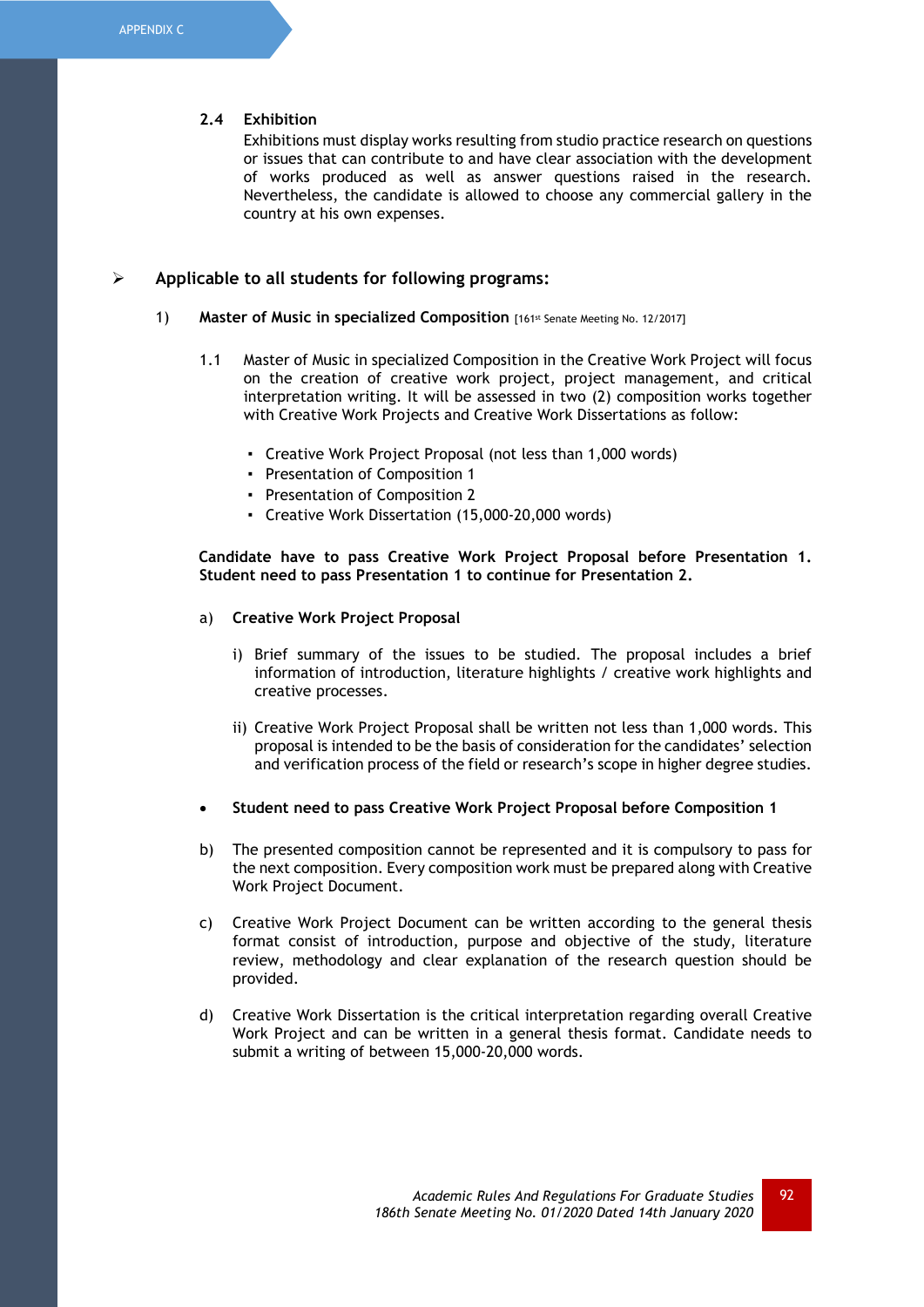**2.4 Exhibition**

Exhibitions must display works resulting from studio practice research on questions or issues that can contribute to and have clear association with the development of works produced as well as answer questions raised in the research. Nevertheless, the candidate is allowed to choose any commercial gallery in the country at his own expenses.

- **Applicable to all students for following programs:**

1) **Master of Music in specialized Composition** [161st Senate Meeting No. 12/2017]

1.1 Master of Music in specialized Composition in the Creative Work Project will focus on the creation of creative work project, project management, and critical interpretation writing. It will be assessed in two (2) composition works together with Creative Work Projects and Creative Work Dissertations as follow:

- Creative Work Project Proposal (not less than 1,000 words)
- Presentation of Composition 1
- Presentation of Composition 2
- Creative Work Dissertation (15,000-20,000 words)

**Candidate have to pass Creative Work Project Proposal before Presentation 1. Student need to pass Presentation 1 to continue for Presentation 2.**

a) **Creative Work Project Proposal**

i) Brief summary of the issues to be studied. The proposal includes a brief information of introduction, literature highlights / creative work highlights and creative processes.

ii) Creative Work Project Proposal shall be written not less than 1,000 words. This proposal is intended to be the basis of consideration for the candidates' selection and verification process of the field or research's scope in higher degree studies.

- **Student need to pass Creative Work Project Proposal before Composition 1**

b) The presented composition cannot be represented and it is compulsory to pass for the next composition. Every composition work must be prepared along with Creative Work Project Document.

c) Creative Work Project Document can be written according to the general thesis format consist of introduction, purpose and objective of the study, literature review, methodology and clear explanation of the research question should be provided.

d) Creative Work Dissertation is the critical interpretation regarding overall Creative Work Project and can be written in a general thesis format. Candidate needs to submit a writing of between 15,000-20,000 words.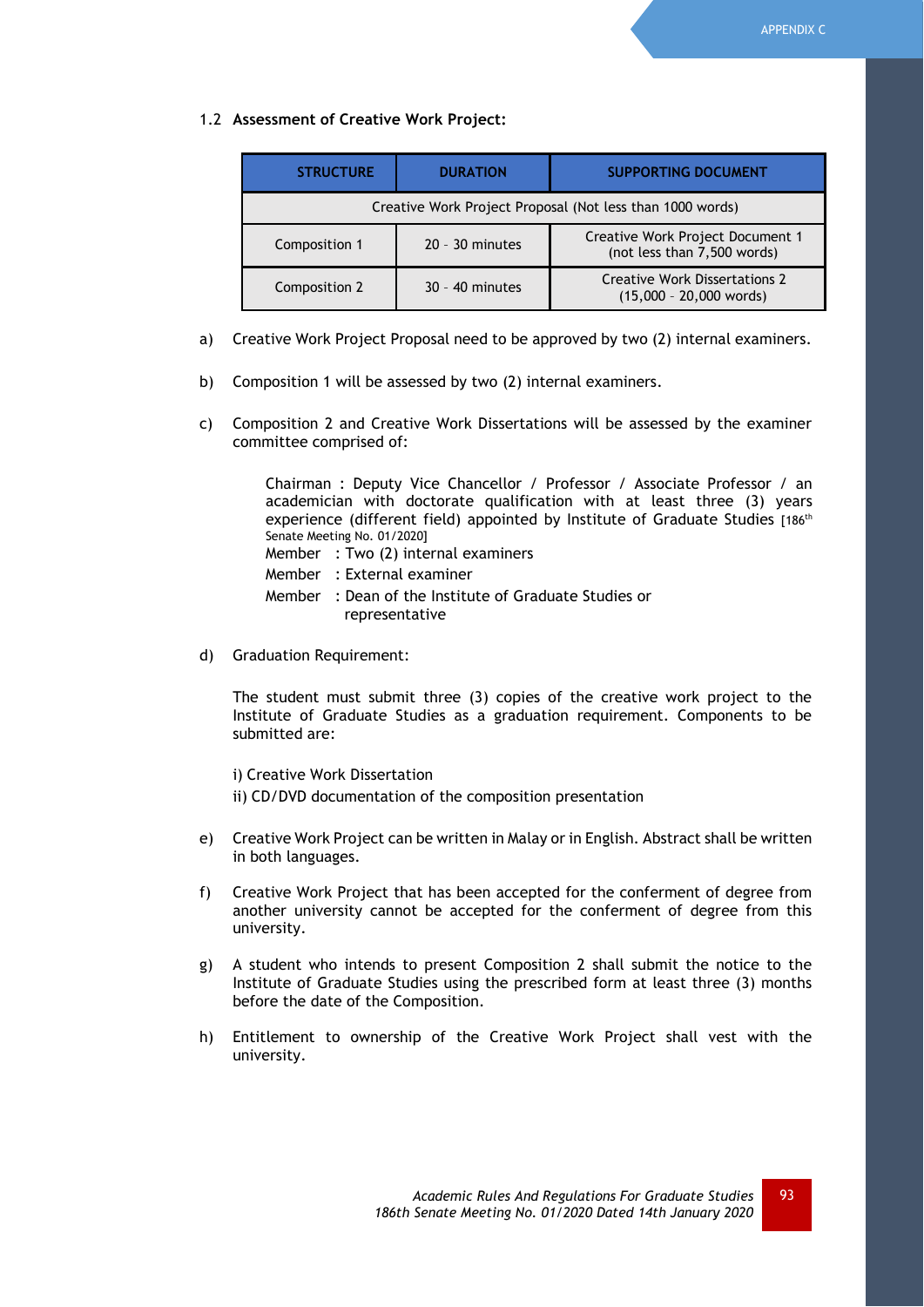### 1.2 **Assessment of Creative Work Project:**

| STRUCTURE | DURATION | SUPPORTING DOCUMENT |
|---|---|---|
| Creative Work Project Proposal (Not less than 1000 words) | | |
| Composition 1 | 20 – 30 minutes | Creative Work Project Document 1 (not less than 7,500 words) |
| Composition 2 | 30 – 40 minutes | Creative Work Dissertations 2 (15,000 – 20,000 words) |

a) Creative Work Project Proposal need to be approved by two (2) internal examiners.

b) Composition 1 will be assessed by two (2) internal examiners.

c) Composition 2 and Creative Work Dissertations will be assessed by the examiner committee comprised of:

   Chairman : Deputy Vice Chancellor / Professor / Associate Professor / an academician with doctorate qualification with at least three (3) years experience (different field) appointed by Institute of Graduate Studies [186th Senate Meeting No. 01/2020]
   Member : Two (2) internal examiners
   Member : External examiner
   Member : Dean of the Institute of Graduate Studies or representative

d) Graduation Requirement:

   The student must submit three (3) copies of the creative work project to the Institute of Graduate Studies as a graduation requirement. Components to be submitted are:

   i) Creative Work Dissertation
   ii) CD/DVD documentation of the composition presentation

e) Creative Work Project can be written in Malay or in English. Abstract shall be written in both languages.

f) Creative Work Project that has been accepted for the conferment of degree from another university cannot be accepted for the conferment of degree from this university.

g) A student who intends to present Composition 2 shall submit the notice to the Institute of Graduate Studies using the prescribed form at least three (3) months before the date of the Composition.

h) Entitlement to ownership of the Creative Work Project shall vest with the university.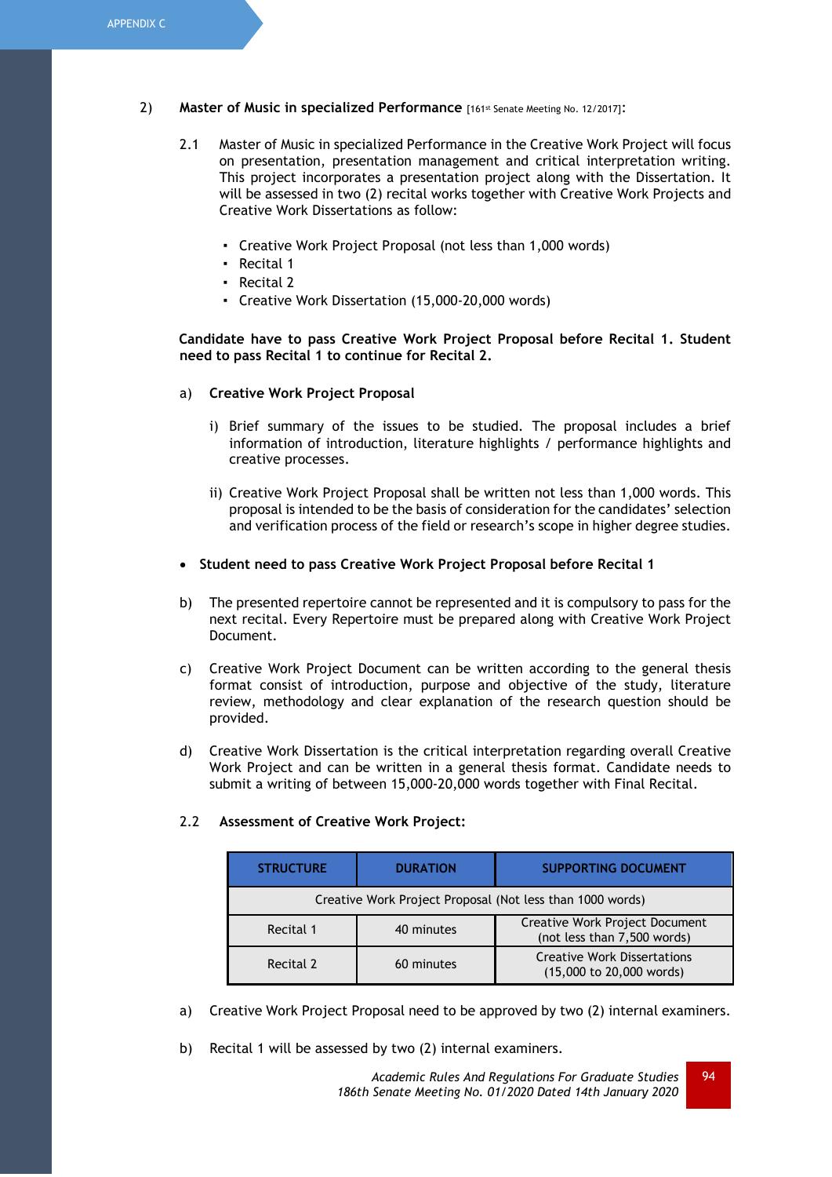2) **Master of Music in specialized Performance** [161st Senate Meeting No. 12/2017]:

2.1 Master of Music in specialized Performance in the Creative Work Project will focus on presentation, presentation management and critical interpretation writing. This project incorporates a presentation project along with the Dissertation. It will be assessed in two (2) recital works together with Creative Work Projects and Creative Work Dissertations as follow:

- Creative Work Project Proposal (not less than 1,000 words)
- Recital 1
- Recital 2
- Creative Work Dissertation (15,000-20,000 words)

**Candidate have to pass Creative Work Project Proposal before Recital 1. Student need to pass Recital 1 to continue for Recital 2.**

a) **Creative Work Project Proposal**

i) Brief summary of the issues to be studied. The proposal includes a brief information of introduction, literature highlights / performance highlights and creative processes.

ii) Creative Work Project Proposal shall be written not less than 1,000 words. This proposal is intended to be the basis of consideration for the candidates' selection and verification process of the field or research's scope in higher degree studies.

- **Student need to pass Creative Work Project Proposal before Recital 1**

b) The presented repertoire cannot be represented and it is compulsory to pass for the next recital. Every Repertoire must be prepared along with Creative Work Project Document.

c) Creative Work Project Document can be written according to the general thesis format consist of introduction, purpose and objective of the study, literature review, methodology and clear explanation of the research question should be provided.

d) Creative Work Dissertation is the critical interpretation regarding overall Creative Work Project and can be written in a general thesis format. Candidate needs to submit a writing of between 15,000-20,000 words together with Final Recital.

2.2 **Assessment of Creative Work Project:**

| STRUCTURE | DURATION | SUPPORTING DOCUMENT |
|---|---|---|
| Creative Work Project Proposal (Not less than 1000 words) | | |
| Recital 1 | 40 minutes | Creative Work Project Document (not less than 7,500 words) |
| Recital 2 | 60 minutes | Creative Work Dissertations (15,000 to 20,000 words) |

a) Creative Work Project Proposal need to be approved by two (2) internal examiners.

b) Recital 1 will be assessed by two (2) internal examiners.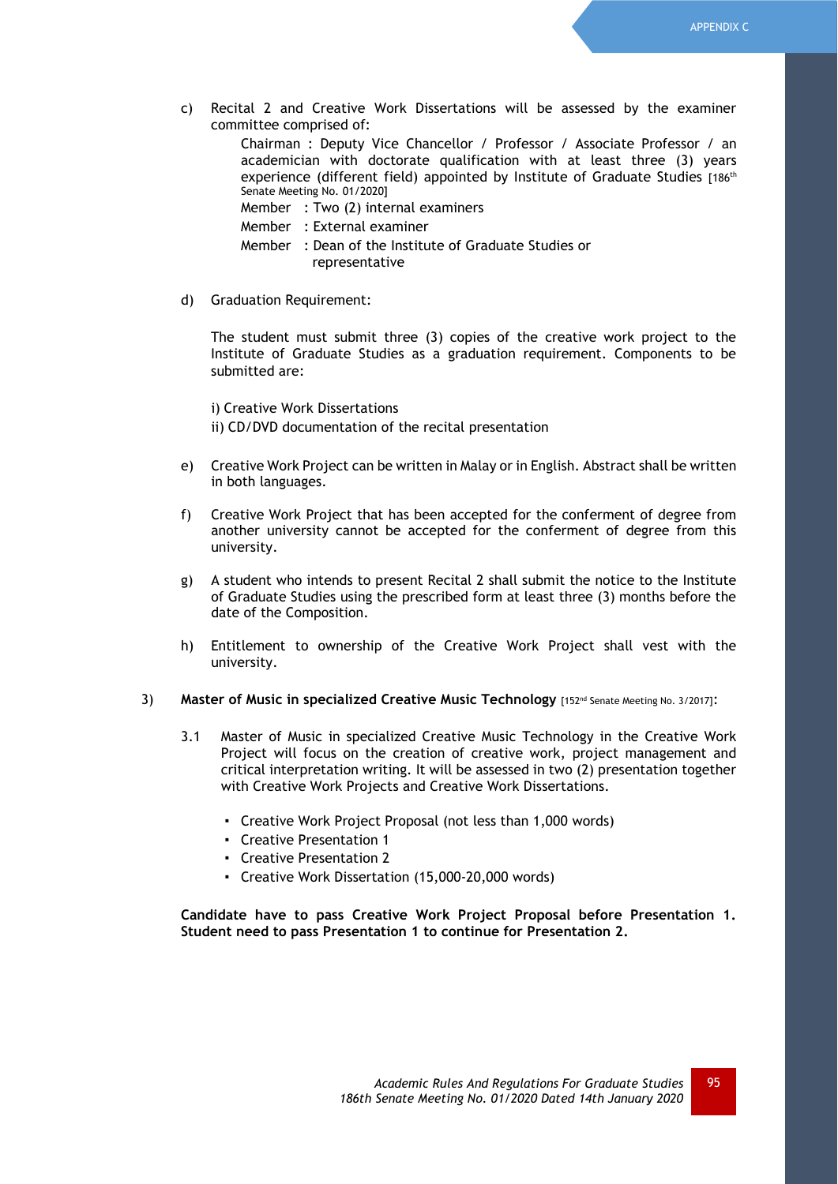c) Recital 2 and Creative Work Dissertations will be assessed by the examiner committee comprised of:

   Chairman : Deputy Vice Chancellor / Professor / Associate Professor / an academician with doctorate qualification with at least three (3) years experience (different field) appointed by Institute of Graduate Studies [186th Senate Meeting No. 01/2020]

   Member : Two (2) internal examiners

   Member : External examiner

   Member : Dean of the Institute of Graduate Studies or representative

d) Graduation Requirement:

   The student must submit three (3) copies of the creative work project to the Institute of Graduate Studies as a graduation requirement. Components to be submitted are:

   i) Creative Work Dissertations
   ii) CD/DVD documentation of the recital presentation

e) Creative Work Project can be written in Malay or in English. Abstract shall be written in both languages.

f) Creative Work Project that has been accepted for the conferment of degree from another university cannot be accepted for the conferment of degree from this university.

g) A student who intends to present Recital 2 shall submit the notice to the Institute of Graduate Studies using the prescribed form at least three (3) months before the date of the Composition.

h) Entitlement to ownership of the Creative Work Project shall vest with the university.

3) **Master of Music in specialized Creative Music Technology** [152nd Senate Meeting No. 3/2017]:

   3.1 Master of Music in specialized Creative Music Technology in the Creative Work Project will focus on the creation of creative work, project management and critical interpretation writing. It will be assessed in two (2) presentation together with Creative Work Projects and Creative Work Dissertations.

   - Creative Work Project Proposal (not less than 1,000 words)
   - Creative Presentation 1
   - Creative Presentation 2
   - Creative Work Dissertation (15,000-20,000 words)

   **Candidate have to pass Creative Work Project Proposal before Presentation 1. Student need to pass Presentation 1 to continue for Presentation 2.**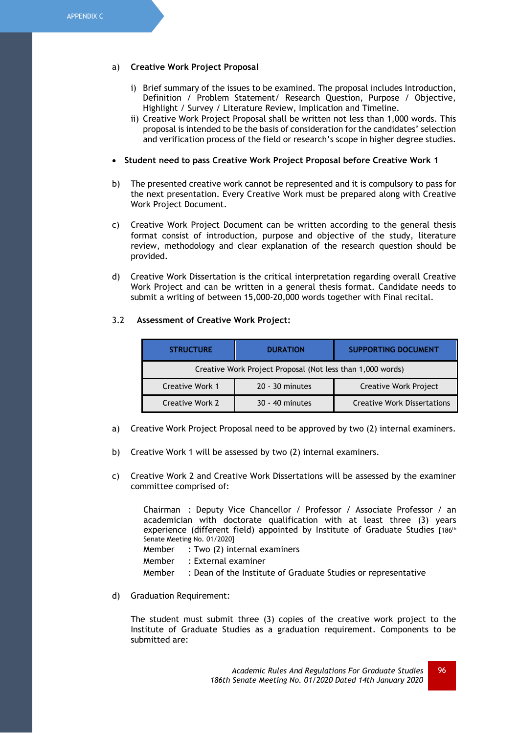a) **Creative Work Project Proposal**

   i) Brief summary of the issues to be examined. The proposal includes Introduction, Definition / Problem Statement/ Research Question, Purpose / Objective, Highlight / Survey / Literature Review, Implication and Timeline.
   ii) Creative Work Project Proposal shall be written not less than 1,000 words. This proposal is intended to be the basis of consideration for the candidates' selection and verification process of the field or research's scope in higher degree studies.

- **Student need to pass Creative Work Project Proposal before Creative Work 1**

b) The presented creative work cannot be represented and it is compulsory to pass for the next presentation. Every Creative Work must be prepared along with Creative Work Project Document.

c) Creative Work Project Document can be written according to the general thesis format consist of introduction, purpose and objective of the study, literature review, methodology and clear explanation of the research question should be provided.

d) Creative Work Dissertation is the critical interpretation regarding overall Creative Work Project and can be written in a general thesis format. Candidate needs to submit a writing of between 15,000-20,000 words together with Final recital.

3.2 **Assessment of Creative Work Project:**

| STRUCTURE | DURATION | SUPPORTING DOCUMENT |
|---|---|---|
| Creative Work Project Proposal (Not less than 1,000 words) | | |
| Creative Work 1 | 20 - 30 minutes | Creative Work Project |
| Creative Work 2 | 30 - 40 minutes | Creative Work Dissertations |

a) Creative Work Project Proposal need to be approved by two (2) internal examiners.

b) Creative Work 1 will be assessed by two (2) internal examiners.

c) Creative Work 2 and Creative Work Dissertations will be assessed by the examiner committee comprised of:

   Chairman : Deputy Vice Chancellor / Professor / Associate Professor / an academician with doctorate qualification with at least three (3) years experience (different field) appointed by Institute of Graduate Studies [186th Senate Meeting No. 01/2020]
   Member : Two (2) internal examiners
   Member : External examiner
   Member : Dean of the Institute of Graduate Studies or representative

d) Graduation Requirement:

   The student must submit three (3) copies of the creative work project to the Institute of Graduate Studies as a graduation requirement. Components to be submitted are: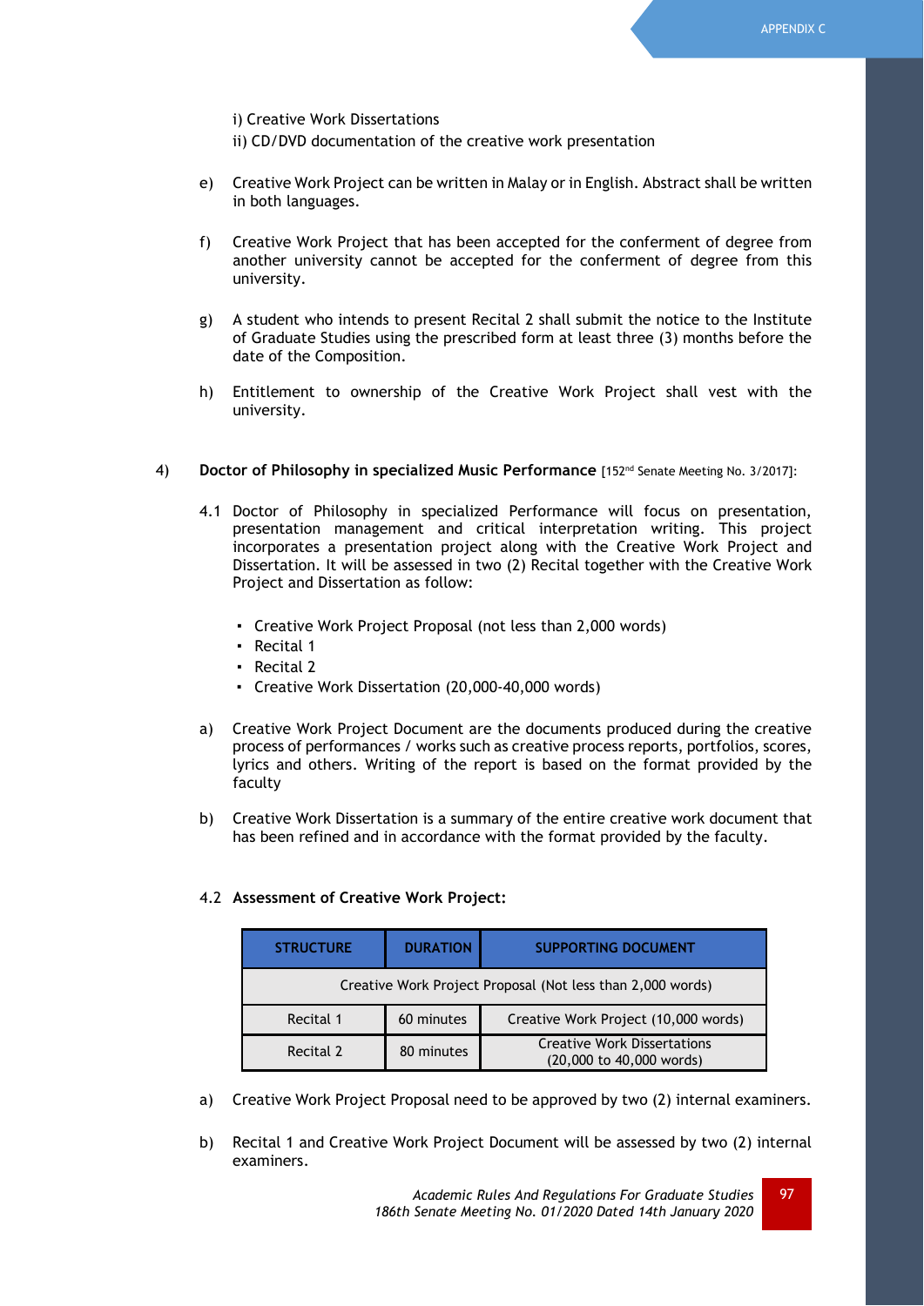i) Creative Work Dissertations

ii) CD/DVD documentation of the creative work presentation

e) Creative Work Project can be written in Malay or in English. Abstract shall be written in both languages.

f) Creative Work Project that has been accepted for the conferment of degree from another university cannot be accepted for the conferment of degree from this university.

g) A student who intends to present Recital 2 shall submit the notice to the Institute of Graduate Studies using the prescribed form at least three (3) months before the date of the Composition.

h) Entitlement to ownership of the Creative Work Project shall vest with the university.

4) **Doctor of Philosophy in specialized Music Performance** [152nd Senate Meeting No. 3/2017]:

4.1 Doctor of Philosophy in specialized Performance will focus on presentation, presentation management and critical interpretation writing. This project incorporates a presentation project along with the Creative Work Project and Dissertation. It will be assessed in two (2) Recital together with the Creative Work Project and Dissertation as follow:

- Creative Work Project Proposal (not less than 2,000 words)
- Recital 1
- Recital 2
- Creative Work Dissertation (20,000-40,000 words)

a) Creative Work Project Document are the documents produced during the creative process of performances / works such as creative process reports, portfolios, scores, lyrics and others. Writing of the report is based on the format provided by the faculty

b) Creative Work Dissertation is a summary of the entire creative work document that has been refined and in accordance with the format provided by the faculty.

4.2 **Assessment of Creative Work Project:**

| STRUCTURE | DURATION | SUPPORTING DOCUMENT |
|---|---|---|
| Creative Work Project Proposal (Not less than 2,000 words) | | |
| Recital 1 | 60 minutes | Creative Work Project (10,000 words) |
| Recital 2 | 80 minutes | Creative Work Dissertations (20,000 to 40,000 words) |

a) Creative Work Project Proposal need to be approved by two (2) internal examiners.

b) Recital 1 and Creative Work Project Document will be assessed by two (2) internal examiners.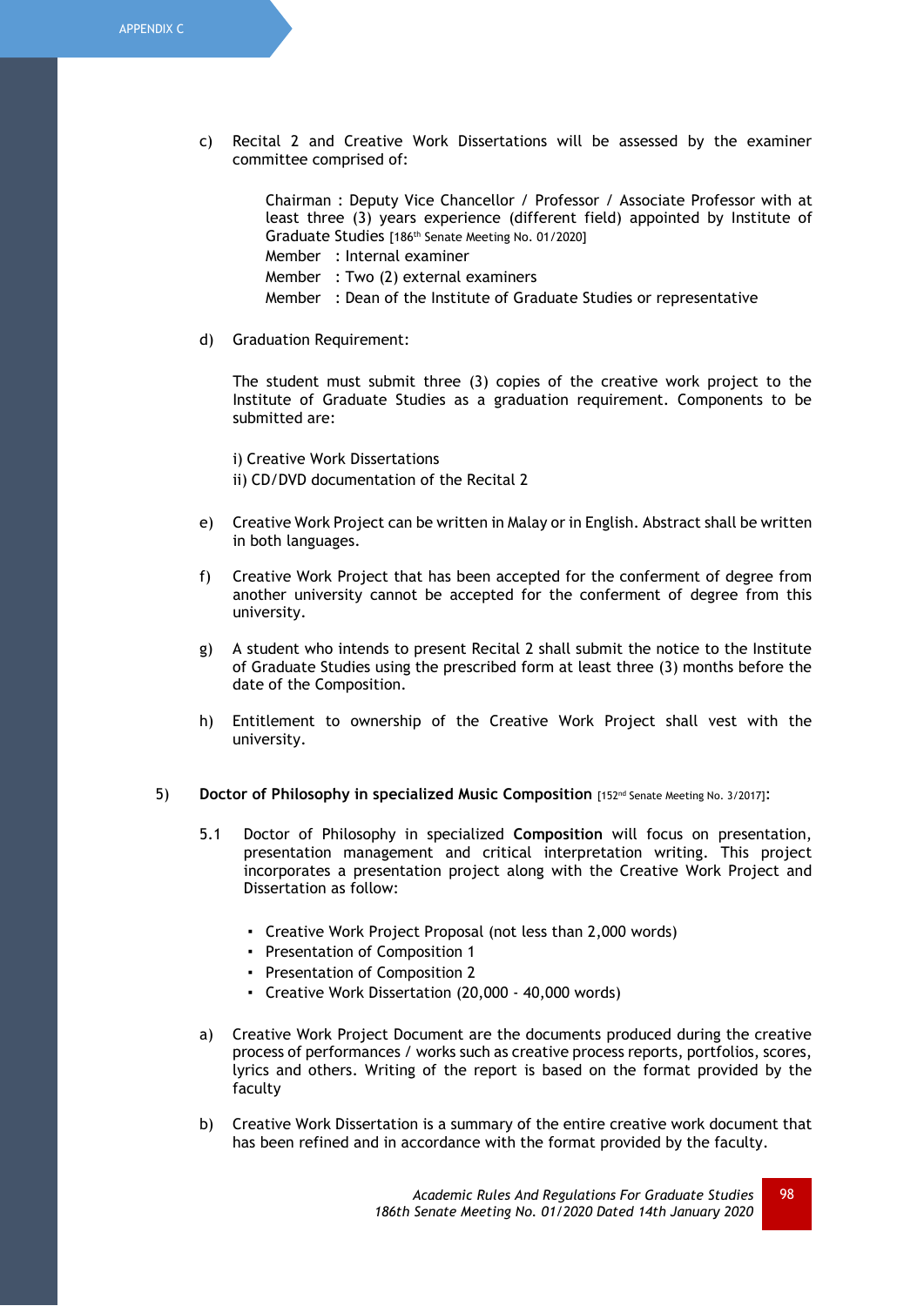c) Recital 2 and Creative Work Dissertations will be assessed by the examiner committee comprised of:

Chairman : Deputy Vice Chancellor / Professor / Associate Professor with at least three (3) years experience (different field) appointed by Institute of Graduate Studies [186th Senate Meeting No. 01/2020]
Member : Internal examiner
Member : Two (2) external examiners
Member : Dean of the Institute of Graduate Studies or representative

d) Graduation Requirement:

The student must submit three (3) copies of the creative work project to the Institute of Graduate Studies as a graduation requirement. Components to be submitted are:

i) Creative Work Dissertations
ii) CD/DVD documentation of the Recital 2

e) Creative Work Project can be written in Malay or in English. Abstract shall be written in both languages.

f) Creative Work Project that has been accepted for the conferment of degree from another university cannot be accepted for the conferment of degree from this university.

g) A student who intends to present Recital 2 shall submit the notice to the Institute of Graduate Studies using the prescribed form at least three (3) months before the date of the Composition.

h) Entitlement to ownership of the Creative Work Project shall vest with the university.

5) **Doctor of Philosophy in specialized Music Composition** [152nd Senate Meeting No. 3/2017]:

5.1 Doctor of Philosophy in specialized **Composition** will focus on presentation, presentation management and critical interpretation writing. This project incorporates a presentation project along with the Creative Work Project and Dissertation as follow:

- Creative Work Project Proposal (not less than 2,000 words)
- Presentation of Composition 1
- Presentation of Composition 2
- Creative Work Dissertation (20,000 - 40,000 words)

a) Creative Work Project Document are the documents produced during the creative process of performances / works such as creative process reports, portfolios, scores, lyrics and others. Writing of the report is based on the format provided by the faculty

b) Creative Work Dissertation is a summary of the entire creative work document that has been refined and in accordance with the format provided by the faculty.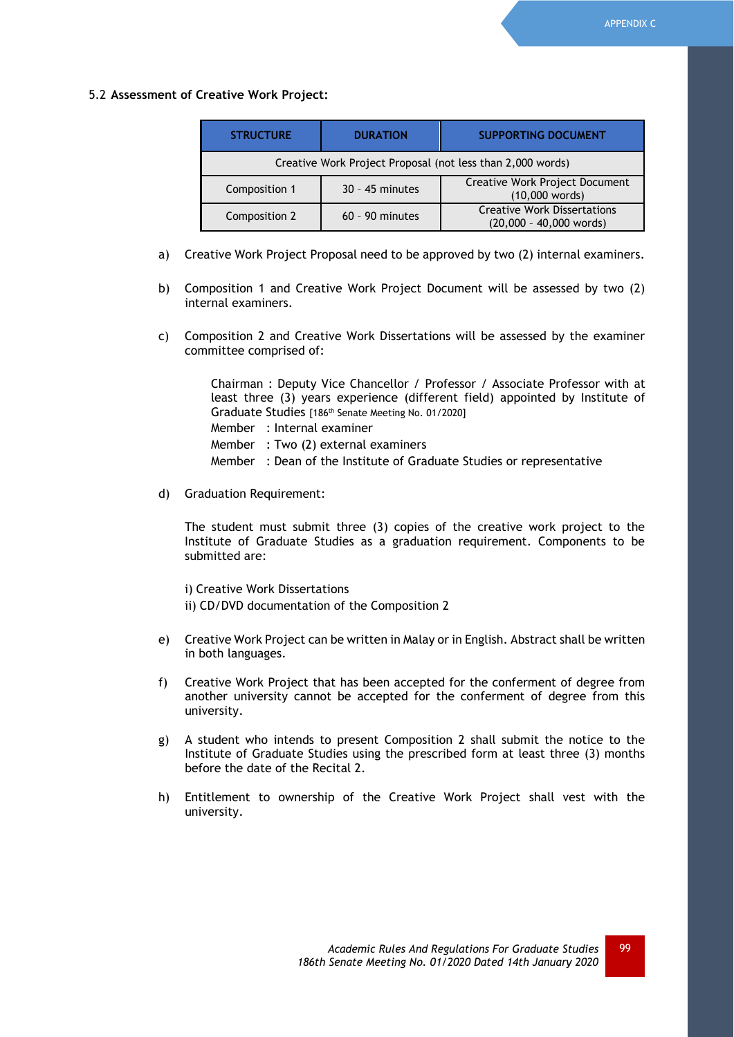### 5.2 Assessment of Creative Work Project:

| STRUCTURE | DURATION | SUPPORTING DOCUMENT |
|---|---|---|
| Creative Work Project Proposal (not less than 2,000 words) | | |
| Composition 1 | 30 – 45 minutes | Creative Work Project Document (10,000 words) |
| Composition 2 | 60 – 90 minutes | Creative Work Dissertations (20,000 – 40,000 words) |

a) Creative Work Project Proposal need to be approved by two (2) internal examiners.

b) Composition 1 and Creative Work Project Document will be assessed by two (2) internal examiners.

c) Composition 2 and Creative Work Dissertations will be assessed by the examiner committee comprised of:

   Chairman : Deputy Vice Chancellor / Professor / Associate Professor with at least three (3) years experience (different field) appointed by Institute of Graduate Studies [186th Senate Meeting No. 01/2020]
   Member : Internal examiner
   Member : Two (2) external examiners
   Member : Dean of the Institute of Graduate Studies or representative

d) Graduation Requirement:

   The student must submit three (3) copies of the creative work project to the Institute of Graduate Studies as a graduation requirement. Components to be submitted are:

   i) Creative Work Dissertations
   ii) CD/DVD documentation of the Composition 2

e) Creative Work Project can be written in Malay or in English. Abstract shall be written in both languages.

f) Creative Work Project that has been accepted for the conferment of degree from another university cannot be accepted for the conferment of degree from this university.

g) A student who intends to present Composition 2 shall submit the notice to the Institute of Graduate Studies using the prescribed form at least three (3) months before the date of the Recital 2.

h) Entitlement to ownership of the Creative Work Project shall vest with the university.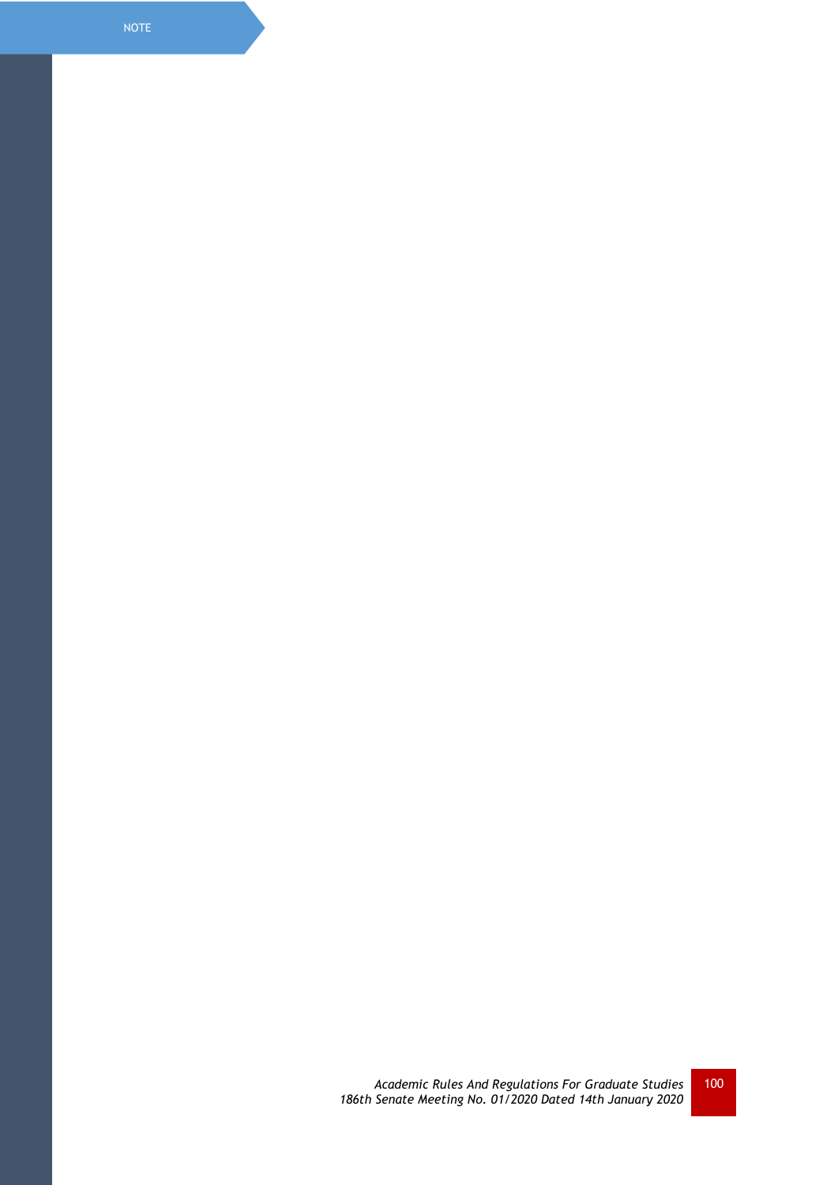NOTE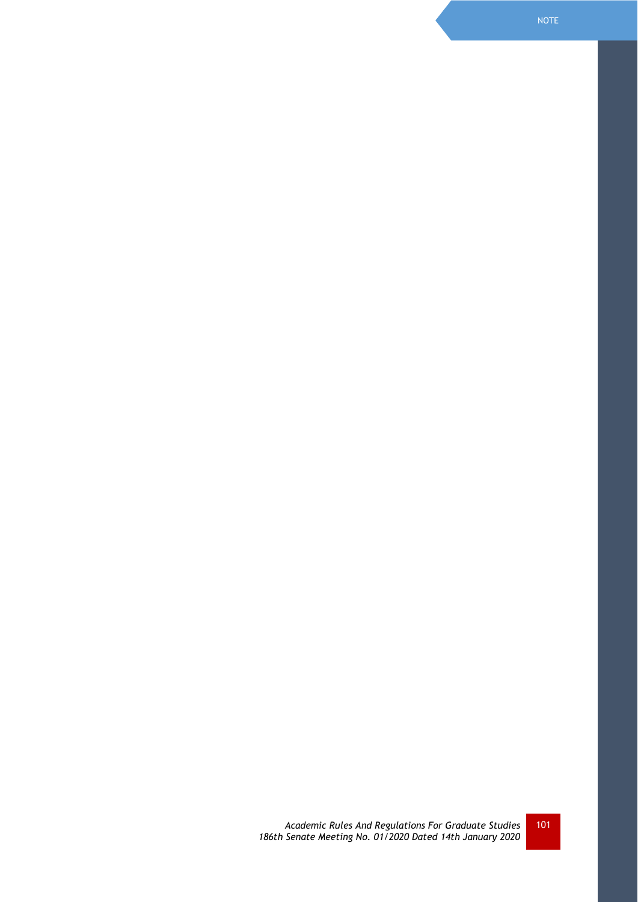NOTE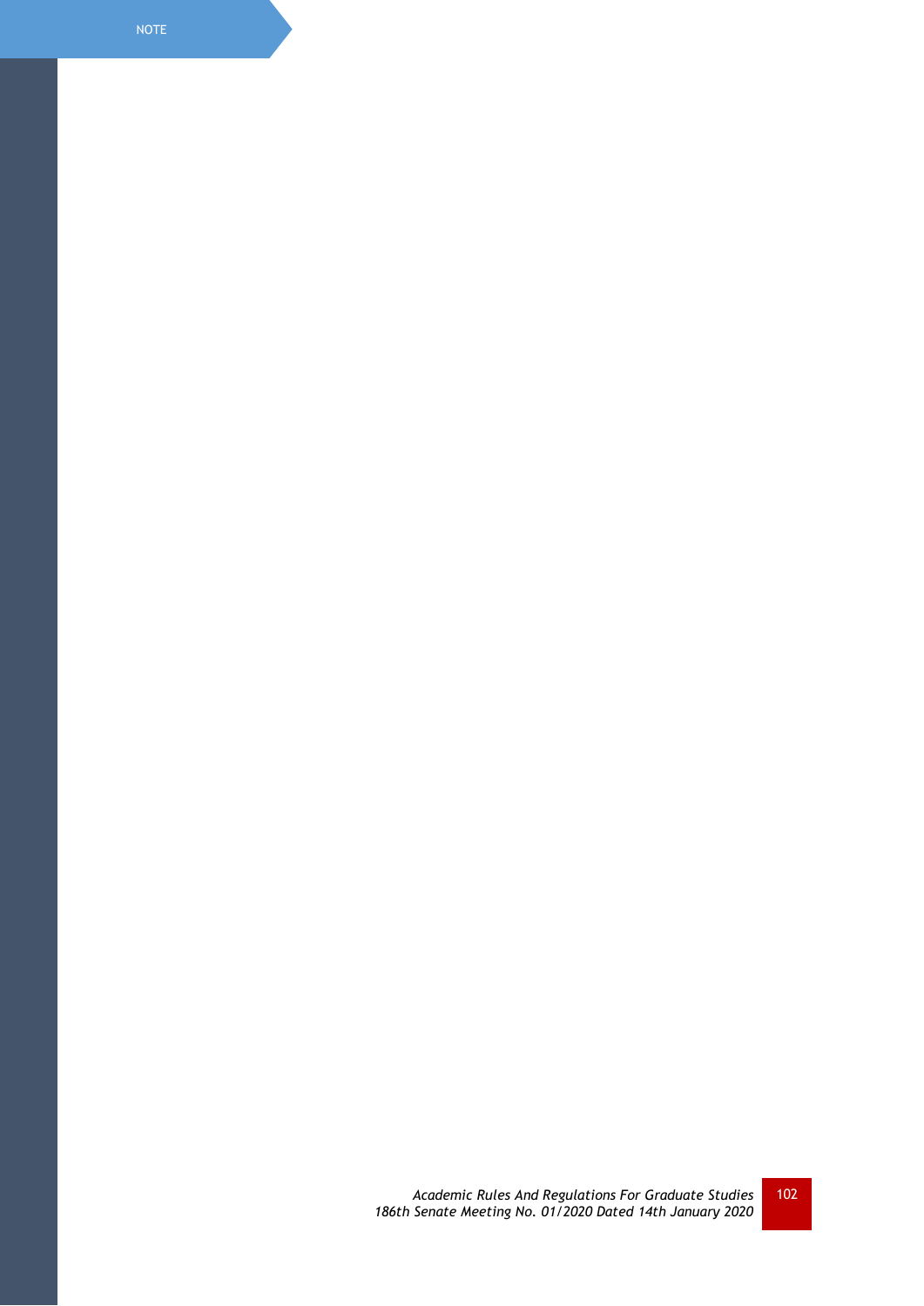NOTE